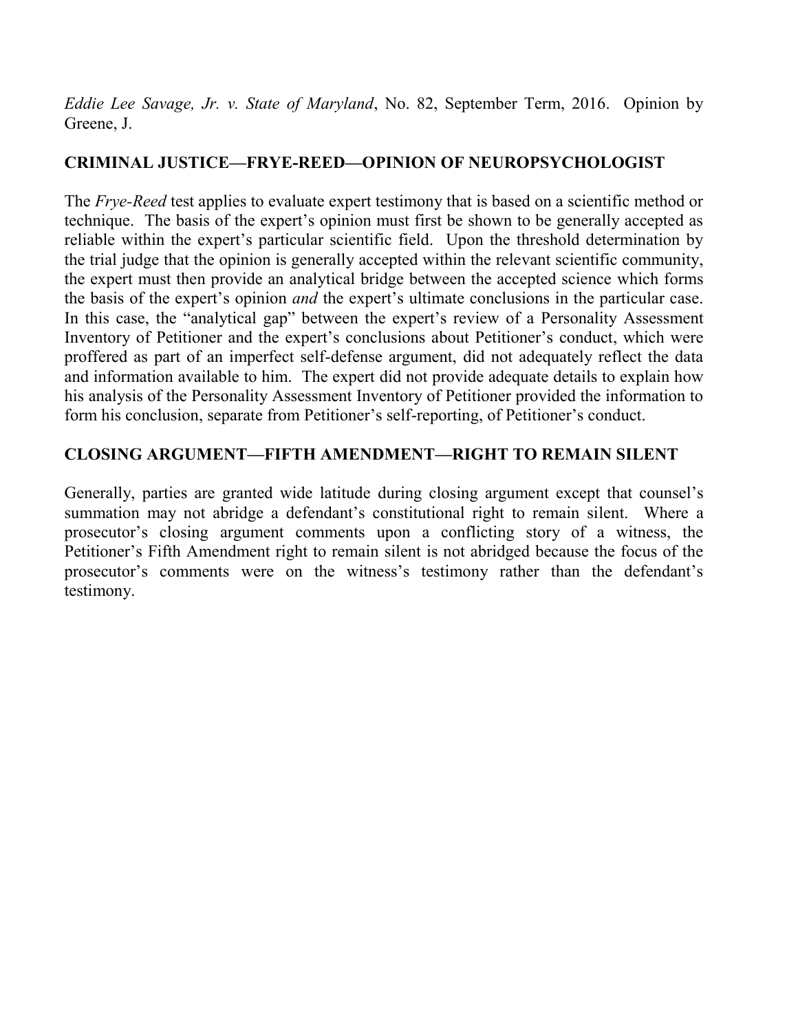*Eddie Lee Savage, Jr. v. State of Maryland*, No. 82, September Term, 2016. Opinion by Greene, J.

**CRIMINAL JUSTICE—FRYE-REED—OPINION OF NEUROPSYCHOLOGIST**

The *Frye-Reed* test applies to evaluate expert testimony that is based on a scientific method or technique. The basis of the expert's opinion must first be shown to be generally accepted as reliable within the expert's particular scientific field. Upon the threshold determination by the trial judge that the opinion is generally accepted within the relevant scientific community, the expert must then provide an analytical bridge between the accepted science which forms the basis of the expert's opinion *and* the expert's ultimate conclusions in the particular case. In this case, the "analytical gap" between the expert's review of a Personality Assessment Inventory of Petitioner and the expert's conclusions about Petitioner's conduct, which were proffered as part of an imperfect self-defense argument, did not adequately reflect the data and information available to him. The expert did not provide adequate details to explain how his analysis of the Personality Assessment Inventory of Petitioner provided the information to form his conclusion, separate from Petitioner's self-reporting, of Petitioner's conduct.

**CLOSING ARGUMENT—FIFTH AMENDMENT—RIGHT TO REMAIN SILENT**

Generally, parties are granted wide latitude during closing argument except that counsel's summation may not abridge a defendant's constitutional right to remain silent. Where a prosecutor's closing argument comments upon a conflicting story of a witness, the Petitioner's Fifth Amendment right to remain silent is not abridged because the focus of the prosecutor's comments were on the witness's testimony rather than the defendant's testimony.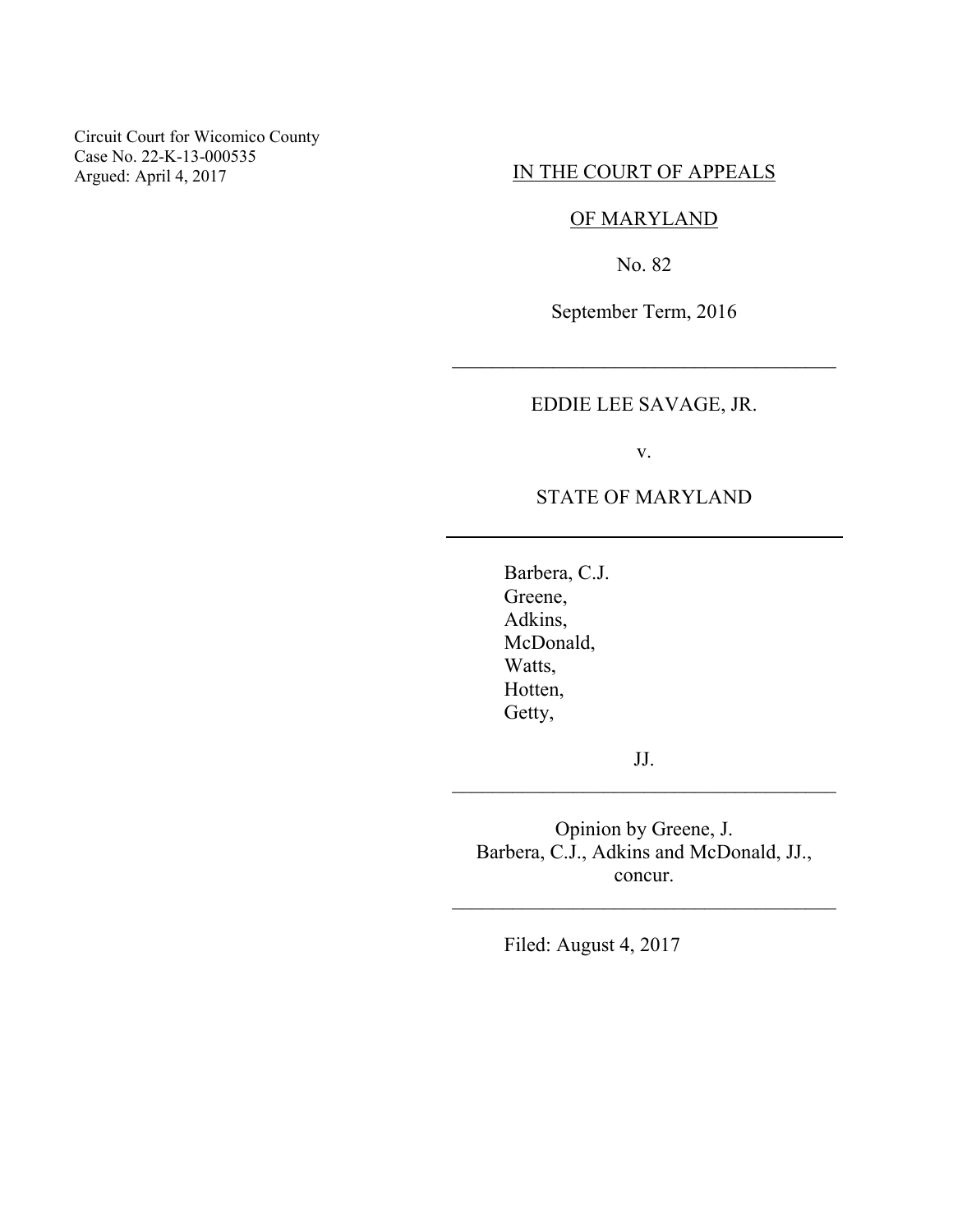Circuit Court for Wicomico County
Case No. 22-K-13-000535
Argued: April 4, 2017

IN THE COURT OF APPEALS

OF MARYLAND

No. 82

September Term, 2016

---

EDDIE LEE SAVAGE, JR.

v.

STATE OF MARYLAND

---

Barbera, C.J.
Greene,
Adkins,
McDonald,
Watts,
Hotten,
Getty,

JJ.

---

Opinion by Greene, J.
Barbera, C.J., Adkins and McDonald, JJ.,
concur.

---

Filed: August 4, 2017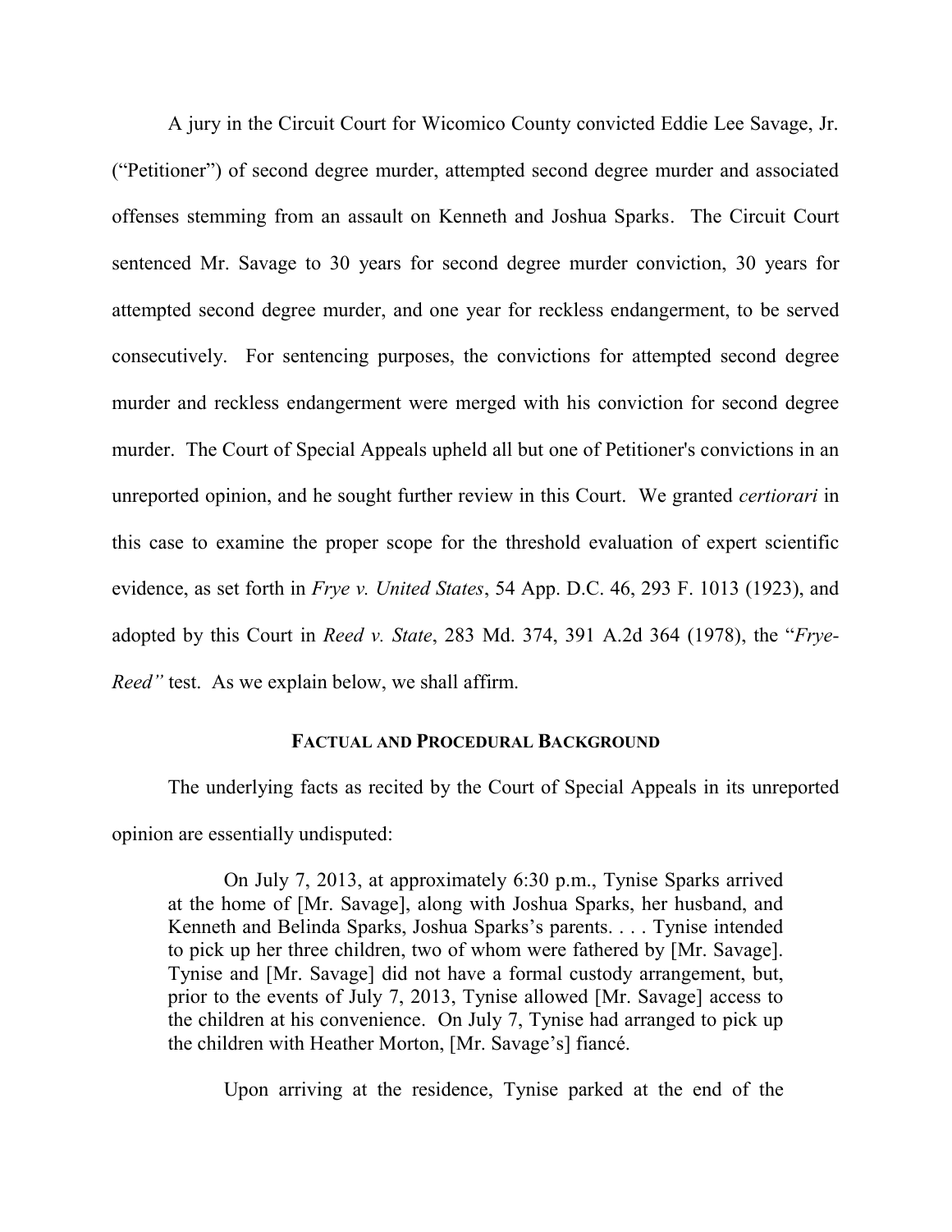A jury in the Circuit Court for Wicomico County convicted Eddie Lee Savage, Jr. ("Petitioner") of second degree murder, attempted second degree murder and associated offenses stemming from an assault on Kenneth and Joshua Sparks. The Circuit Court sentenced Mr. Savage to 30 years for second degree murder conviction, 30 years for attempted second degree murder, and one year for reckless endangerment, to be served consecutively. For sentencing purposes, the convictions for attempted second degree murder and reckless endangerment were merged with his conviction for second degree murder. The Court of Special Appeals upheld all but one of Petitioner's convictions in an unreported opinion, and he sought further review in this Court. We granted *certiorari* in this case to examine the proper scope for the threshold evaluation of expert scientific evidence, as set forth in *Frye v. United States*, 54 App. D.C. 46, 293 F. 1013 (1923), and adopted by this Court in *Reed v. State*, 283 Md. 374, 391 A.2d 364 (1978), the "*Frye-Reed*" test. As we explain below, we shall affirm.

## FACTUAL AND PROCEDURAL BACKGROUND

The underlying facts as recited by the Court of Special Appeals in its unreported opinion are essentially undisputed:

> On July 7, 2013, at approximately 6:30 p.m., Tynise Sparks arrived at the home of [Mr. Savage], along with Joshua Sparks, her husband, and Kenneth and Belinda Sparks, Joshua Sparks's parents. . . . Tynise intended to pick up her three children, two of whom were fathered by [Mr. Savage]. Tynise and [Mr. Savage] did not have a formal custody arrangement, but, prior to the events of July 7, 2013, Tynise allowed [Mr. Savage] access to the children at his convenience. On July 7, Tynise had arranged to pick up the children with Heather Morton, [Mr. Savage's] fiancé.
>
> Upon arriving at the residence, Tynise parked at the end of the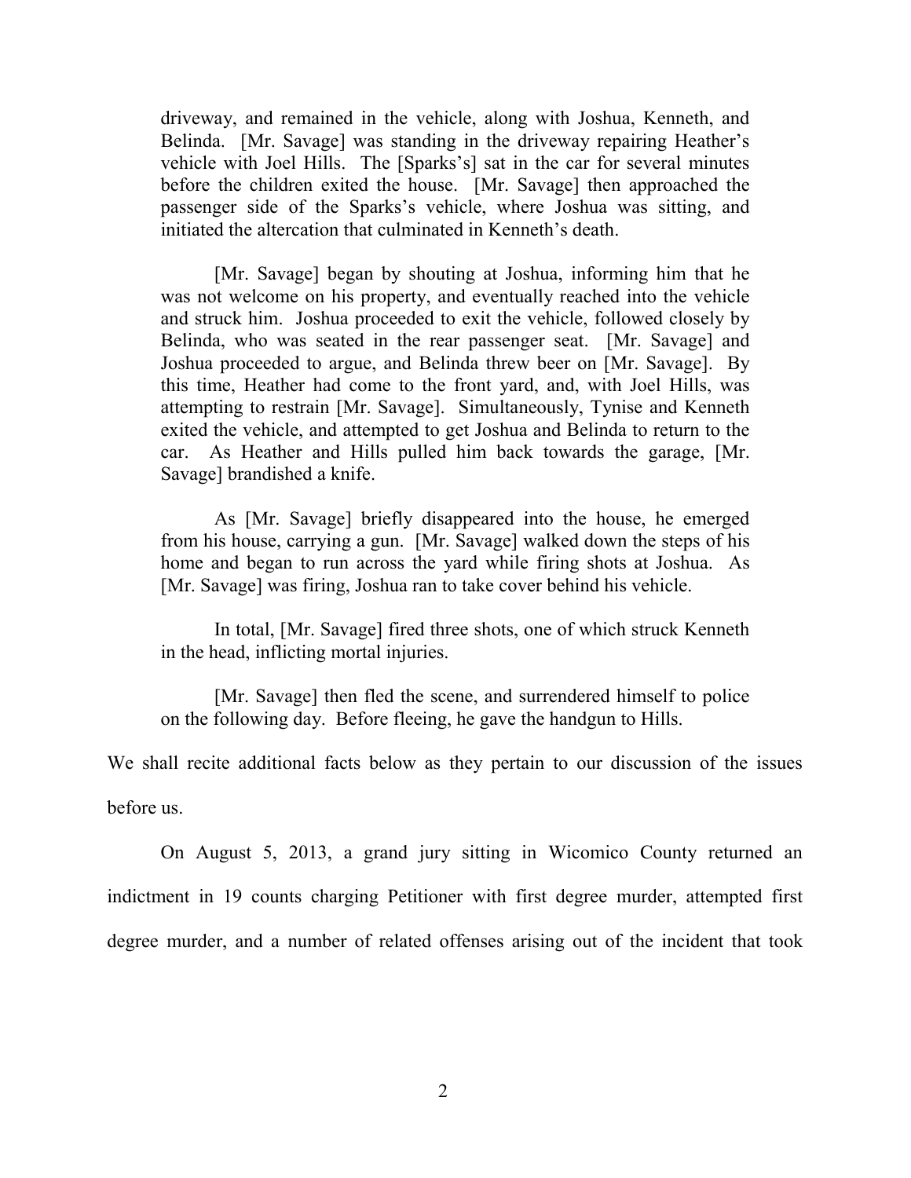> driveway, and remained in the vehicle, along with Joshua, Kenneth, and Belinda. [Mr. Savage] was standing in the driveway repairing Heather's vehicle with Joel Hills. The [Sparks's] sat in the car for several minutes before the children exited the house. [Mr. Savage] then approached the passenger side of the Sparks's vehicle, where Joshua was sitting, and initiated the altercation that culminated in Kenneth's death.
>
> [Mr. Savage] began by shouting at Joshua, informing him that he was not welcome on his property, and eventually reached into the vehicle and struck him. Joshua proceeded to exit the vehicle, followed closely by Belinda, who was seated in the rear passenger seat. [Mr. Savage] and Joshua proceeded to argue, and Belinda threw beer on [Mr. Savage]. By this time, Heather had come to the front yard, and, with Joel Hills, was attempting to restrain [Mr. Savage]. Simultaneously, Tynise and Kenneth exited the vehicle, and attempted to get Joshua and Belinda to return to the car. As Heather and Hills pulled him back towards the garage, [Mr. Savage] brandished a knife.
>
> As [Mr. Savage] briefly disappeared into the house, he emerged from his house, carrying a gun. [Mr. Savage] walked down the steps of his home and began to run across the yard while firing shots at Joshua. As [Mr. Savage] was firing, Joshua ran to take cover behind his vehicle.
>
> In total, [Mr. Savage] fired three shots, one of which struck Kenneth in the head, inflicting mortal injuries.
>
> [Mr. Savage] then fled the scene, and surrendered himself to police on the following day. Before fleeing, he gave the handgun to Hills.

We shall recite additional facts below as they pertain to our discussion of the issues before us.

On August 5, 2013, a grand jury sitting in Wicomico County returned an indictment in 19 counts charging Petitioner with first degree murder, attempted first degree murder, and a number of related offenses arising out of the incident that took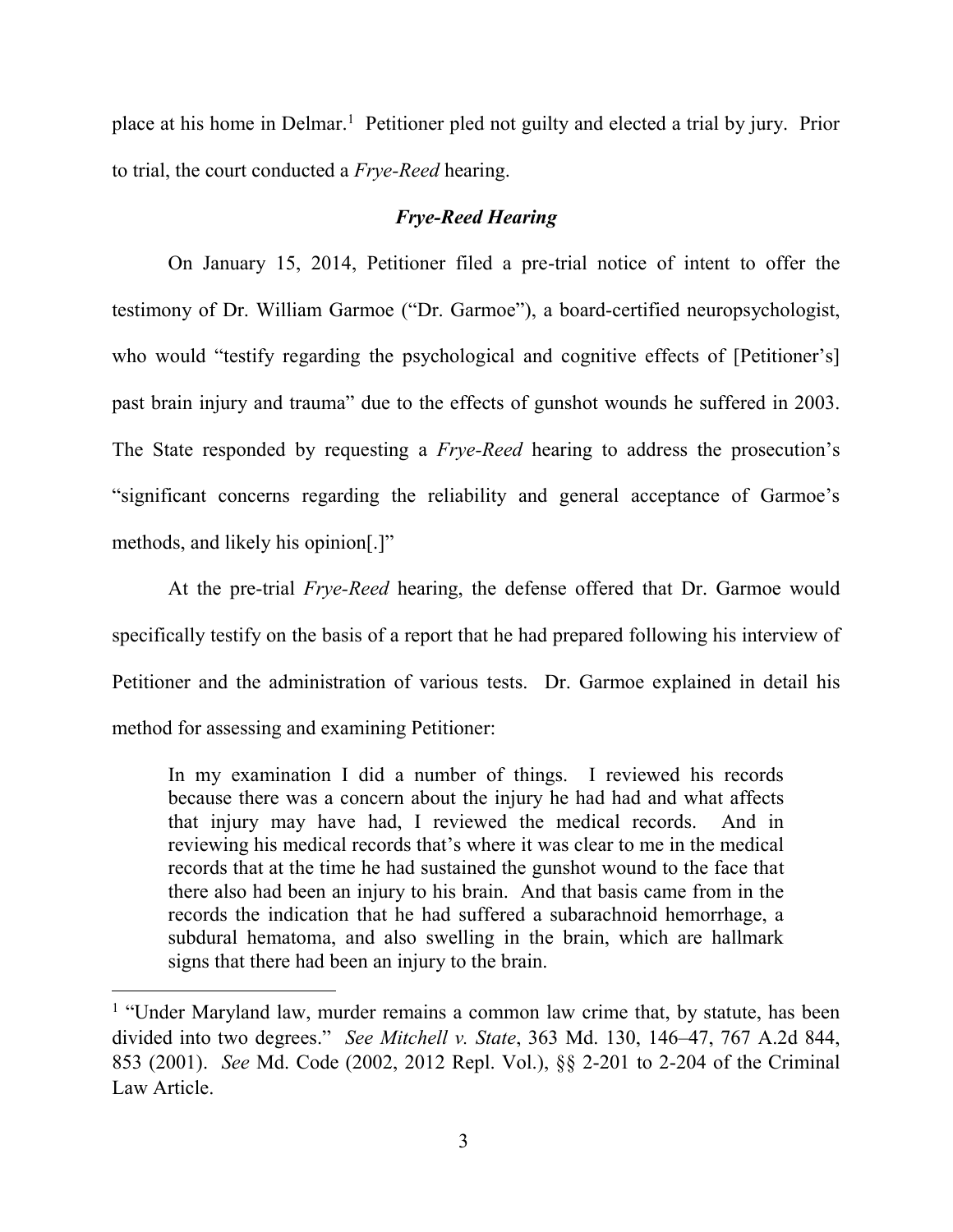place at his home in Delmar.[1] Petitioner pled not guilty and elected a trial by jury. Prior to trial, the court conducted a *Frye-Reed* hearing.

### *Frye-Reed Hearing*

On January 15, 2014, Petitioner filed a pre-trial notice of intent to offer the testimony of Dr. William Garmoe ("Dr. Garmoe"), a board-certified neuropsychologist, who would "testify regarding the psychological and cognitive effects of [Petitioner's] past brain injury and trauma" due to the effects of gunshot wounds he suffered in 2003. The State responded by requesting a *Frye-Reed* hearing to address the prosecution's "significant concerns regarding the reliability and general acceptance of Garmoe's methods, and likely his opinion[.]"

At the pre-trial *Frye-Reed* hearing, the defense offered that Dr. Garmoe would specifically testify on the basis of a report that he had prepared following his interview of Petitioner and the administration of various tests. Dr. Garmoe explained in detail his method for assessing and examining Petitioner:

> In my examination I did a number of things. I reviewed his records because there was a concern about the injury he had had and what affects that injury may have had, I reviewed the medical records. And in reviewing his medical records that's where it was clear to me in the medical records that at the time he had sustained the gunshot wound to the face that there also had been an injury to his brain. And that basis came from in the records the indication that he had suffered a subarachnoid hemorrhage, a subdural hematoma, and also swelling in the brain, which are hallmark signs that there had been an injury to the brain.

[1] "Under Maryland law, murder remains a common law crime that, by statute, has been divided into two degrees." *See Mitchell v. State*, 363 Md. 130, 146–47, 767 A.2d 844, 853 (2001). *See* Md. Code (2002, 2012 Repl. Vol.), §§ 2-201 to 2-204 of the Criminal Law Article.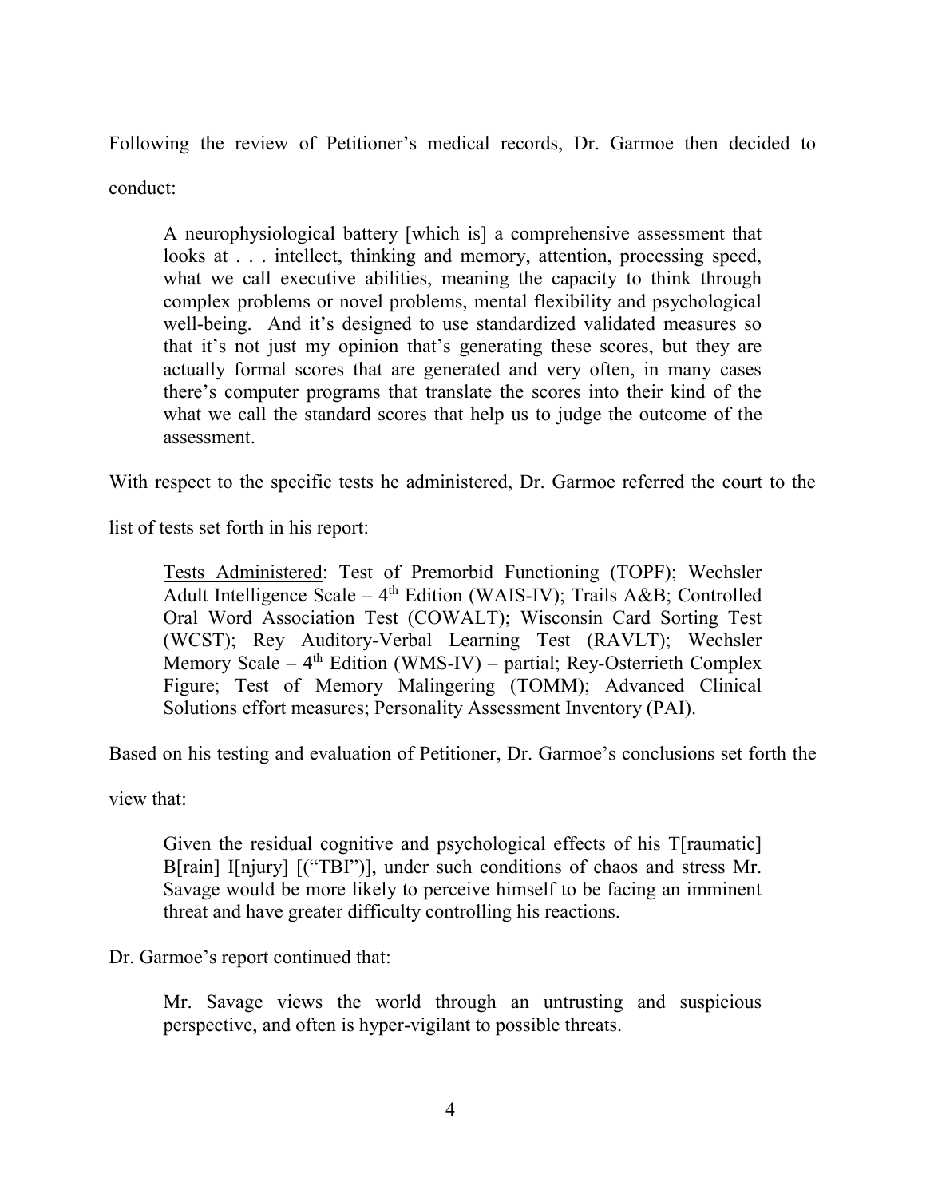Following the review of Petitioner's medical records, Dr. Garmoe then decided to conduct:

> A neurophysiological battery [which is] a comprehensive assessment that looks at . . . intellect, thinking and memory, attention, processing speed, what we call executive abilities, meaning the capacity to think through complex problems or novel problems, mental flexibility and psychological well-being. And it's designed to use standardized validated measures so that it's not just my opinion that's generating these scores, but they are actually formal scores that are generated and very often, in many cases there's computer programs that translate the scores into their kind of the what we call the standard scores that help us to judge the outcome of the assessment.

With respect to the specific tests he administered, Dr. Garmoe referred the court to the list of tests set forth in his report:

> <u>Tests Administered</u>: Test of Premorbid Functioning (TOPF); Wechsler Adult Intelligence Scale – 4th Edition (WAIS-IV); Trails A&B; Controlled Oral Word Association Test (COWALT); Wisconsin Card Sorting Test (WCST); Rey Auditory-Verbal Learning Test (RAVLT); Wechsler Memory Scale – 4th Edition (WMS-IV) – partial; Rey-Osterrieth Complex Figure; Test of Memory Malingering (TOMM); Advanced Clinical Solutions effort measures; Personality Assessment Inventory (PAI).

Based on his testing and evaluation of Petitioner, Dr. Garmoe's conclusions set forth the view that:

> Given the residual cognitive and psychological effects of his T[raumatic] B[rain] I[njury] [("TBI")], under such conditions of chaos and stress Mr. Savage would be more likely to perceive himself to be facing an imminent threat and have greater difficulty controlling his reactions.

Dr. Garmoe's report continued that:

> Mr. Savage views the world through an untrusting and suspicious perspective, and often is hyper-vigilant to possible threats.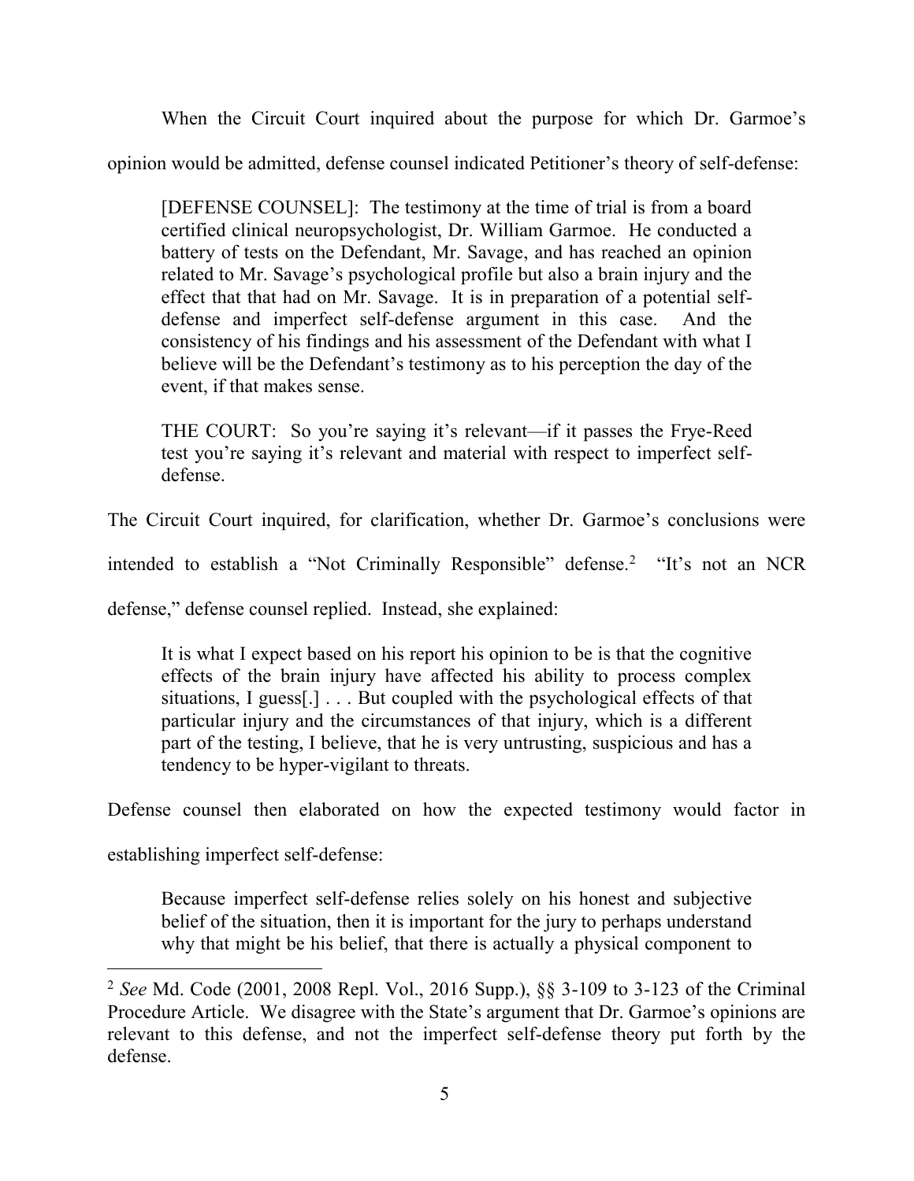When the Circuit Court inquired about the purpose for which Dr. Garmoe's opinion would be admitted, defense counsel indicated Petitioner's theory of self-defense:

> [DEFENSE COUNSEL]: The testimony at the time of trial is from a board certified clinical neuropsychologist, Dr. William Garmoe. He conducted a battery of tests on the Defendant, Mr. Savage, and has reached an opinion related to Mr. Savage's psychological profile but also a brain injury and the effect that that had on Mr. Savage. It is in preparation of a potential self-defense and imperfect self-defense argument in this case. And the consistency of his findings and his assessment of the Defendant with what I believe will be the Defendant's testimony as to his perception the day of the event, if that makes sense.
>
> THE COURT: So you're saying it's relevant—if it passes the Frye-Reed test you're saying it's relevant and material with respect to imperfect self-defense.

The Circuit Court inquired, for clarification, whether Dr. Garmoe's conclusions were intended to establish a "Not Criminally Responsible" defense.[2] "It's not an NCR defense," defense counsel replied. Instead, she explained:

> It is what I expect based on his report his opinion to be is that the cognitive effects of the brain injury have affected his ability to process complex situations, I guess[.] . . . But coupled with the psychological effects of that particular injury and the circumstances of that injury, which is a different part of the testing, I believe, that he is very untrusting, suspicious and has a tendency to be hyper-vigilant to threats.

Defense counsel then elaborated on how the expected testimony would factor in establishing imperfect self-defense:

> Because imperfect self-defense relies solely on his honest and subjective belief of the situation, then it is important for the jury to perhaps understand why that might be his belief, that there is actually a physical component to

---

[2] *See* Md. Code (2001, 2008 Repl. Vol., 2016 Supp.), §§ 3-109 to 3-123 of the Criminal Procedure Article. We disagree with the State's argument that Dr. Garmoe's opinions are relevant to this defense, and not the imperfect self-defense theory put forth by the defense.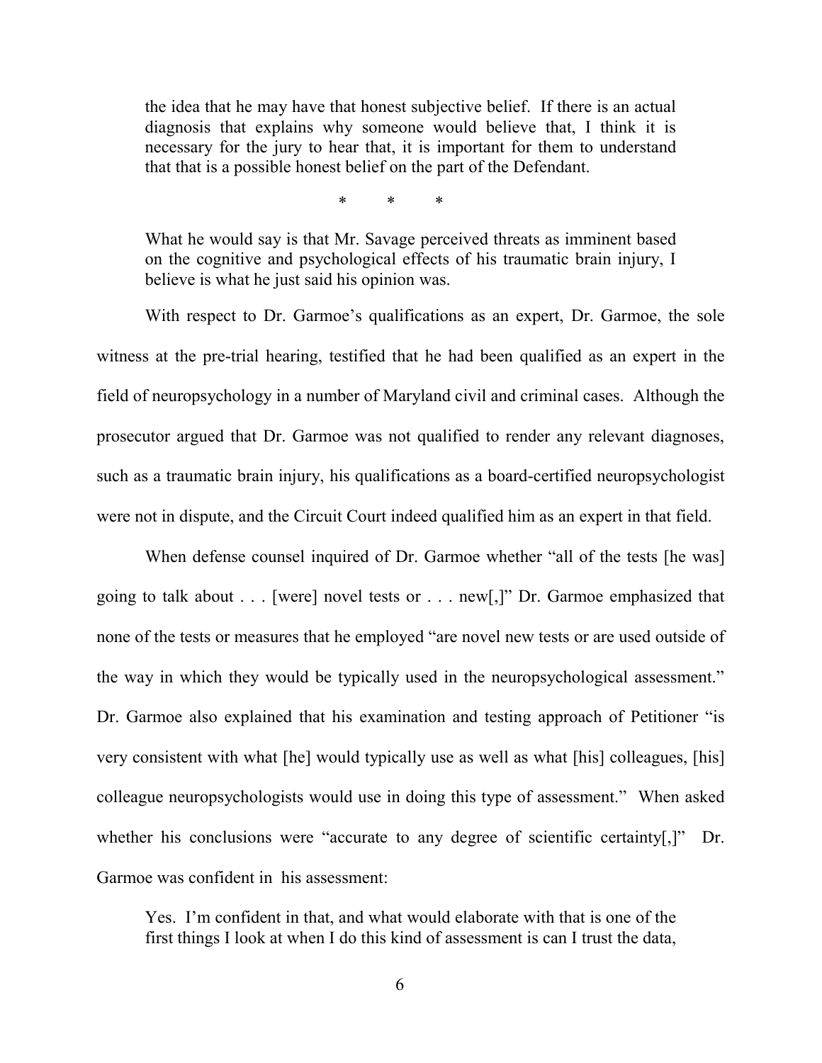> the idea that he may have that honest subjective belief. If there is an actual diagnosis that explains why someone would believe that, I think it is necessary for the jury to hear that, it is important for them to understand that that is a possible honest belief on the part of the Defendant.
>
> \* \* \*
>
> What he would say is that Mr. Savage perceived threats as imminent based on the cognitive and psychological effects of his traumatic brain injury, I believe is what he just said his opinion was.

With respect to Dr. Garmoe's qualifications as an expert, Dr. Garmoe, the sole witness at the pre-trial hearing, testified that he had been qualified as an expert in the field of neuropsychology in a number of Maryland civil and criminal cases. Although the prosecutor argued that Dr. Garmoe was not qualified to render any relevant diagnoses, such as a traumatic brain injury, his qualifications as a board-certified neuropsychologist were not in dispute, and the Circuit Court indeed qualified him as an expert in that field.

When defense counsel inquired of Dr. Garmoe whether "all of the tests [he was] going to talk about . . . [were] novel tests or . . . new[,]" Dr. Garmoe emphasized that none of the tests or measures that he employed "are novel new tests or are used outside of the way in which they would be typically used in the neuropsychological assessment." Dr. Garmoe also explained that his examination and testing approach of Petitioner "is very consistent with what [he] would typically use as well as what [his] colleagues, [his] colleague neuropsychologists would use in doing this type of assessment." When asked whether his conclusions were "accurate to any degree of scientific certainty[,]" Dr. Garmoe was confident in his assessment:

> Yes. I'm confident in that, and what would elaborate with that is one of the first things I look at when I do this kind of assessment is can I trust the data,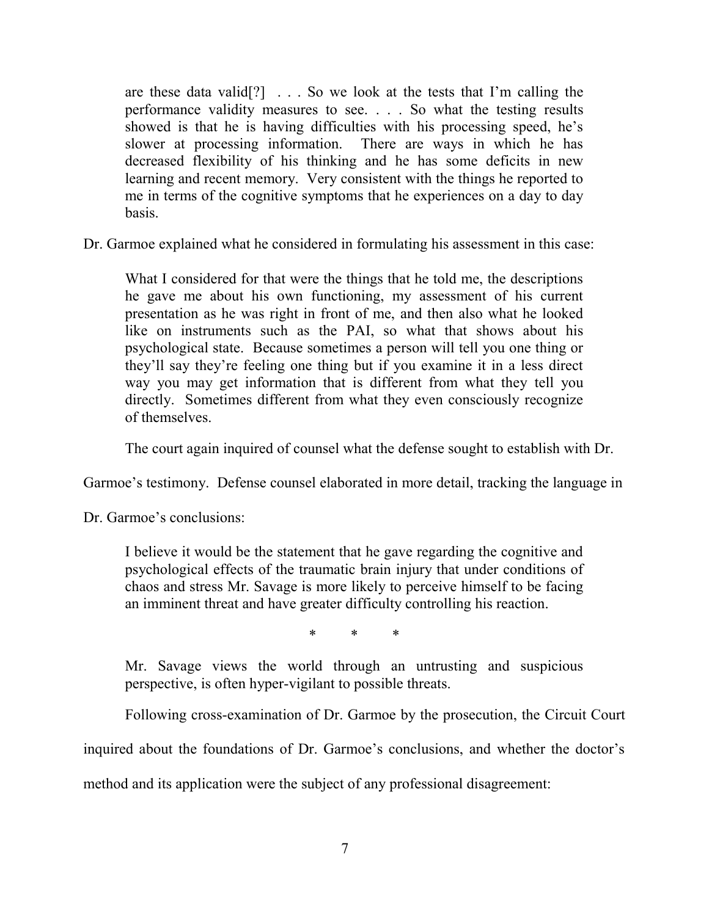> are these data valid[?] . . . So we look at the tests that I'm calling the performance validity measures to see. . . . So what the testing results showed is that he is having difficulties with his processing speed, he's slower at processing information. There are ways in which he has decreased flexibility of his thinking and he has some deficits in new learning and recent memory. Very consistent with the things he reported to me in terms of the cognitive symptoms that he experiences on a day to day basis.

Dr. Garmoe explained what he considered in formulating his assessment in this case:

> What I considered for that were the things that he told me, the descriptions he gave me about his own functioning, my assessment of his current presentation as he was right in front of me, and then also what he looked like on instruments such as the PAI, so what that shows about his psychological state. Because sometimes a person will tell you one thing or they'll say they're feeling one thing but if you examine it in a less direct way you may get information that is different from what they tell you directly. Sometimes different from what they even consciously recognize of themselves.

The court again inquired of counsel what the defense sought to establish with Dr. Garmoe's testimony. Defense counsel elaborated in more detail, tracking the language in Dr. Garmoe's conclusions:

> I believe it would be the statement that he gave regarding the cognitive and psychological effects of the traumatic brain injury that under conditions of chaos and stress Mr. Savage is more likely to perceive himself to be facing an imminent threat and have greater difficulty controlling his reaction.
>
> \* \* \*
>
> Mr. Savage views the world through an untrusting and suspicious perspective, is often hyper-vigilant to possible threats.

Following cross-examination of Dr. Garmoe by the prosecution, the Circuit Court inquired about the foundations of Dr. Garmoe's conclusions, and whether the doctor's method and its application were the subject of any professional disagreement: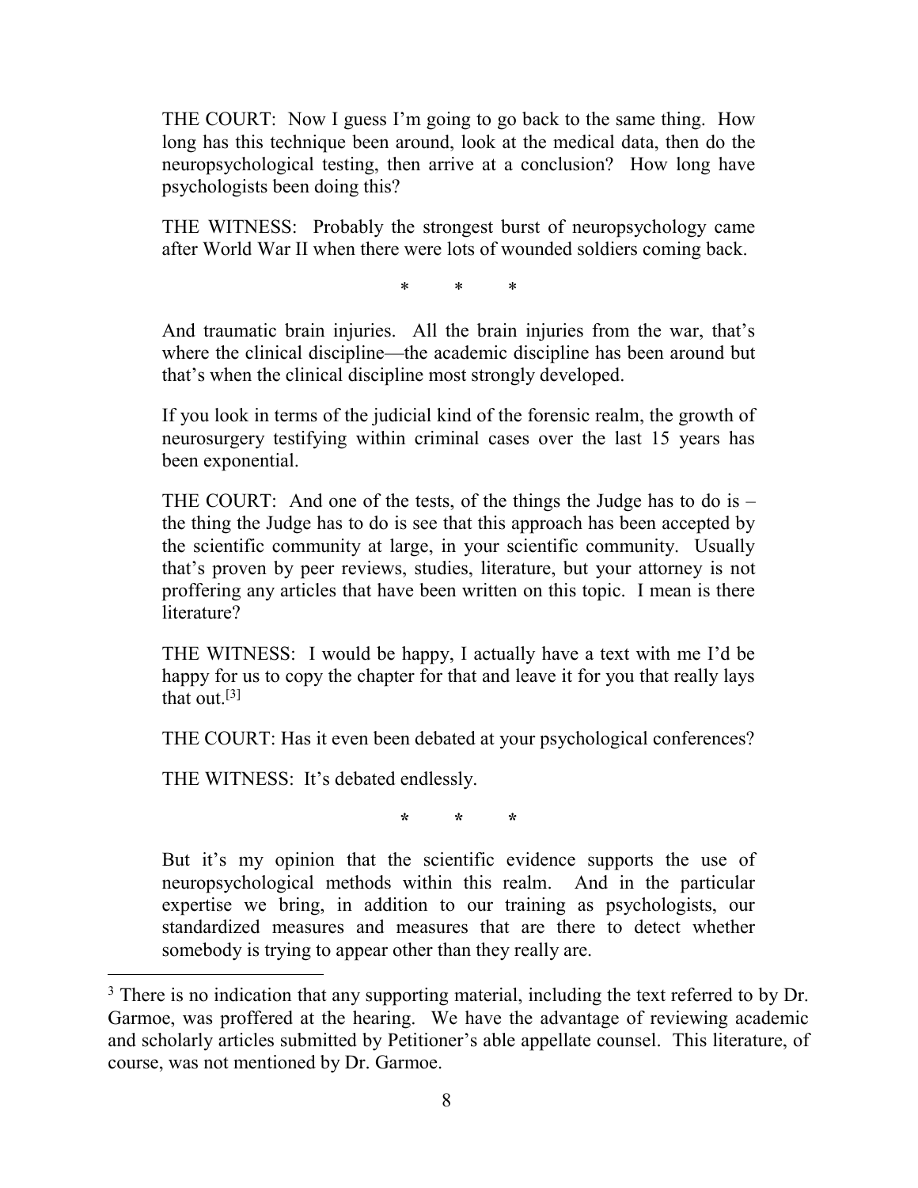THE COURT: Now I guess I'm going to go back to the same thing. How long has this technique been around, look at the medical data, then do the neuropsychological testing, then arrive at a conclusion? How long have psychologists been doing this?

THE WITNESS: Probably the strongest burst of neuropsychology came after World War II when there were lots of wounded soldiers coming back.

\* \* \*

And traumatic brain injuries. All the brain injuries from the war, that's where the clinical discipline—the academic discipline has been around but that's when the clinical discipline most strongly developed.

If you look in terms of the judicial kind of the forensic realm, the growth of neurosurgery testifying within criminal cases over the last 15 years has been exponential.

THE COURT: And one of the tests, of the things the Judge has to do is – the thing the Judge has to do is see that this approach has been accepted by the scientific community at large, in your scientific community. Usually that's proven by peer reviews, studies, literature, but your attorney is not proffering any articles that have been written on this topic. I mean is there literature?

THE WITNESS: I would be happy, I actually have a text with me I'd be happy for us to copy the chapter for that and leave it for you that really lays that out.[3]

THE COURT: Has it even been debated at your psychological conferences?

THE WITNESS: It's debated endlessly.

\* \* \*

But it's my opinion that the scientific evidence supports the use of neuropsychological methods within this realm. And in the particular expertise we bring, in addition to our training as psychologists, our standardized measures and measures that are there to detect whether somebody is trying to appear other than they really are.

---

[3] There is no indication that any supporting material, including the text referred to by Dr. Garmoe, was proffered at the hearing. We have the advantage of reviewing academic and scholarly articles submitted by Petitioner's able appellate counsel. This literature, of course, was not mentioned by Dr. Garmoe.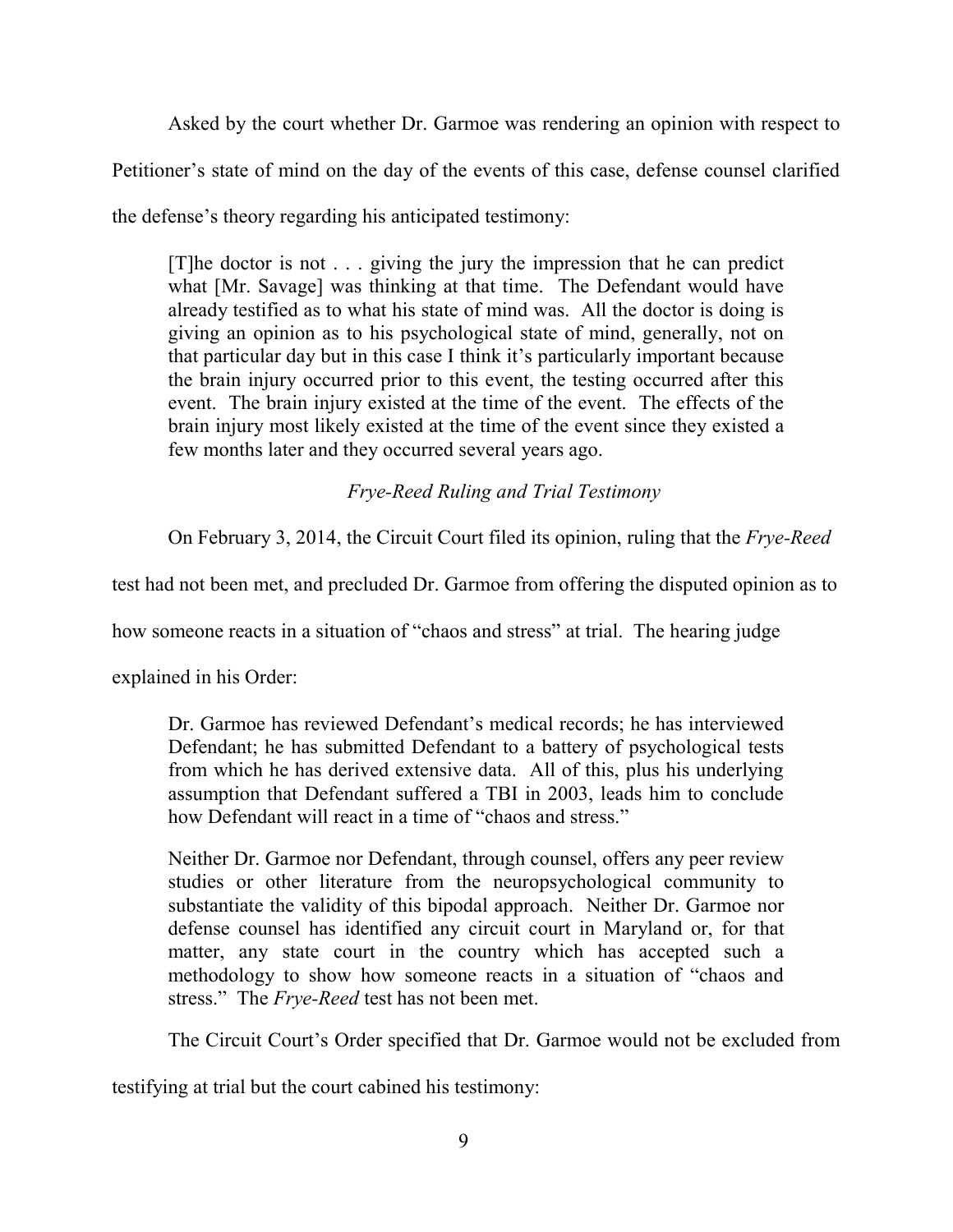Asked by the court whether Dr. Garmoe was rendering an opinion with respect to Petitioner's state of mind on the day of the events of this case, defense counsel clarified the defense's theory regarding his anticipated testimony:

> [T]he doctor is not . . . giving the jury the impression that he can predict what [Mr. Savage] was thinking at that time. The Defendant would have already testified as to what his state of mind was. All the doctor is doing is giving an opinion as to his psychological state of mind, generally, not on that particular day but in this case I think it's particularly important because the brain injury occurred prior to this event, the testing occurred after this event. The brain injury existed at the time of the event. The effects of the brain injury most likely existed at the time of the event since they existed a few months later and they occurred several years ago.

*Frye-Reed Ruling and Trial Testimony*

On February 3, 2014, the Circuit Court filed its opinion, ruling that the *Frye-Reed* test had not been met, and precluded Dr. Garmoe from offering the disputed opinion as to how someone reacts in a situation of "chaos and stress" at trial. The hearing judge explained in his Order:

> Dr. Garmoe has reviewed Defendant's medical records; he has interviewed Defendant; he has submitted Defendant to a battery of psychological tests from which he has derived extensive data. All of this, plus his underlying assumption that Defendant suffered a TBI in 2003, leads him to conclude how Defendant will react in a time of "chaos and stress."
>
> Neither Dr. Garmoe nor Defendant, through counsel, offers any peer review studies or other literature from the neuropsychological community to substantiate the validity of this bipodal approach. Neither Dr. Garmoe nor defense counsel has identified any circuit court in Maryland or, for that matter, any state court in the country which has accepted such a methodology to show how someone reacts in a situation of "chaos and stress." The *Frye-Reed* test has not been met.

The Circuit Court's Order specified that Dr. Garmoe would not be excluded from testifying at trial but the court cabined his testimony: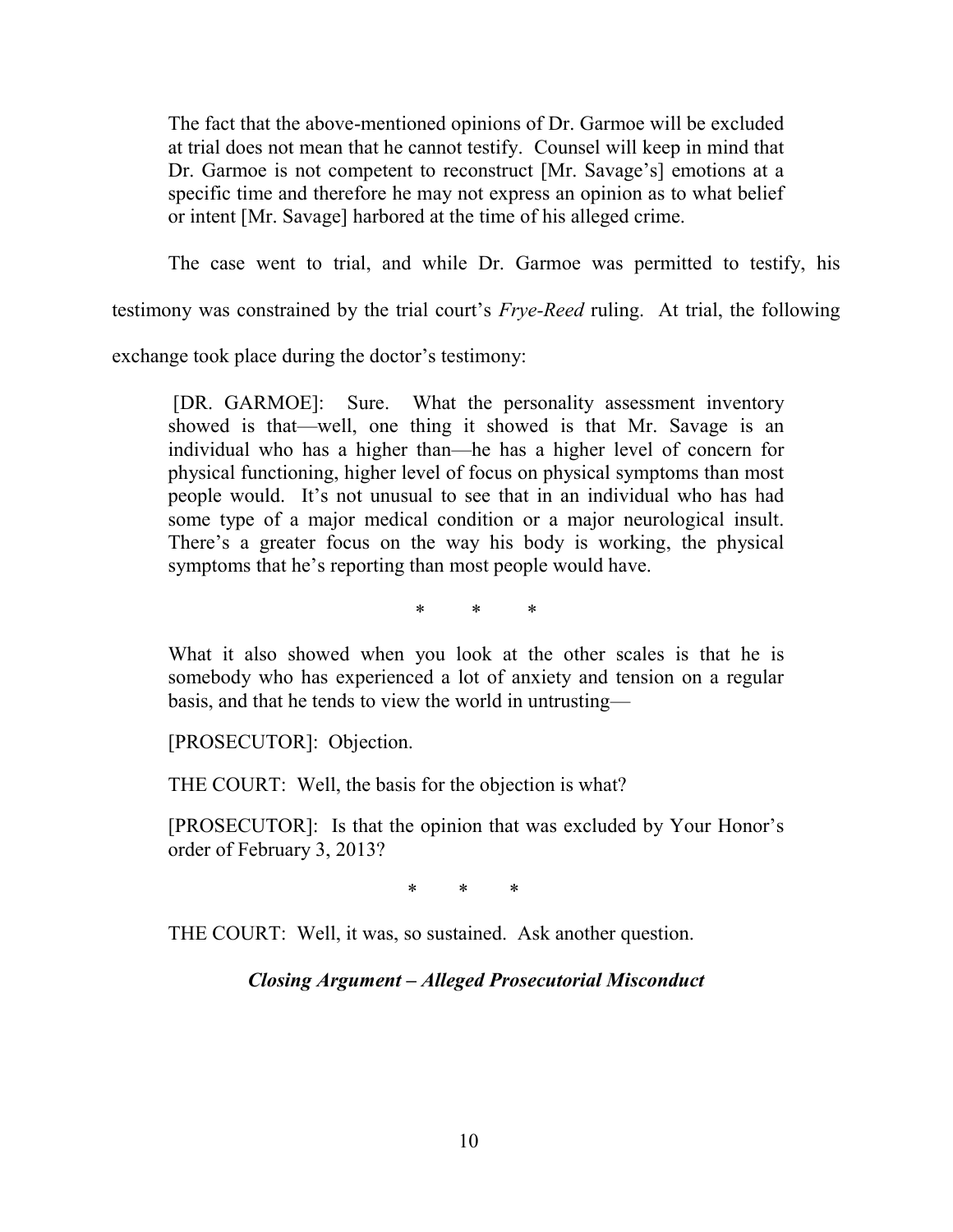> The fact that the above-mentioned opinions of Dr. Garmoe will be excluded at trial does not mean that he cannot testify. Counsel will keep in mind that Dr. Garmoe is not competent to reconstruct [Mr. Savage's] emotions at a specific time and therefore he may not express an opinion as to what belief or intent [Mr. Savage] harbored at the time of his alleged crime.

The case went to trial, and while Dr. Garmoe was permitted to testify, his testimony was constrained by the trial court's *Frye-Reed* ruling. At trial, the following exchange took place during the doctor's testimony:

> [DR. GARMOE]: Sure. What the personality assessment inventory showed is that—well, one thing it showed is that Mr. Savage is an individual who has a higher than—he has a higher level of concern for physical functioning, higher level of focus on physical symptoms than most people would. It's not unusual to see that in an individual who has had some type of a major medical condition or a major neurological insult. There's a greater focus on the way his body is working, the physical symptoms that he's reporting than most people would have.
>
> \* \* \*
>
> What it also showed when you look at the other scales is that he is somebody who has experienced a lot of anxiety and tension on a regular basis, and that he tends to view the world in untrusting—
>
> [PROSECUTOR]: Objection.
>
> THE COURT: Well, the basis for the objection is what?
>
> [PROSECUTOR]: Is that the opinion that was excluded by Your Honor's order of February 3, 2013?
>
> \* \* \*
>
> THE COURT: Well, it was, so sustained. Ask another question.

***Closing Argument – Alleged Prosecutorial Misconduct***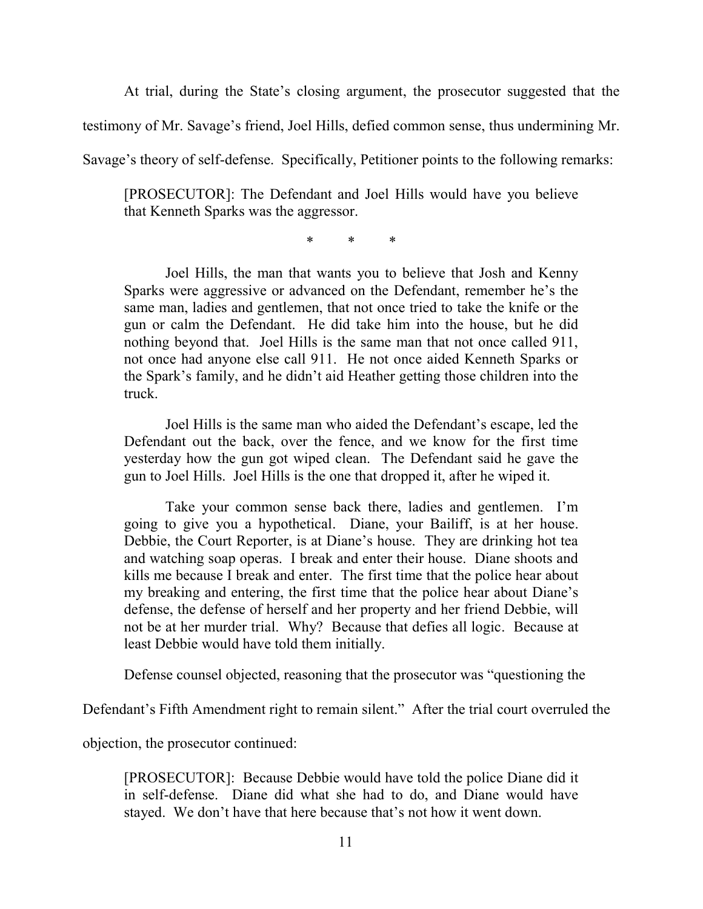At trial, during the State's closing argument, the prosecutor suggested that the testimony of Mr. Savage's friend, Joel Hills, defied common sense, thus undermining Mr. Savage's theory of self-defense. Specifically, Petitioner points to the following remarks:

> [PROSECUTOR]: The Defendant and Joel Hills would have you believe that Kenneth Sparks was the aggressor.
>
> \* \* \*
>
> Joel Hills, the man that wants you to believe that Josh and Kenny Sparks were aggressive or advanced on the Defendant, remember he's the same man, ladies and gentlemen, that not once tried to take the knife or the gun or calm the Defendant. He did take him into the house, but he did nothing beyond that. Joel Hills is the same man that not once called 911, not once had anyone else call 911. He not once aided Kenneth Sparks or the Spark's family, and he didn't aid Heather getting those children into the truck.
>
> Joel Hills is the same man who aided the Defendant's escape, led the Defendant out the back, over the fence, and we know for the first time yesterday how the gun got wiped clean. The Defendant said he gave the gun to Joel Hills. Joel Hills is the one that dropped it, after he wiped it.
>
> Take your common sense back there, ladies and gentlemen. I'm going to give you a hypothetical. Diane, your Bailiff, is at her house. Debbie, the Court Reporter, is at Diane's house. They are drinking hot tea and watching soap operas. I break and enter their house. Diane shoots and kills me because I break and enter. The first time that the police hear about my breaking and entering, the first time that the police hear about Diane's defense, the defense of herself and her property and her friend Debbie, will not be at her murder trial. Why? Because that defies all logic. Because at least Debbie would have told them initially.

Defense counsel objected, reasoning that the prosecutor was "questioning the Defendant's Fifth Amendment right to remain silent." After the trial court overruled the objection, the prosecutor continued:

> [PROSECUTOR]: Because Debbie would have told the police Diane did it in self-defense. Diane did what she had to do, and Diane would have stayed. We don't have that here because that's not how it went down.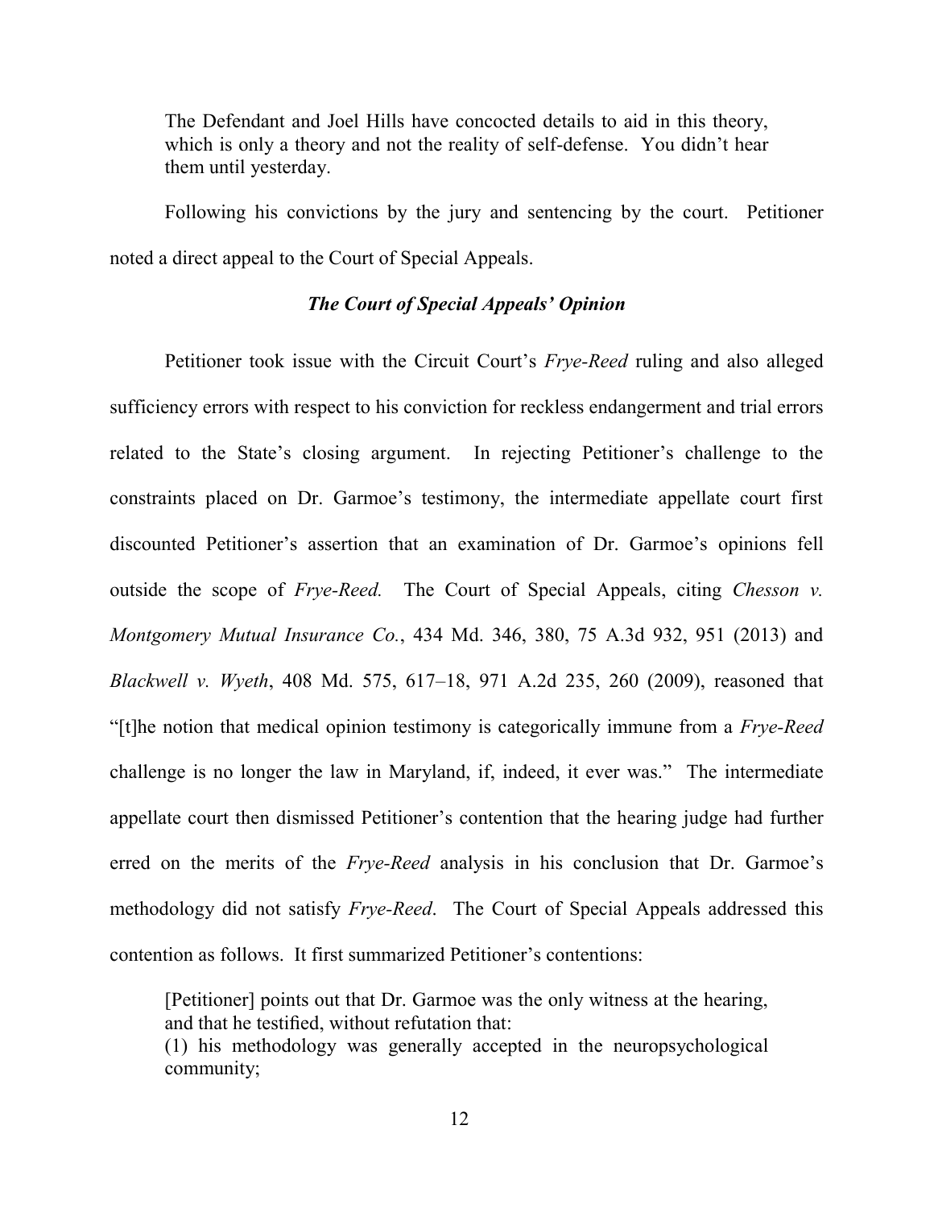> The Defendant and Joel Hills have concocted details to aid in this theory, which is only a theory and not the reality of self-defense. You didn't hear them until yesterday.

Following his convictions by the jury and sentencing by the court. Petitioner noted a direct appeal to the Court of Special Appeals.

***The Court of Special Appeals' Opinion***

Petitioner took issue with the Circuit Court's *Frye-Reed* ruling and also alleged sufficiency errors with respect to his conviction for reckless endangerment and trial errors related to the State's closing argument. In rejecting Petitioner's challenge to the constraints placed on Dr. Garmoe's testimony, the intermediate appellate court first discounted Petitioner's assertion that an examination of Dr. Garmoe's opinions fell outside the scope of *Frye-Reed.* The Court of Special Appeals, citing *Chesson v. Montgomery Mutual Insurance Co.*, 434 Md. 346, 380, 75 A.3d 932, 951 (2013) and *Blackwell v. Wyeth*, 408 Md. 575, 617–18, 971 A.2d 235, 260 (2009), reasoned that "[t]he notion that medical opinion testimony is categorically immune from a *Frye-Reed* challenge is no longer the law in Maryland, if, indeed, it ever was." The intermediate appellate court then dismissed Petitioner's contention that the hearing judge had further erred on the merits of the *Frye-Reed* analysis in his conclusion that Dr. Garmoe's methodology did not satisfy *Frye-Reed*. The Court of Special Appeals addressed this contention as follows. It first summarized Petitioner's contentions:

> [Petitioner] points out that Dr. Garmoe was the only witness at the hearing, and that he testified, without refutation that:
> (1) his methodology was generally accepted in the neuropsychological community;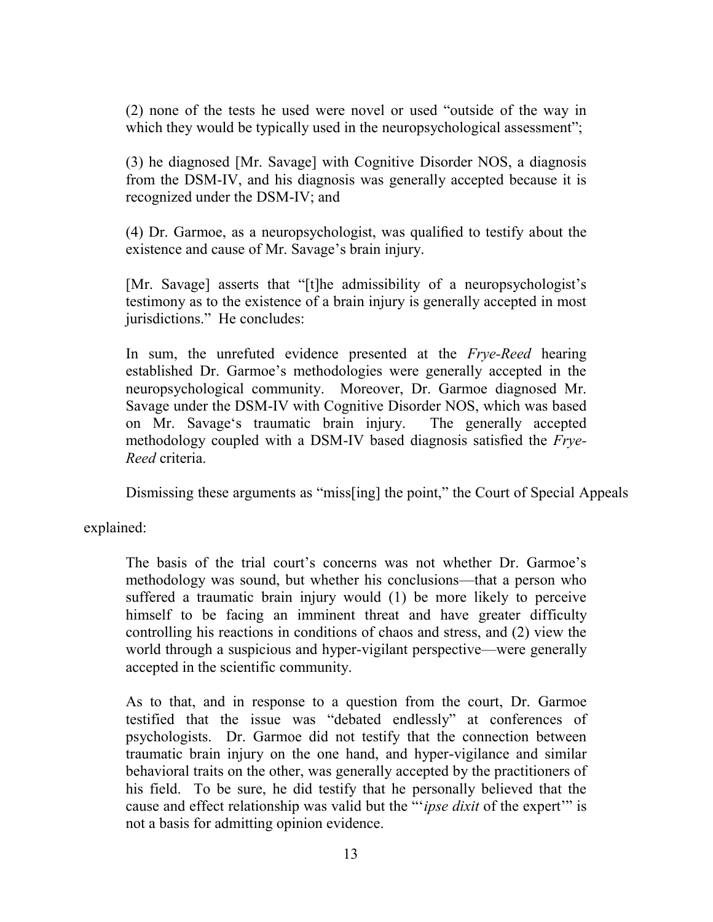> (2) none of the tests he used were novel or used "outside of the way in which they would be typically used in the neuropsychological assessment";
>
> (3) he diagnosed [Mr. Savage] with Cognitive Disorder NOS, a diagnosis from the DSM-IV, and his diagnosis was generally accepted because it is recognized under the DSM-IV; and
>
> (4) Dr. Garmoe, as a neuropsychologist, was qualified to testify about the existence and cause of Mr. Savage's brain injury.
>
> [Mr. Savage] asserts that "[t]he admissibility of a neuropsychologist's testimony as to the existence of a brain injury is generally accepted in most jurisdictions." He concludes:
>
> In sum, the unrefuted evidence presented at the *Frye-Reed* hearing established Dr. Garmoe's methodologies were generally accepted in the neuropsychological community. Moreover, Dr. Garmoe diagnosed Mr. Savage under the DSM-IV with Cognitive Disorder NOS, which was based on Mr. Savage's traumatic brain injury. The generally accepted methodology coupled with a DSM-IV based diagnosis satisfied the *Frye-Reed* criteria.
>
> Dismissing these arguments as "miss[ing] the point," the Court of Special Appeals

explained:

> The basis of the trial court's concerns was not whether Dr. Garmoe's methodology was sound, but whether his conclusions—that a person who suffered a traumatic brain injury would (1) be more likely to perceive himself to be facing an imminent threat and have greater difficulty controlling his reactions in conditions of chaos and stress, and (2) view the world through a suspicious and hyper-vigilant perspective—were generally accepted in the scientific community.
>
> As to that, and in response to a question from the court, Dr. Garmoe testified that the issue was "debated endlessly" at conferences of psychologists. Dr. Garmoe did not testify that the connection between traumatic brain injury on the one hand, and hyper-vigilance and similar behavioral traits on the other, was generally accepted by the practitioners of his field. To be sure, he did testify that he personally believed that the cause and effect relationship was valid but the "'*ipse dixit* of the expert'" is not a basis for admitting opinion evidence.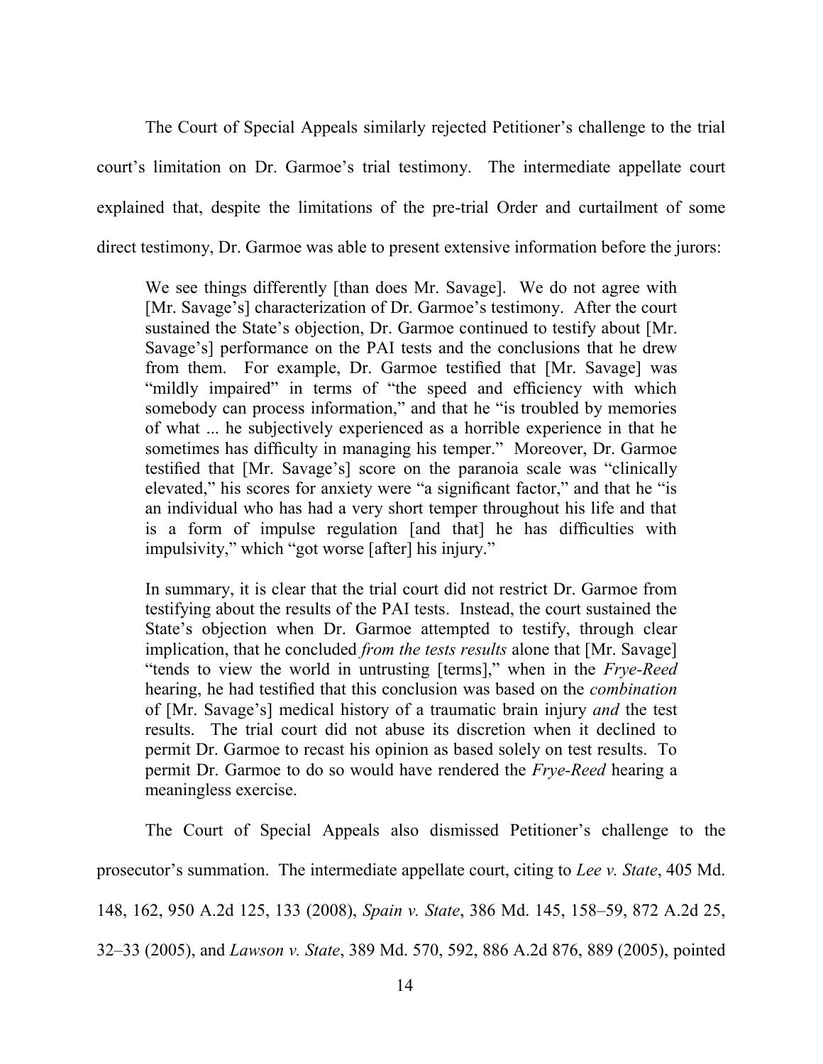The Court of Special Appeals similarly rejected Petitioner's challenge to the trial court's limitation on Dr. Garmoe's trial testimony. The intermediate appellate court explained that, despite the limitations of the pre-trial Order and curtailment of some direct testimony, Dr. Garmoe was able to present extensive information before the jurors:

> We see things differently [than does Mr. Savage]. We do not agree with [Mr. Savage's] characterization of Dr. Garmoe's testimony. After the court sustained the State's objection, Dr. Garmoe continued to testify about [Mr. Savage's] performance on the PAI tests and the conclusions that he drew from them. For example, Dr. Garmoe testified that [Mr. Savage] was "mildly impaired" in terms of "the speed and efficiency with which somebody can process information," and that he "is troubled by memories of what ... he subjectively experienced as a horrible experience in that he sometimes has difficulty in managing his temper." Moreover, Dr. Garmoe testified that [Mr. Savage's] score on the paranoia scale was "clinically elevated," his scores for anxiety were "a significant factor," and that he "is an individual who has had a very short temper throughout his life and that is a form of impulse regulation [and that] he has difficulties with impulsivity," which "got worse [after] his injury."
>
> In summary, it is clear that the trial court did not restrict Dr. Garmoe from testifying about the results of the PAI tests. Instead, the court sustained the State's objection when Dr. Garmoe attempted to testify, through clear implication, that he concluded *from the tests results* alone that [Mr. Savage] "tends to view the world in untrusting [terms]," when in the *Frye-Reed* hearing, he had testified that this conclusion was based on the *combination* of [Mr. Savage's] medical history of a traumatic brain injury *and* the test results. The trial court did not abuse its discretion when it declined to permit Dr. Garmoe to recast his opinion as based solely on test results. To permit Dr. Garmoe to do so would have rendered the *Frye-Reed* hearing a meaningless exercise.

The Court of Special Appeals also dismissed Petitioner's challenge to the prosecutor's summation. The intermediate appellate court, citing to *Lee v. State*, 405 Md. 148, 162, 950 A.2d 125, 133 (2008), *Spain v. State*, 386 Md. 145, 158–59, 872 A.2d 25, 32–33 (2005), and *Lawson v. State*, 389 Md. 570, 592, 886 A.2d 876, 889 (2005), pointed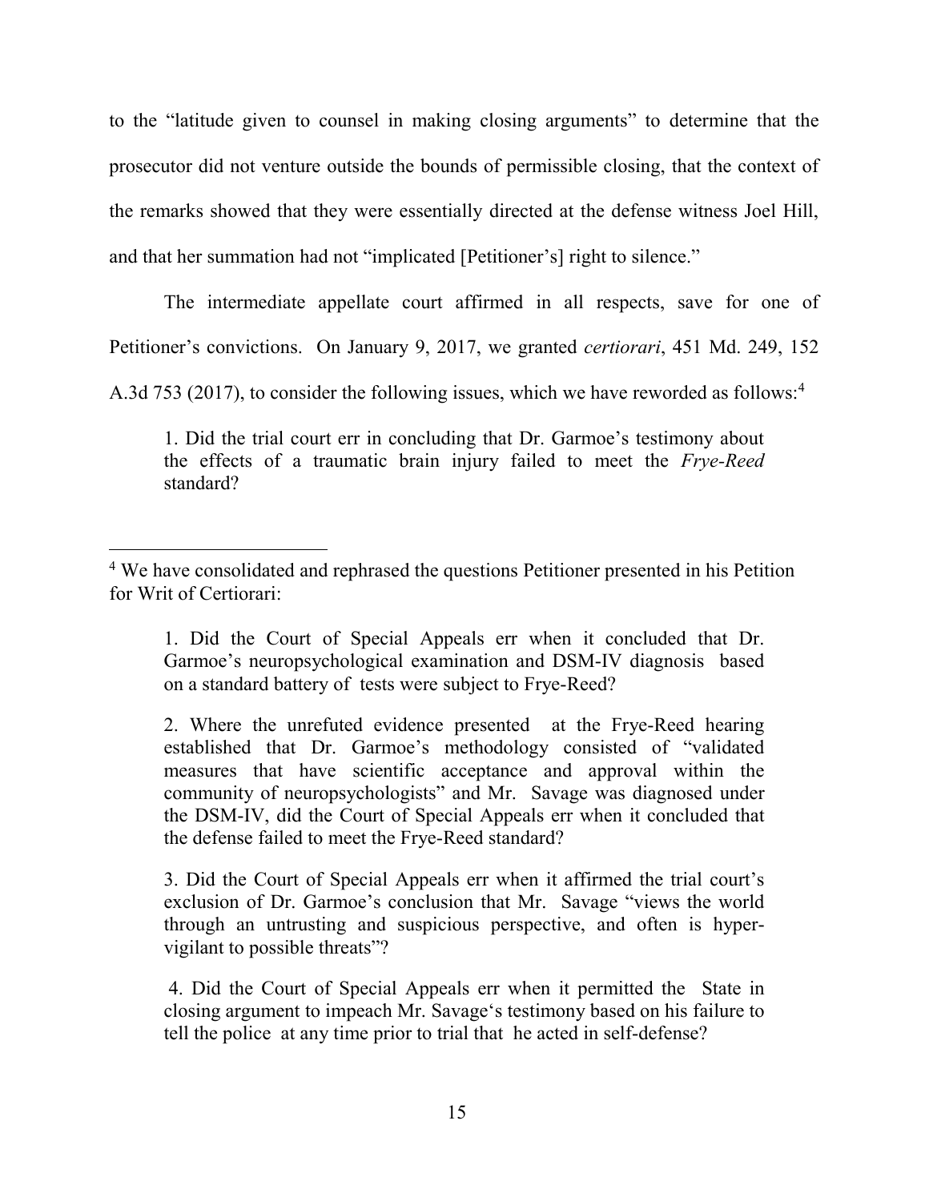to the "latitude given to counsel in making closing arguments" to determine that the prosecutor did not venture outside the bounds of permissible closing, that the context of the remarks showed that they were essentially directed at the defense witness Joel Hill, and that her summation had not "implicated [Petitioner's] right to silence."

The intermediate appellate court affirmed in all respects, save for one of Petitioner's convictions. On January 9, 2017, we granted *certiorari*, 451 Md. 249, 152 A.3d 753 (2017), to consider the following issues, which we have reworded as follows:[4]

> 1. Did the trial court err in concluding that Dr. Garmoe's testimony about the effects of a traumatic brain injury failed to meet the *Frye-Reed* standard?

---

[4] We have consolidated and rephrased the questions Petitioner presented in his Petition for Writ of Certiorari:

> 1. Did the Court of Special Appeals err when it concluded that Dr. Garmoe's neuropsychological examination and DSM-IV diagnosis based on a standard battery of tests were subject to Frye-Reed?
>
> 2. Where the unrefuted evidence presented at the Frye-Reed hearing established that Dr. Garmoe's methodology consisted of "validated measures that have scientific acceptance and approval within the community of neuropsychologists" and Mr. Savage was diagnosed under the DSM-IV, did the Court of Special Appeals err when it concluded that the defense failed to meet the Frye-Reed standard?
>
> 3. Did the Court of Special Appeals err when it affirmed the trial court's exclusion of Dr. Garmoe's conclusion that Mr. Savage "views the world through an untrusting and suspicious perspective, and often is hyper-vigilant to possible threats"?
>
> 4. Did the Court of Special Appeals err when it permitted the State in closing argument to impeach Mr. Savage's testimony based on his failure to tell the police at any time prior to trial that he acted in self-defense?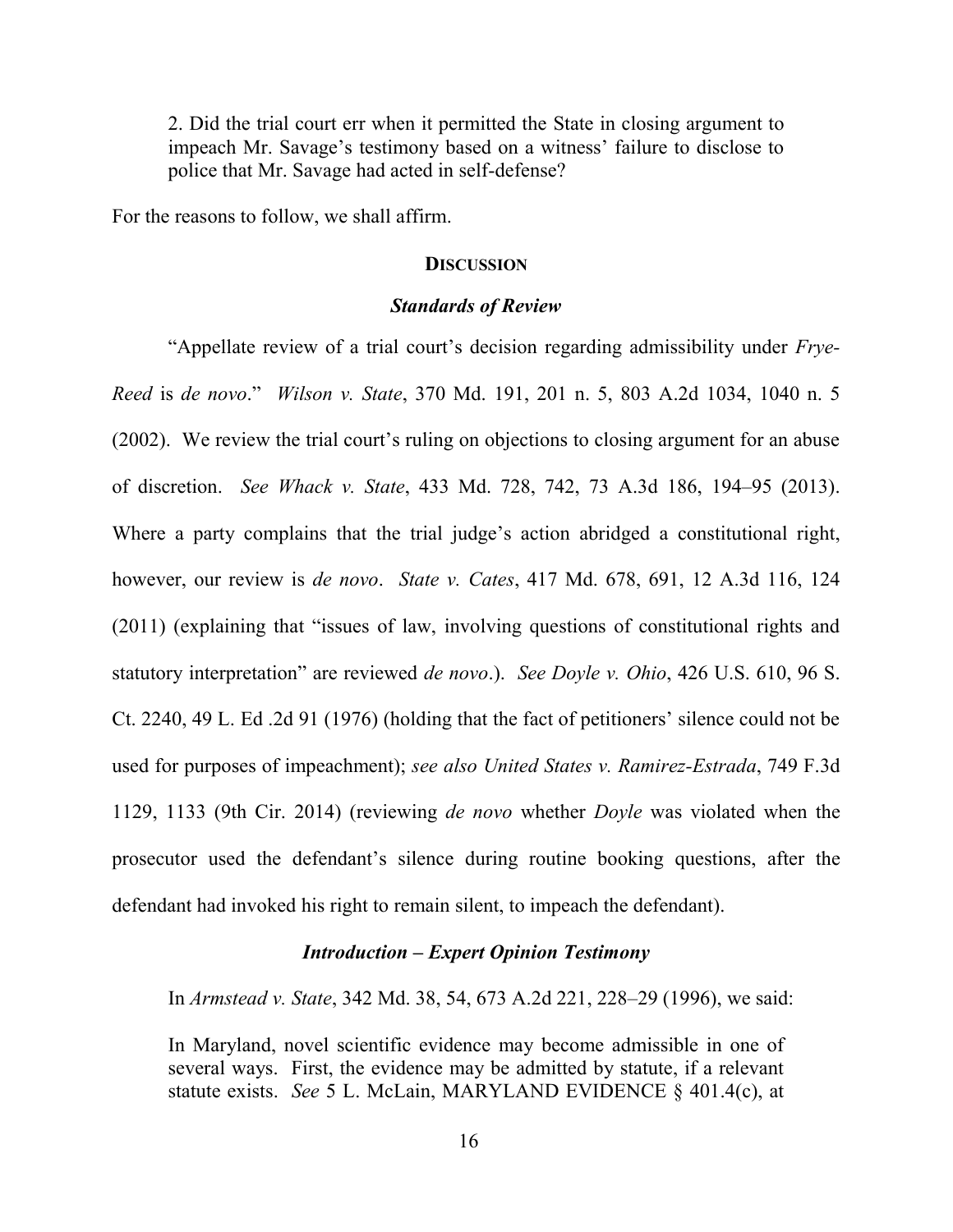> 2. Did the trial court err when it permitted the State in closing argument to impeach Mr. Savage's testimony based on a witness' failure to disclose to police that Mr. Savage had acted in self-defense?

For the reasons to follow, we shall affirm.

## **DISCUSSION**

### ***Standards of Review***

"Appellate review of a trial court's decision regarding admissibility under *Frye-Reed* is *de novo*." *Wilson v. State*, 370 Md. 191, 201 n. 5, 803 A.2d 1034, 1040 n. 5 (2002). We review the trial court's ruling on objections to closing argument for an abuse of discretion. *See Whack v. State*, 433 Md. 728, 742, 73 A.3d 186, 194–95 (2013). Where a party complains that the trial judge's action abridged a constitutional right, however, our review is *de novo*. *State v. Cates*, 417 Md. 678, 691, 12 A.3d 116, 124 (2011) (explaining that "issues of law, involving questions of constitutional rights and statutory interpretation" are reviewed *de novo*.). *See Doyle v. Ohio*, 426 U.S. 610, 96 S. Ct. 2240, 49 L. Ed .2d 91 (1976) (holding that the fact of petitioners' silence could not be used for purposes of impeachment); *see also United States v. Ramirez-Estrada*, 749 F.3d 1129, 1133 (9th Cir. 2014) (reviewing *de novo* whether *Doyle* was violated when the prosecutor used the defendant's silence during routine booking questions, after the defendant had invoked his right to remain silent, to impeach the defendant).

### ***Introduction – Expert Opinion Testimony***

In *Armstead v. State*, 342 Md. 38, 54, 673 A.2d 221, 228–29 (1996), we said:

> In Maryland, novel scientific evidence may become admissible in one of several ways. First, the evidence may be admitted by statute, if a relevant statute exists. *See* 5 L. McLain, MARYLAND EVIDENCE § 401.4(c), at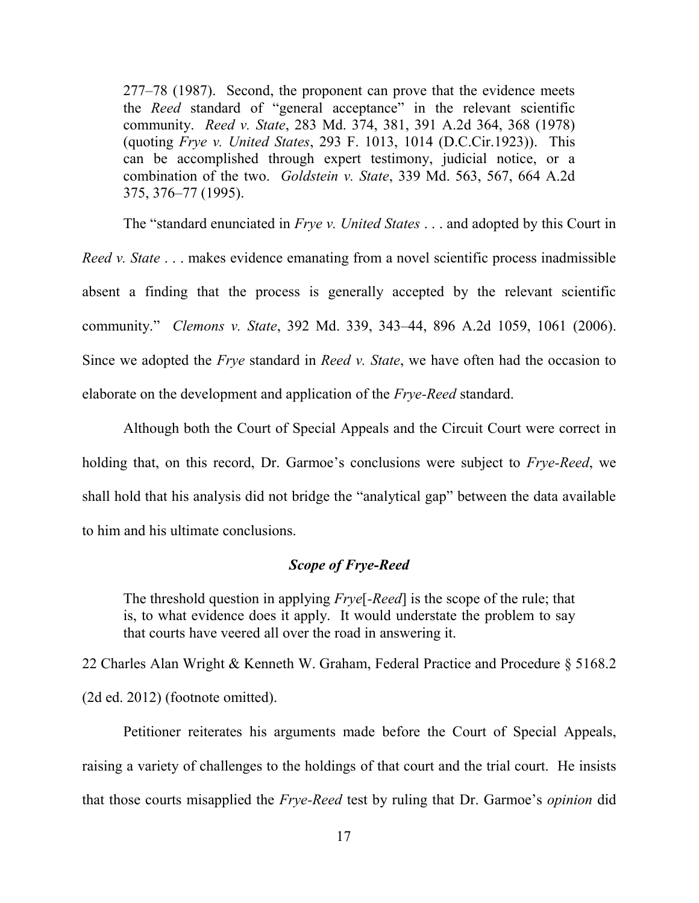277–78 (1987). Second, the proponent can prove that the evidence meets the *Reed* standard of "general acceptance" in the relevant scientific community. *Reed v. State*, 283 Md. 374, 381, 391 A.2d 364, 368 (1978) (quoting *Frye v. United States*, 293 F. 1013, 1014 (D.C.Cir.1923)). This can be accomplished through expert testimony, judicial notice, or a combination of the two. *Goldstein v. State*, 339 Md. 563, 567, 664 A.2d 375, 376–77 (1995).

The "standard enunciated in *Frye v. United States* . . . and adopted by this Court in *Reed v. State* . . . makes evidence emanating from a novel scientific process inadmissible absent a finding that the process is generally accepted by the relevant scientific community." *Clemons v. State*, 392 Md. 339, 343–44, 896 A.2d 1059, 1061 (2006). Since we adopted the *Frye* standard in *Reed v. State*, we have often had the occasion to elaborate on the development and application of the *Frye-Reed* standard.

Although both the Court of Special Appeals and the Circuit Court were correct in holding that, on this record, Dr. Garmoe's conclusions were subject to *Frye-Reed*, we shall hold that his analysis did not bridge the "analytical gap" between the data available to him and his ultimate conclusions.

### ***Scope of Frye-Reed***

> The threshold question in applying *Frye*[*-Reed*] is the scope of the rule; that is, to what evidence does it apply. It would understate the problem to say that courts have veered all over the road in answering it.

22 Charles Alan Wright & Kenneth W. Graham, Federal Practice and Procedure § 5168.2 (2d ed. 2012) (footnote omitted).

Petitioner reiterates his arguments made before the Court of Special Appeals, raising a variety of challenges to the holdings of that court and the trial court. He insists that those courts misapplied the *Frye-Reed* test by ruling that Dr. Garmoe's *opinion* did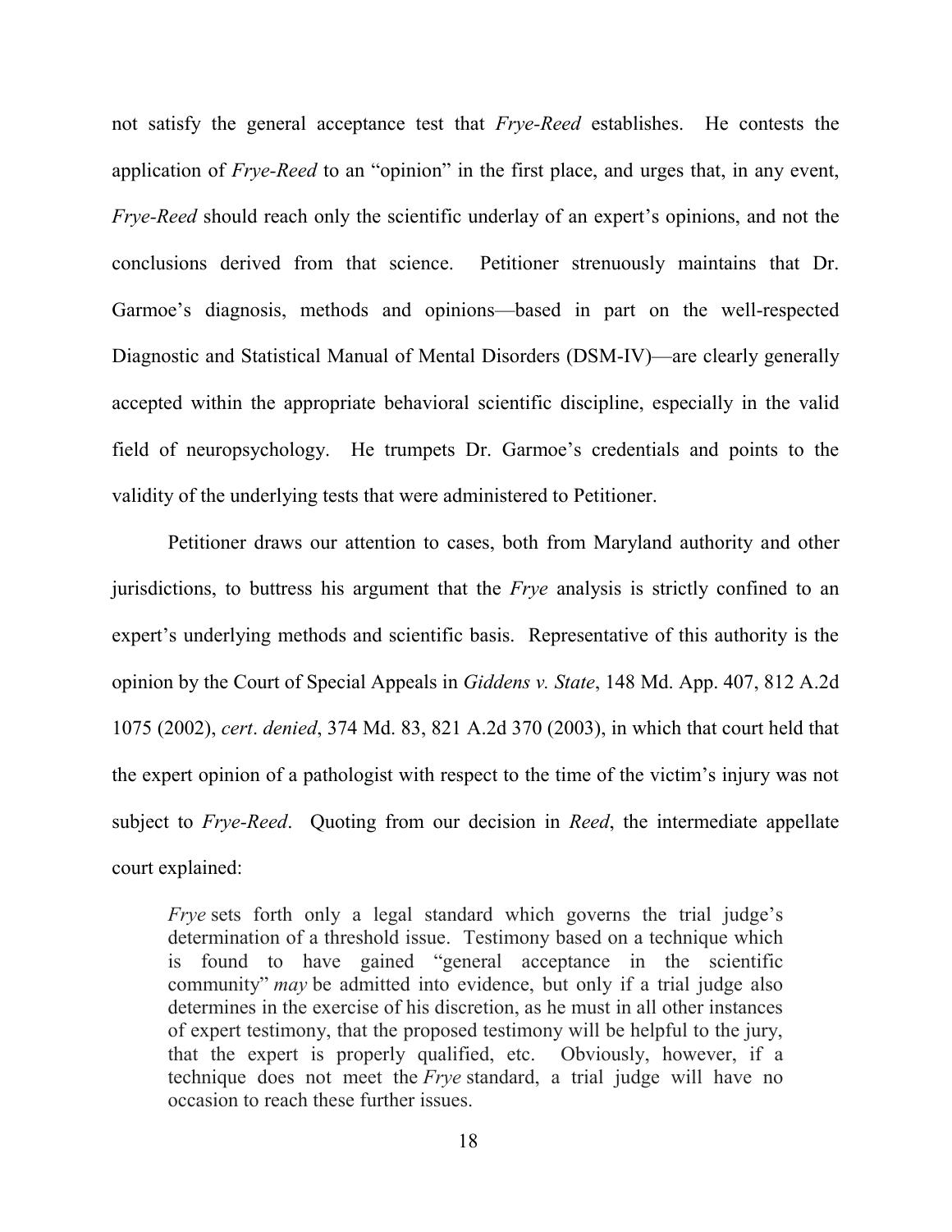not satisfy the general acceptance test that *Frye-Reed* establishes. He contests the application of *Frye-Reed* to an "opinion" in the first place, and urges that, in any event, *Frye-Reed* should reach only the scientific underlay of an expert's opinions, and not the conclusions derived from that science. Petitioner strenuously maintains that Dr. Garmoe's diagnosis, methods and opinions—based in part on the well-respected Diagnostic and Statistical Manual of Mental Disorders (DSM-IV)—are clearly generally accepted within the appropriate behavioral scientific discipline, especially in the valid field of neuropsychology. He trumpets Dr. Garmoe's credentials and points to the validity of the underlying tests that were administered to Petitioner.

Petitioner draws our attention to cases, both from Maryland authority and other jurisdictions, to buttress his argument that the *Frye* analysis is strictly confined to an expert's underlying methods and scientific basis. Representative of this authority is the opinion by the Court of Special Appeals in *Giddens v. State*, 148 Md. App. 407, 812 A.2d 1075 (2002), *cert*. *denied*, 374 Md. 83, 821 A.2d 370 (2003), in which that court held that the expert opinion of a pathologist with respect to the time of the victim's injury was not subject to *Frye-Reed*. Quoting from our decision in *Reed*, the intermediate appellate court explained:

> *Frye* sets forth only a legal standard which governs the trial judge's determination of a threshold issue. Testimony based on a technique which is found to have gained "general acceptance in the scientific community" *may* be admitted into evidence, but only if a trial judge also determines in the exercise of his discretion, as he must in all other instances of expert testimony, that the proposed testimony will be helpful to the jury, that the expert is properly qualified, etc. Obviously, however, if a technique does not meet the *Frye* standard, a trial judge will have no occasion to reach these further issues.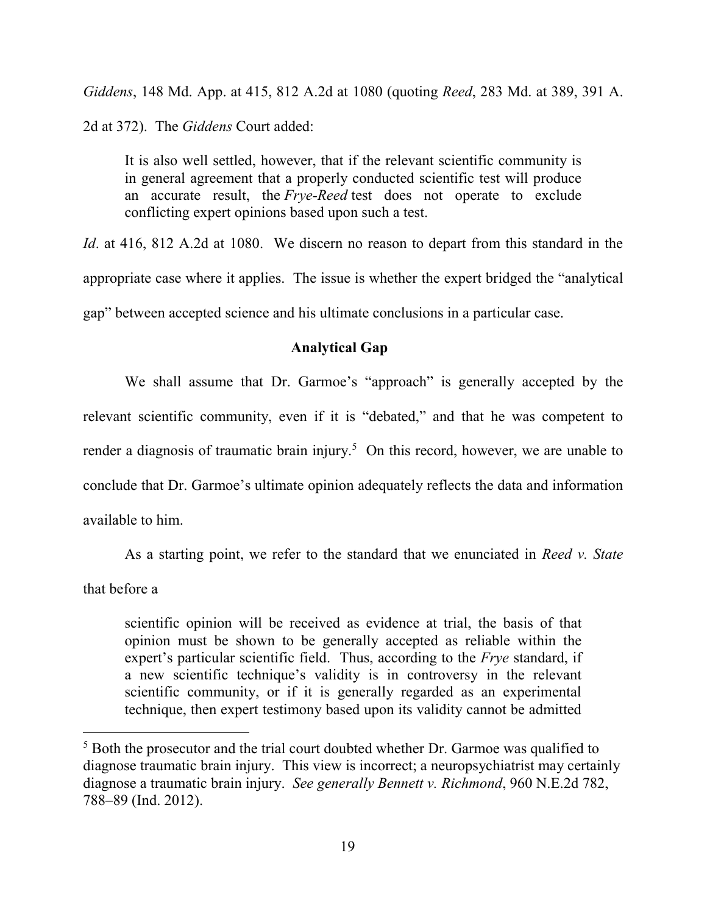*Giddens*, 148 Md. App. at 415, 812 A.2d at 1080 (quoting *Reed*, 283 Md. at 389, 391 A. 2d at 372). The *Giddens* Court added:

> It is also well settled, however, that if the relevant scientific community is in general agreement that a properly conducted scientific test will produce an accurate result, the *Frye-Reed* test does not operate to exclude conflicting expert opinions based upon such a test.

*Id*. at 416, 812 A.2d at 1080. We discern no reason to depart from this standard in the appropriate case where it applies. The issue is whether the expert bridged the "analytical gap" between accepted science and his ultimate conclusions in a particular case.

**Analytical Gap**

We shall assume that Dr. Garmoe's "approach" is generally accepted by the relevant scientific community, even if it is "debated," and that he was competent to render a diagnosis of traumatic brain injury.[5] On this record, however, we are unable to conclude that Dr. Garmoe's ultimate opinion adequately reflects the data and information available to him.

As a starting point, we refer to the standard that we enunciated in *Reed v. State* that before a

> scientific opinion will be received as evidence at trial, the basis of that opinion must be shown to be generally accepted as reliable within the expert's particular scientific field. Thus, according to the *Frye* standard, if a new scientific technique's validity is in controversy in the relevant scientific community, or if it is generally regarded as an experimental technique, then expert testimony based upon its validity cannot be admitted

[5] Both the prosecutor and the trial court doubted whether Dr. Garmoe was qualified to diagnose traumatic brain injury. This view is incorrect; a neuropsychiatrist may certainly diagnose a traumatic brain injury. *See generally Bennett v. Richmond*, 960 N.E.2d 782, 788–89 (Ind. 2012).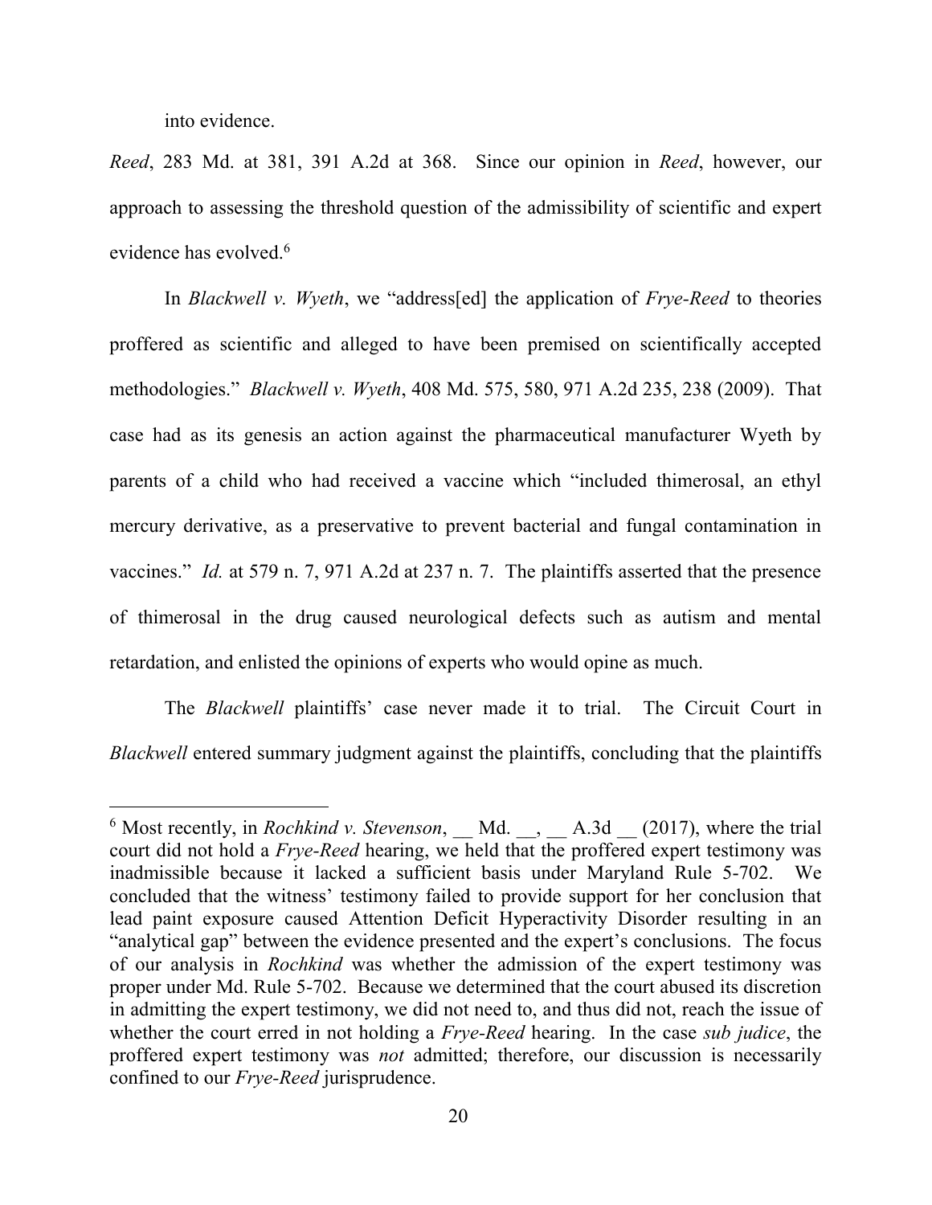into evidence.

*Reed*, 283 Md. at 381, 391 A.2d at 368. Since our opinion in *Reed*, however, our approach to assessing the threshold question of the admissibility of scientific and expert evidence has evolved.[6]

In *Blackwell v. Wyeth*, we "address[ed] the application of *Frye-Reed* to theories proffered as scientific and alleged to have been premised on scientifically accepted methodologies." *Blackwell v. Wyeth*, 408 Md. 575, 580, 971 A.2d 235, 238 (2009). That case had as its genesis an action against the pharmaceutical manufacturer Wyeth by parents of a child who had received a vaccine which "included thimerosal, an ethyl mercury derivative, as a preservative to prevent bacterial and fungal contamination in vaccines." *Id.* at 579 n. 7, 971 A.2d at 237 n. 7. The plaintiffs asserted that the presence of thimerosal in the drug caused neurological defects such as autism and mental retardation, and enlisted the opinions of experts who would opine as much.

The *Blackwell* plaintiffs' case never made it to trial. The Circuit Court in *Blackwell* entered summary judgment against the plaintiffs, concluding that the plaintiffs

---

[6] Most recently, in *Rochkind v. Stevenson*, __ Md. __, __ A.3d __ (2017), where the trial court did not hold a *Frye-Reed* hearing, we held that the proffered expert testimony was inadmissible because it lacked a sufficient basis under Maryland Rule 5-702. We concluded that the witness' testimony failed to provide support for her conclusion that lead paint exposure caused Attention Deficit Hyperactivity Disorder resulting in an "analytical gap" between the evidence presented and the expert's conclusions. The focus of our analysis in *Rochkind* was whether the admission of the expert testimony was proper under Md. Rule 5-702. Because we determined that the court abused its discretion in admitting the expert testimony, we did not need to, and thus did not, reach the issue of whether the court erred in not holding a *Frye-Reed* hearing. In the case *sub judice*, the proffered expert testimony was *not* admitted; therefore, our discussion is necessarily confined to our *Frye-Reed* jurisprudence.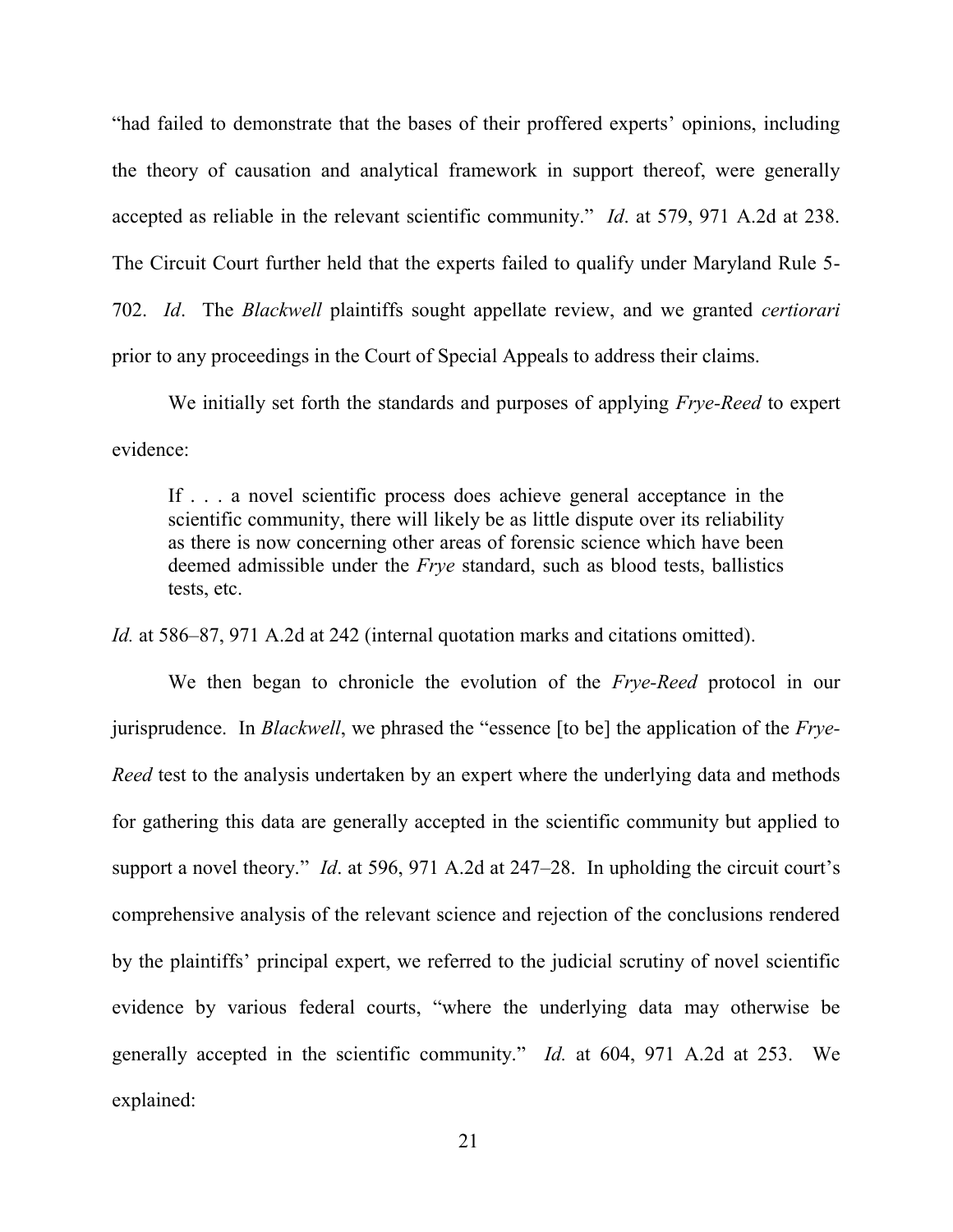"had failed to demonstrate that the bases of their proffered experts' opinions, including the theory of causation and analytical framework in support thereof, were generally accepted as reliable in the relevant scientific community." *Id*. at 579, 971 A.2d at 238. The Circuit Court further held that the experts failed to qualify under Maryland Rule 5-702. *Id*. The *Blackwell* plaintiffs sought appellate review, and we granted *certiorari* prior to any proceedings in the Court of Special Appeals to address their claims.

We initially set forth the standards and purposes of applying *Frye-Reed* to expert evidence:

> If . . . a novel scientific process does achieve general acceptance in the scientific community, there will likely be as little dispute over its reliability as there is now concerning other areas of forensic science which have been deemed admissible under the *Frye* standard, such as blood tests, ballistics tests, etc.

*Id.* at 586–87, 971 A.2d at 242 (internal quotation marks and citations omitted).

We then began to chronicle the evolution of the *Frye-Reed* protocol in our jurisprudence. In *Blackwell*, we phrased the "essence [to be] the application of the *Frye-Reed* test to the analysis undertaken by an expert where the underlying data and methods for gathering this data are generally accepted in the scientific community but applied to support a novel theory." *Id*. at 596, 971 A.2d at 247–28. In upholding the circuit court's comprehensive analysis of the relevant science and rejection of the conclusions rendered by the plaintiffs' principal expert, we referred to the judicial scrutiny of novel scientific evidence by various federal courts, "where the underlying data may otherwise be generally accepted in the scientific community." *Id.* at 604, 971 A.2d at 253. We explained: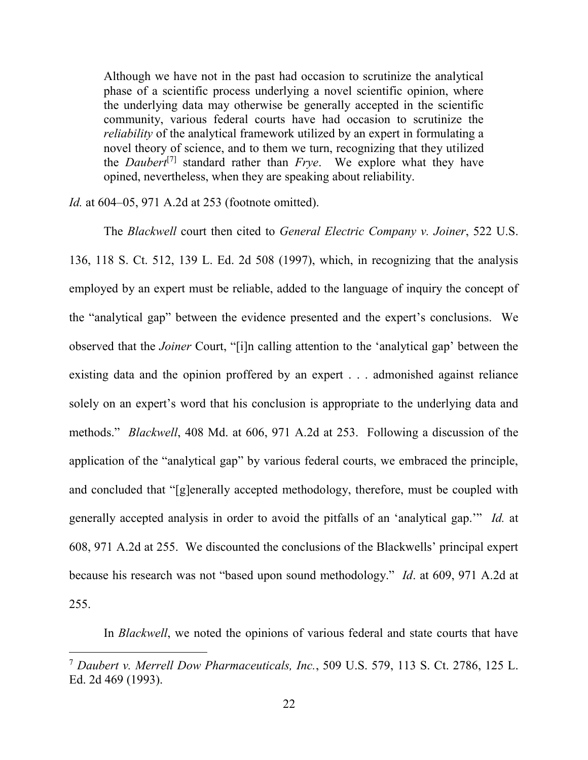> Although we have not in the past had occasion to scrutinize the analytical phase of a scientific process underlying a novel scientific opinion, where the underlying data may otherwise be generally accepted in the scientific community, various federal courts have had occasion to scrutinize the *reliability* of the analytical framework utilized by an expert in formulating a novel theory of science, and to them we turn, recognizing that they utilized the *Daubert*[7] standard rather than *Frye*. We explore what they have opined, nevertheless, when they are speaking about reliability.

*Id.* at 604–05, 971 A.2d at 253 (footnote omitted).

The *Blackwell* court then cited to *General Electric Company v. Joiner*, 522 U.S. 136, 118 S. Ct. 512, 139 L. Ed. 2d 508 (1997), which, in recognizing that the analysis employed by an expert must be reliable, added to the language of inquiry the concept of the "analytical gap" between the evidence presented and the expert's conclusions. We observed that the *Joiner* Court, "[i]n calling attention to the 'analytical gap' between the existing data and the opinion proffered by an expert . . . admonished against reliance solely on an expert's word that his conclusion is appropriate to the underlying data and methods." *Blackwell*, 408 Md. at 606, 971 A.2d at 253. Following a discussion of the application of the "analytical gap" by various federal courts, we embraced the principle, and concluded that "[g]enerally accepted methodology, therefore, must be coupled with generally accepted analysis in order to avoid the pitfalls of an 'analytical gap.'" *Id.* at 608, 971 A.2d at 255. We discounted the conclusions of the Blackwells' principal expert because his research was not "based upon sound methodology." *Id*. at 609, 971 A.2d at 255.

In *Blackwell*, we noted the opinions of various federal and state courts that have

---

[7] *Daubert v. Merrell Dow Pharmaceuticals, Inc.*, 509 U.S. 579, 113 S. Ct. 2786, 125 L. Ed. 2d 469 (1993).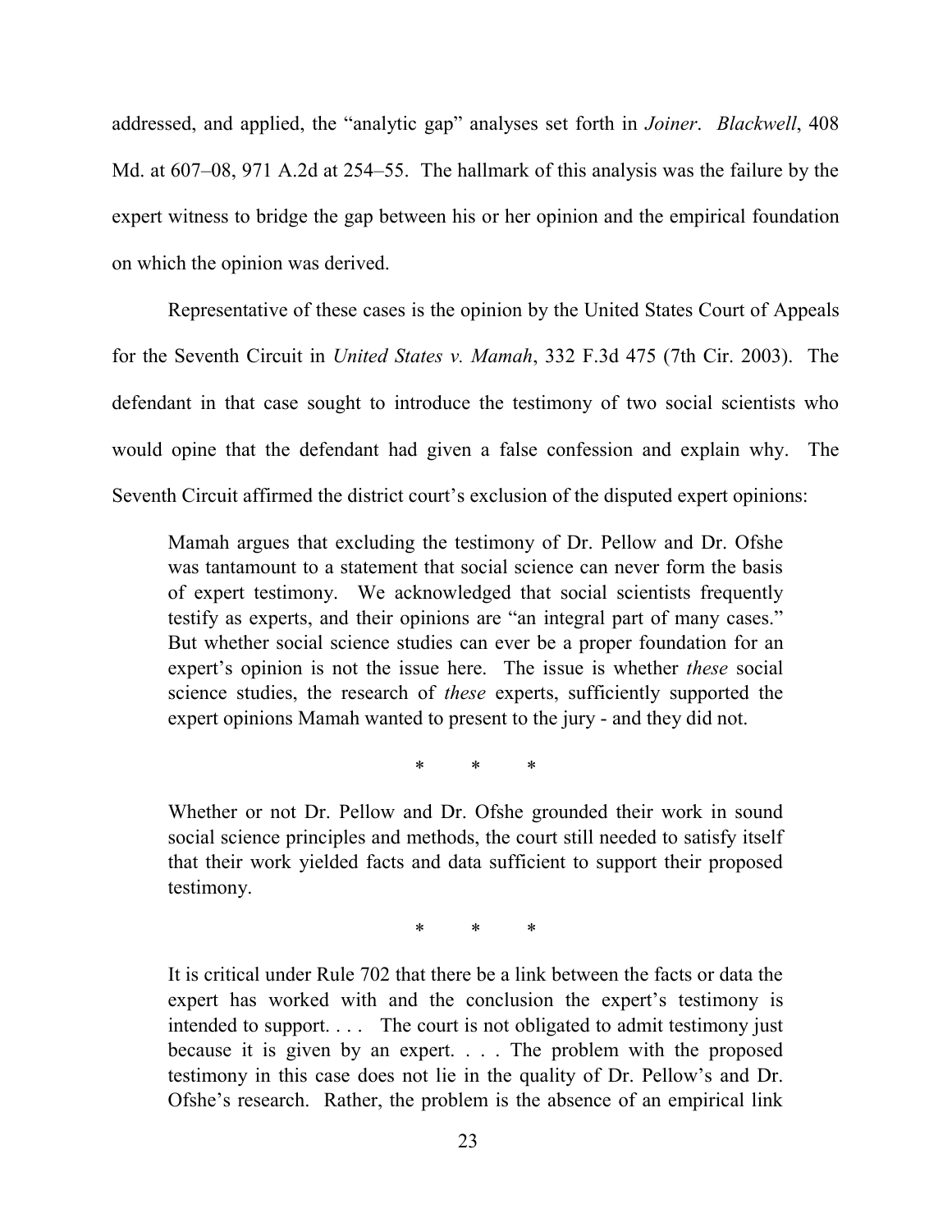addressed, and applied, the "analytic gap" analyses set forth in *Joiner*. *Blackwell*, 408 Md. at 607–08, 971 A.2d at 254–55. The hallmark of this analysis was the failure by the expert witness to bridge the gap between his or her opinion and the empirical foundation on which the opinion was derived.

Representative of these cases is the opinion by the United States Court of Appeals for the Seventh Circuit in *United States v. Mamah*, 332 F.3d 475 (7th Cir. 2003). The defendant in that case sought to introduce the testimony of two social scientists who would opine that the defendant had given a false confession and explain why. The Seventh Circuit affirmed the district court's exclusion of the disputed expert opinions:

> Mamah argues that excluding the testimony of Dr. Pellow and Dr. Ofshe was tantamount to a statement that social science can never form the basis of expert testimony. We acknowledged that social scientists frequently testify as experts, and their opinions are "an integral part of many cases." But whether social science studies can ever be a proper foundation for an expert's opinion is not the issue here. The issue is whether *these* social science studies, the research of *these* experts, sufficiently supported the expert opinions Mamah wanted to present to the jury - and they did not.
>
> \* \* \*
>
> Whether or not Dr. Pellow and Dr. Ofshe grounded their work in sound social science principles and methods, the court still needed to satisfy itself that their work yielded facts and data sufficient to support their proposed testimony.
>
> \* \* \*
>
> It is critical under Rule 702 that there be a link between the facts or data the expert has worked with and the conclusion the expert's testimony is intended to support. . . . The court is not obligated to admit testimony just because it is given by an expert. . . . The problem with the proposed testimony in this case does not lie in the quality of Dr. Pellow's and Dr. Ofshe's research. Rather, the problem is the absence of an empirical link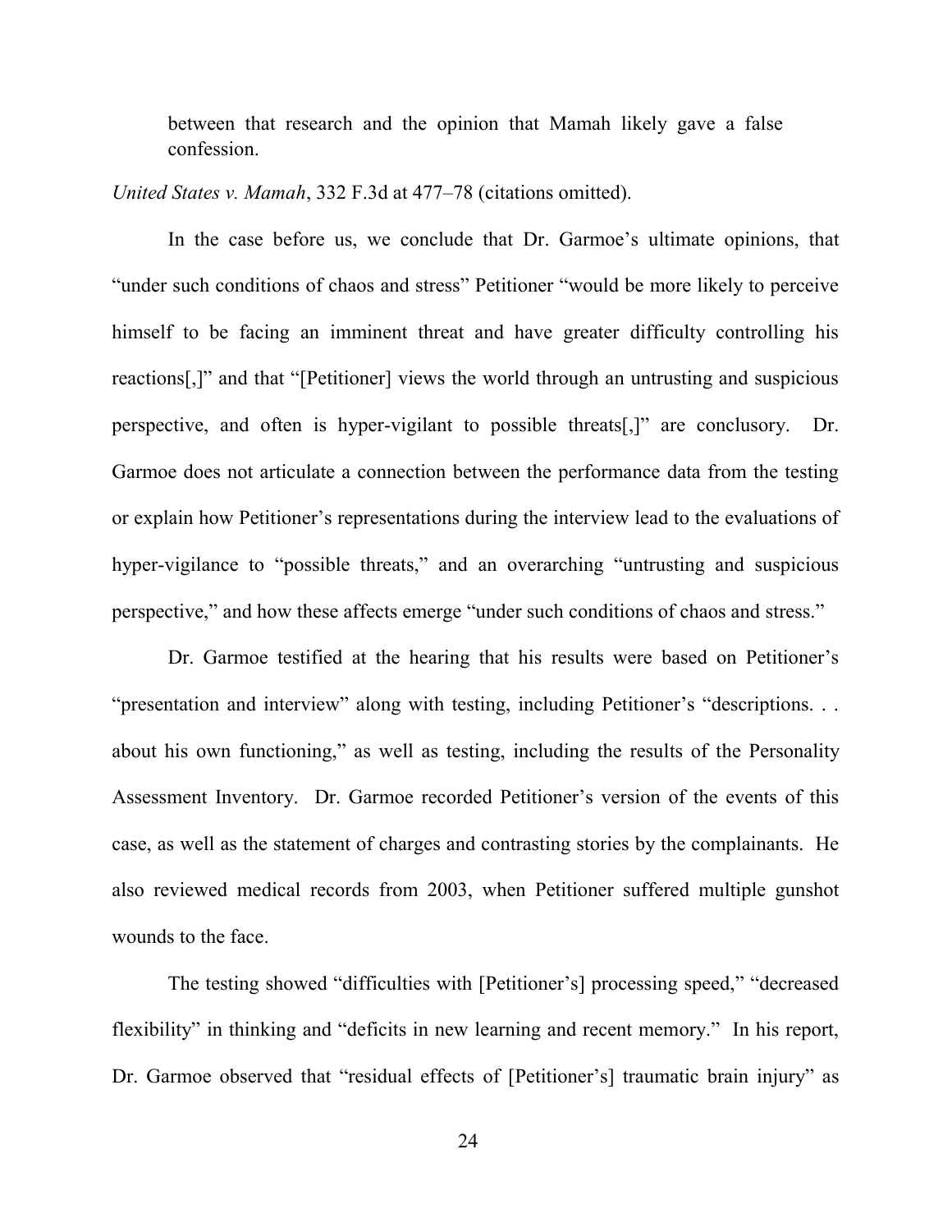> between that research and the opinion that Mamah likely gave a false confession.

*United States v. Mamah*, 332 F.3d at 477–78 (citations omitted).

In the case before us, we conclude that Dr. Garmoe's ultimate opinions, that "under such conditions of chaos and stress" Petitioner "would be more likely to perceive himself to be facing an imminent threat and have greater difficulty controlling his reactions[,]" and that "[Petitioner] views the world through an untrusting and suspicious perspective, and often is hyper-vigilant to possible threats[,]" are conclusory. Dr. Garmoe does not articulate a connection between the performance data from the testing or explain how Petitioner's representations during the interview lead to the evaluations of hyper-vigilance to "possible threats," and an overarching "untrusting and suspicious perspective," and how these affects emerge "under such conditions of chaos and stress."

Dr. Garmoe testified at the hearing that his results were based on Petitioner's "presentation and interview" along with testing, including Petitioner's "descriptions. . . about his own functioning," as well as testing, including the results of the Personality Assessment Inventory. Dr. Garmoe recorded Petitioner's version of the events of this case, as well as the statement of charges and contrasting stories by the complainants. He also reviewed medical records from 2003, when Petitioner suffered multiple gunshot wounds to the face.

The testing showed "difficulties with [Petitioner's] processing speed," "decreased flexibility" in thinking and "deficits in new learning and recent memory." In his report, Dr. Garmoe observed that "residual effects of [Petitioner's] traumatic brain injury" as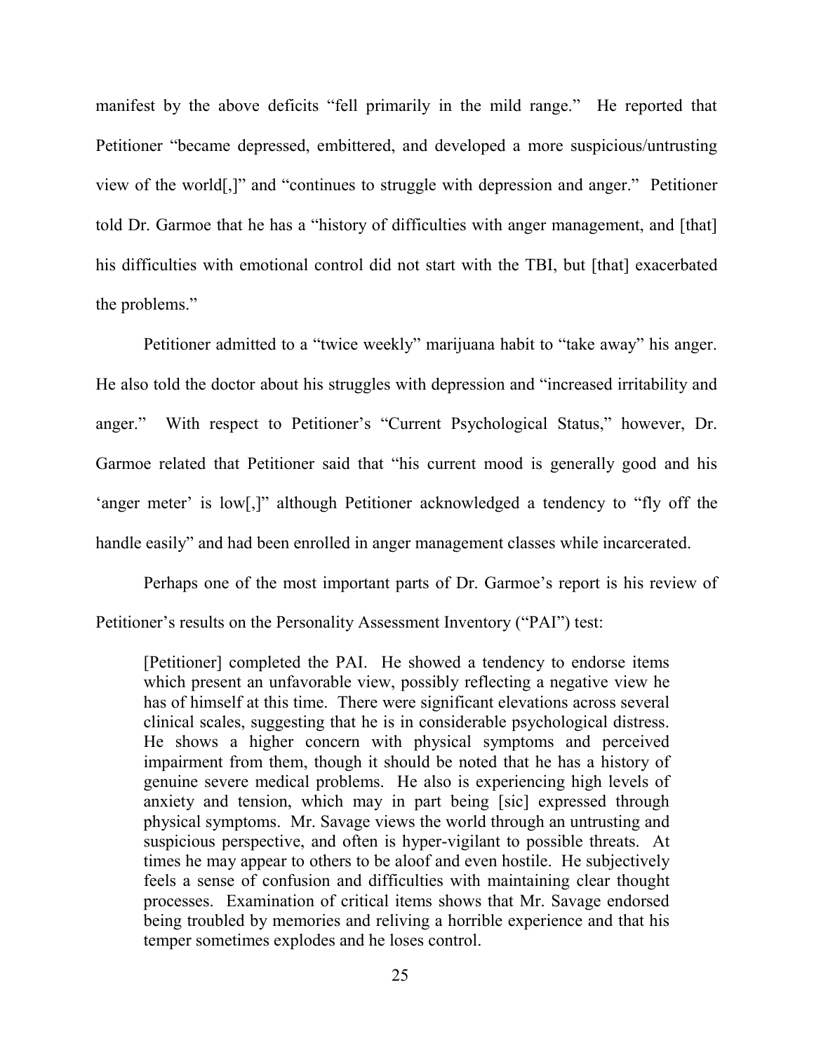manifest by the above deficits "fell primarily in the mild range." He reported that Petitioner "became depressed, embittered, and developed a more suspicious/untrusting view of the world[,]" and "continues to struggle with depression and anger." Petitioner told Dr. Garmoe that he has a "history of difficulties with anger management, and [that] his difficulties with emotional control did not start with the TBI, but [that] exacerbated the problems."

Petitioner admitted to a "twice weekly" marijuana habit to "take away" his anger. He also told the doctor about his struggles with depression and "increased irritability and anger." With respect to Petitioner's "Current Psychological Status," however, Dr. Garmoe related that Petitioner said that "his current mood is generally good and his 'anger meter' is low[,]" although Petitioner acknowledged a tendency to "fly off the handle easily" and had been enrolled in anger management classes while incarcerated.

Perhaps one of the most important parts of Dr. Garmoe's report is his review of Petitioner's results on the Personality Assessment Inventory ("PAI") test:

> [Petitioner] completed the PAI. He showed a tendency to endorse items which present an unfavorable view, possibly reflecting a negative view he has of himself at this time. There were significant elevations across several clinical scales, suggesting that he is in considerable psychological distress. He shows a higher concern with physical symptoms and perceived impairment from them, though it should be noted that he has a history of genuine severe medical problems. He also is experiencing high levels of anxiety and tension, which may in part being [sic] expressed through physical symptoms. Mr. Savage views the world through an untrusting and suspicious perspective, and often is hyper-vigilant to possible threats. At times he may appear to others to be aloof and even hostile. He subjectively feels a sense of confusion and difficulties with maintaining clear thought processes. Examination of critical items shows that Mr. Savage endorsed being troubled by memories and reliving a horrible experience and that his temper sometimes explodes and he loses control.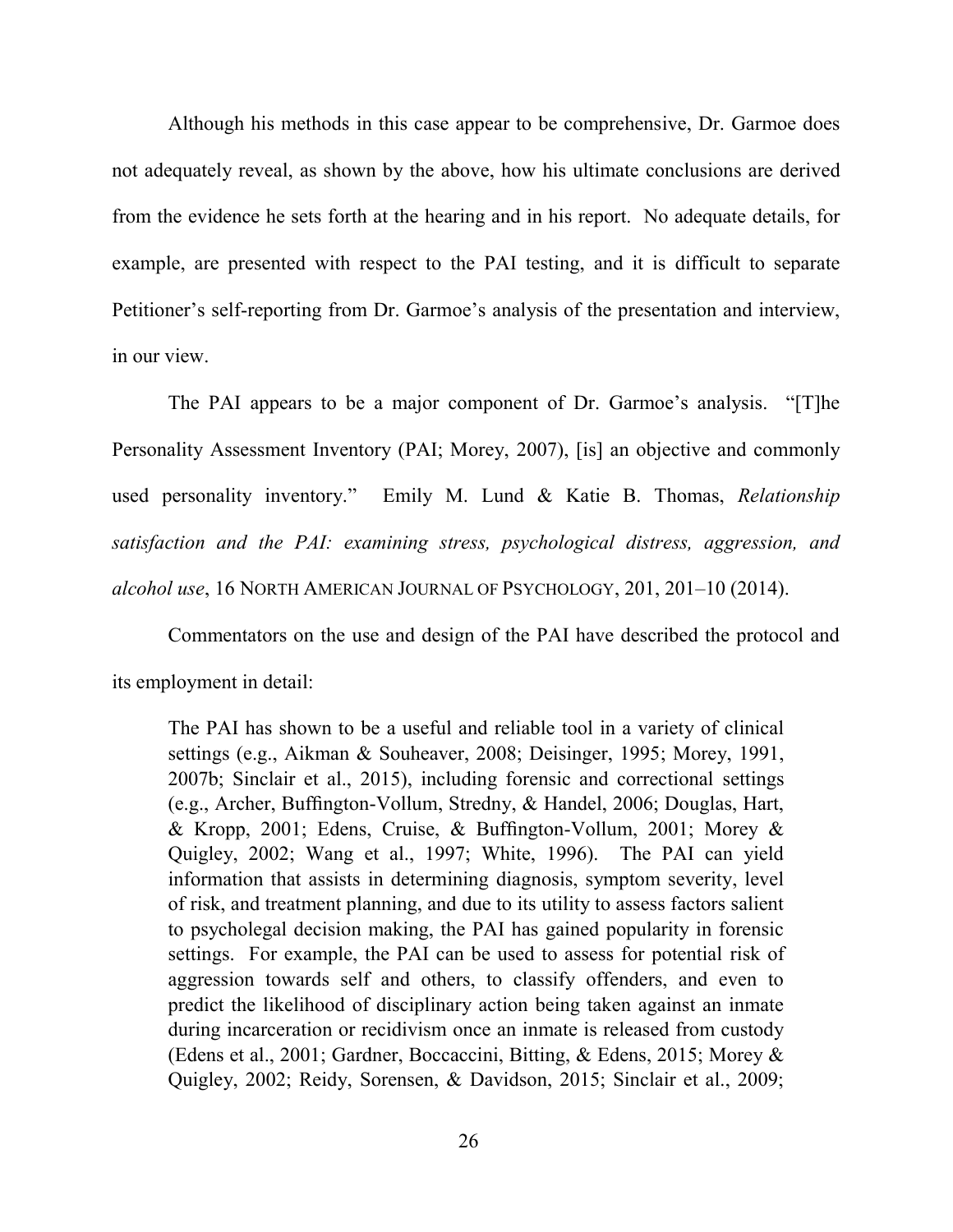Although his methods in this case appear to be comprehensive, Dr. Garmoe does not adequately reveal, as shown by the above, how his ultimate conclusions are derived from the evidence he sets forth at the hearing and in his report. No adequate details, for example, are presented with respect to the PAI testing, and it is difficult to separate Petitioner's self-reporting from Dr. Garmoe's analysis of the presentation and interview, in our view.

The PAI appears to be a major component of Dr. Garmoe's analysis. "[T]he Personality Assessment Inventory (PAI; Morey, 2007), [is] an objective and commonly used personality inventory." Emily M. Lund & Katie B. Thomas, *Relationship satisfaction and the PAI: examining stress, psychological distress, aggression, and alcohol use*, 16 NORTH AMERICAN JOURNAL OF PSYCHOLOGY, 201, 201–10 (2014).

Commentators on the use and design of the PAI have described the protocol and its employment in detail:

> The PAI has shown to be a useful and reliable tool in a variety of clinical settings (e.g., Aikman & Souheaver, 2008; Deisinger, 1995; Morey, 1991, 2007b; Sinclair et al., 2015), including forensic and correctional settings (e.g., Archer, Buffington-Vollum, Stredny, & Handel, 2006; Douglas, Hart, & Kropp, 2001; Edens, Cruise, & Buffington-Vollum, 2001; Morey & Quigley, 2002; Wang et al., 1997; White, 1996). The PAI can yield information that assists in determining diagnosis, symptom severity, level of risk, and treatment planning, and due to its utility to assess factors salient to psychologal decision making, the PAI has gained popularity in forensic settings. For example, the PAI can be used to assess for potential risk of aggression towards self and others, to classify offenders, and even to predict the likelihood of disciplinary action being taken against an inmate during incarceration or recidivism once an inmate is released from custody (Edens et al., 2001; Gardner, Boccaccini, Bitting, & Edens, 2015; Morey & Quigley, 2002; Reidy, Sorensen, & Davidson, 2015; Sinclair et al., 2009;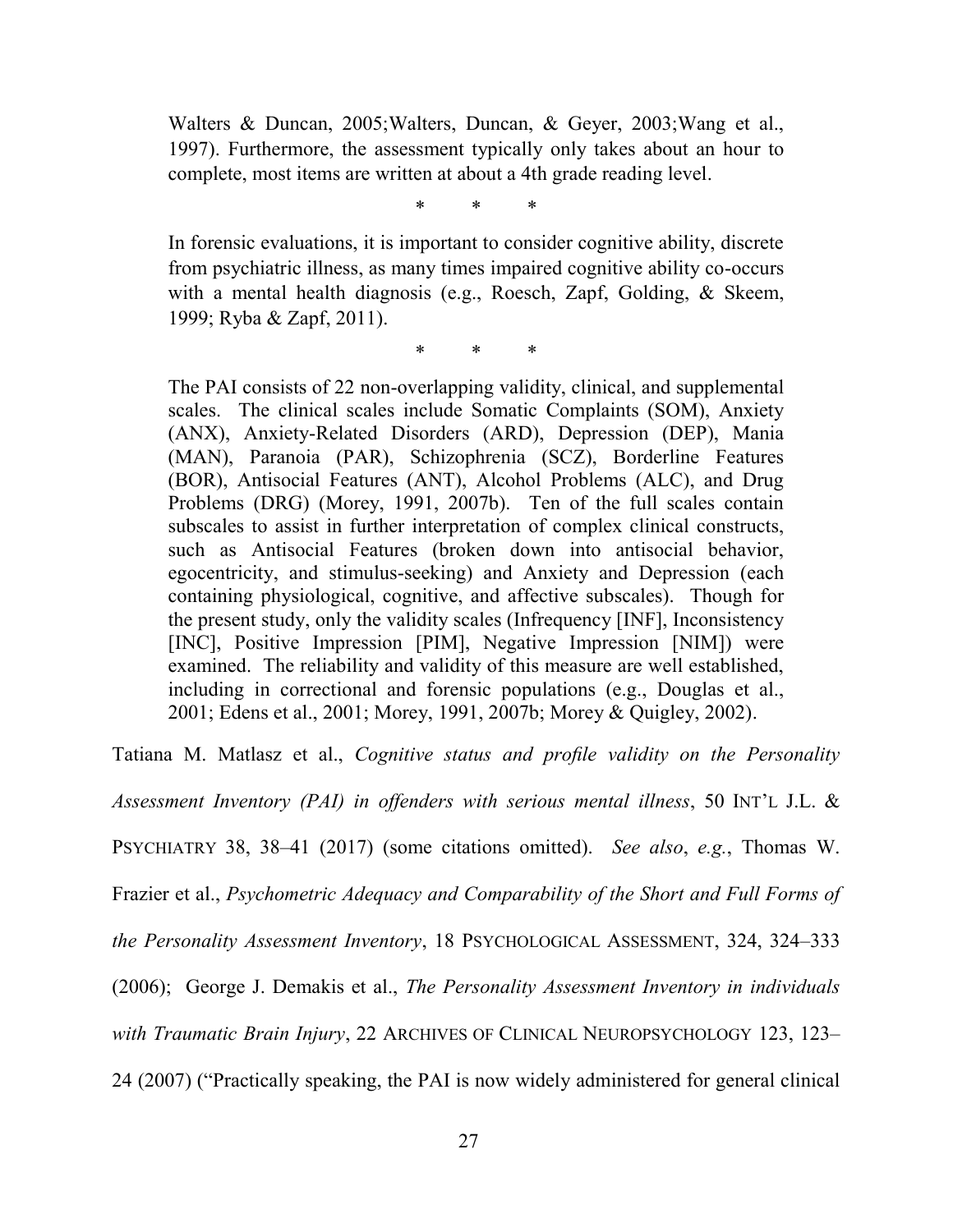> Walters & Duncan, 2005;Walters, Duncan, & Geyer, 2003;Wang et al., 1997). Furthermore, the assessment typically only takes about an hour to complete, most items are written at about a 4th grade reading level.
>
> \* \* \*
>
> In forensic evaluations, it is important to consider cognitive ability, discrete from psychiatric illness, as many times impaired cognitive ability co-occurs with a mental health diagnosis (e.g., Roesch, Zapf, Golding, & Skeem, 1999; Ryba & Zapf, 2011).
>
> \* \* \*
>
> The PAI consists of 22 non-overlapping validity, clinical, and supplemental scales. The clinical scales include Somatic Complaints (SOM), Anxiety (ANX), Anxiety-Related Disorders (ARD), Depression (DEP), Mania (MAN), Paranoia (PAR), Schizophrenia (SCZ), Borderline Features (BOR), Antisocial Features (ANT), Alcohol Problems (ALC), and Drug Problems (DRG) (Morey, 1991, 2007b). Ten of the full scales contain subscales to assist in further interpretation of complex clinical constructs, such as Antisocial Features (broken down into antisocial behavior, egocentricity, and stimulus-seeking) and Anxiety and Depression (each containing physiological, cognitive, and affective subscales). Though for the present study, only the validity scales (Infrequency [INF], Inconsistency [INC], Positive Impression [PIM], Negative Impression [NIM]) were examined. The reliability and validity of this measure are well established, including in correctional and forensic populations (e.g., Douglas et al., 2001; Edens et al., 2001; Morey, 1991, 2007b; Morey & Quigley, 2002).

Tatiana M. Matlasz et al., *Cognitive status and profile validity on the Personality Assessment Inventory (PAI) in offenders with serious mental illness*, 50 INT'L J.L. & PSYCHIATRY 38, 38–41 (2017) (some citations omitted). *See also*, *e.g.*, Thomas W. Frazier et al., *Psychometric Adequacy and Comparability of the Short and Full Forms of the Personality Assessment Inventory*, 18 PSYCHOLOGICAL ASSESSMENT, 324, 324–333 (2006); George J. Demakis et al., *The Personality Assessment Inventory in individuals with Traumatic Brain Injury*, 22 ARCHIVES OF CLINICAL NEUROPSYCHOLOGY 123, 123–24 (2007) ("Practically speaking, the PAI is now widely administered for general clinical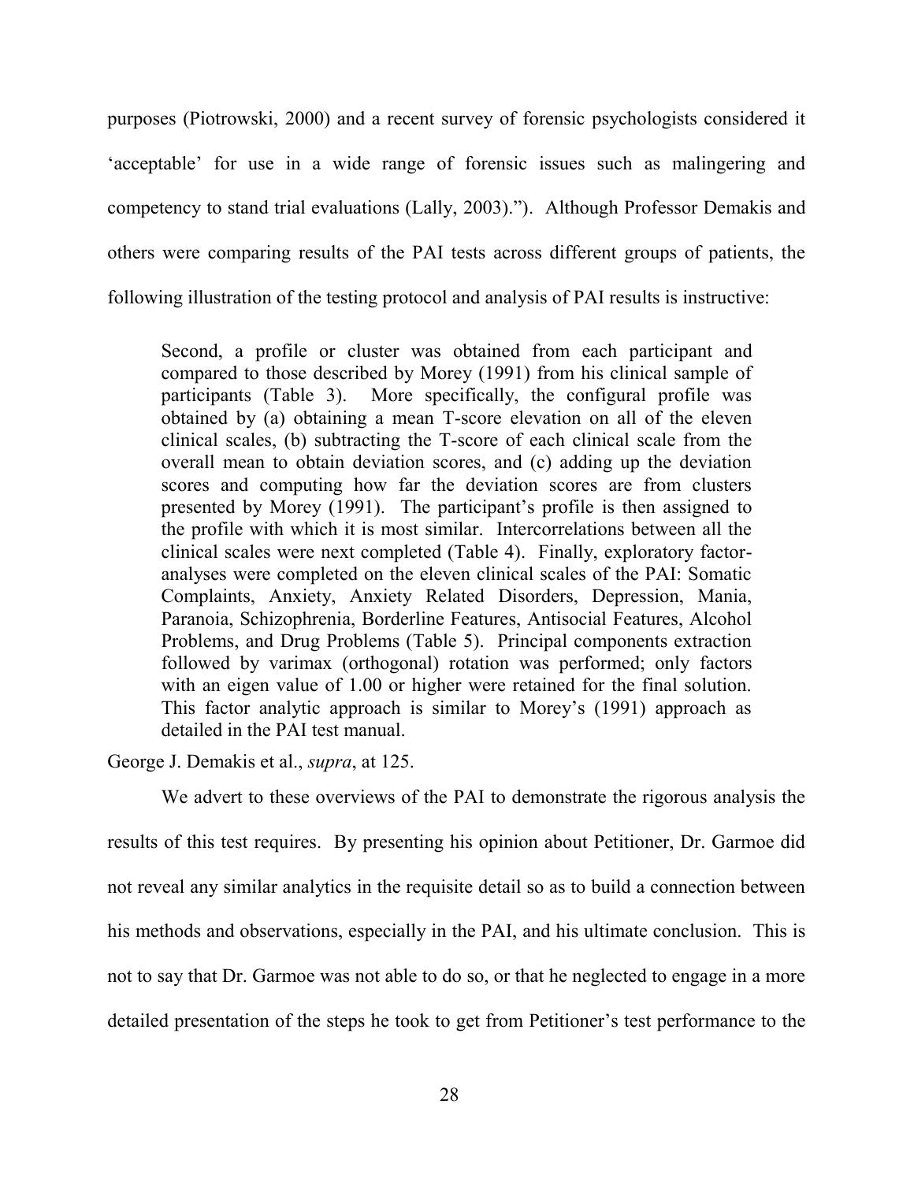purposes (Piotrowski, 2000) and a recent survey of forensic psychologists considered it 'acceptable' for use in a wide range of forensic issues such as malingering and competency to stand trial evaluations (Lally, 2003).”). Although Professor Demakis and others were comparing results of the PAI tests across different groups of patients, the following illustration of the testing protocol and analysis of PAI results is instructive:

> Second, a profile or cluster was obtained from each participant and compared to those described by Morey (1991) from his clinical sample of participants (Table 3). More specifically, the configural profile was obtained by (a) obtaining a mean T-score elevation on all of the eleven clinical scales, (b) subtracting the T-score of each clinical scale from the overall mean to obtain deviation scores, and (c) adding up the deviation scores and computing how far the deviation scores are from clusters presented by Morey (1991). The participant's profile is then assigned to the profile with which it is most similar. Intercorrelations between all the clinical scales were next completed (Table 4). Finally, exploratory factor-analyses were completed on the eleven clinical scales of the PAI: Somatic Complaints, Anxiety, Anxiety Related Disorders, Depression, Mania, Paranoia, Schizophrenia, Borderline Features, Antisocial Features, Alcohol Problems, and Drug Problems (Table 5). Principal components extraction followed by varimax (orthogonal) rotation was performed; only factors with an eigen value of 1.00 or higher were retained for the final solution. This factor analytic approach is similar to Morey's (1991) approach as detailed in the PAI test manual.

George J. Demakis et al., *supra*, at 125.

We advert to these overviews of the PAI to demonstrate the rigorous analysis the results of this test requires. By presenting his opinion about Petitioner, Dr. Garmoe did not reveal any similar analytics in the requisite detail so as to build a connection between his methods and observations, especially in the PAI, and his ultimate conclusion. This is not to say that Dr. Garmoe was not able to do so, or that he neglected to engage in a more detailed presentation of the steps he took to get from Petitioner's test performance to the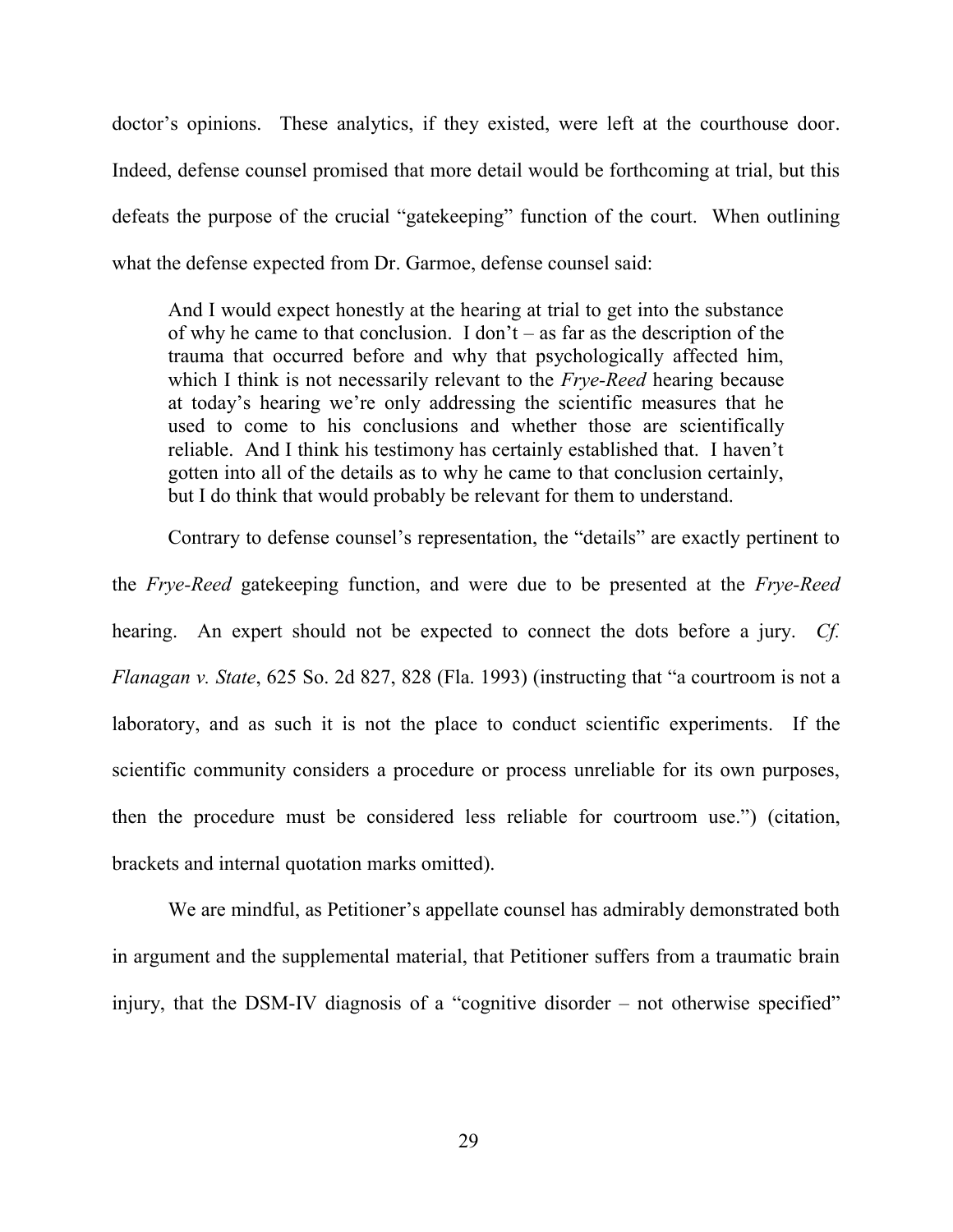doctor's opinions. These analytics, if they existed, were left at the courthouse door. Indeed, defense counsel promised that more detail would be forthcoming at trial, but this defeats the purpose of the crucial "gatekeeping" function of the court. When outlining what the defense expected from Dr. Garmoe, defense counsel said:

> And I would expect honestly at the hearing at trial to get into the substance of why he came to that conclusion. I don't – as far as the description of the trauma that occurred before and why that psychologically affected him, which I think is not necessarily relevant to the *Frye-Reed* hearing because at today's hearing we're only addressing the scientific measures that he used to come to his conclusions and whether those are scientifically reliable. And I think his testimony has certainly established that. I haven't gotten into all of the details as to why he came to that conclusion certainly, but I do think that would probably be relevant for them to understand.

Contrary to defense counsel's representation, the "details" are exactly pertinent to the *Frye-Reed* gatekeeping function, and were due to be presented at the *Frye-Reed* hearing. An expert should not be expected to connect the dots before a jury. *Cf. Flanagan v. State*, 625 So. 2d 827, 828 (Fla. 1993) (instructing that "a courtroom is not a laboratory, and as such it is not the place to conduct scientific experiments. If the scientific community considers a procedure or process unreliable for its own purposes, then the procedure must be considered less reliable for courtroom use.") (citation, brackets and internal quotation marks omitted).

We are mindful, as Petitioner's appellate counsel has admirably demonstrated both in argument and the supplemental material, that Petitioner suffers from a traumatic brain injury, that the DSM-IV diagnosis of a "cognitive disorder – not otherwise specified"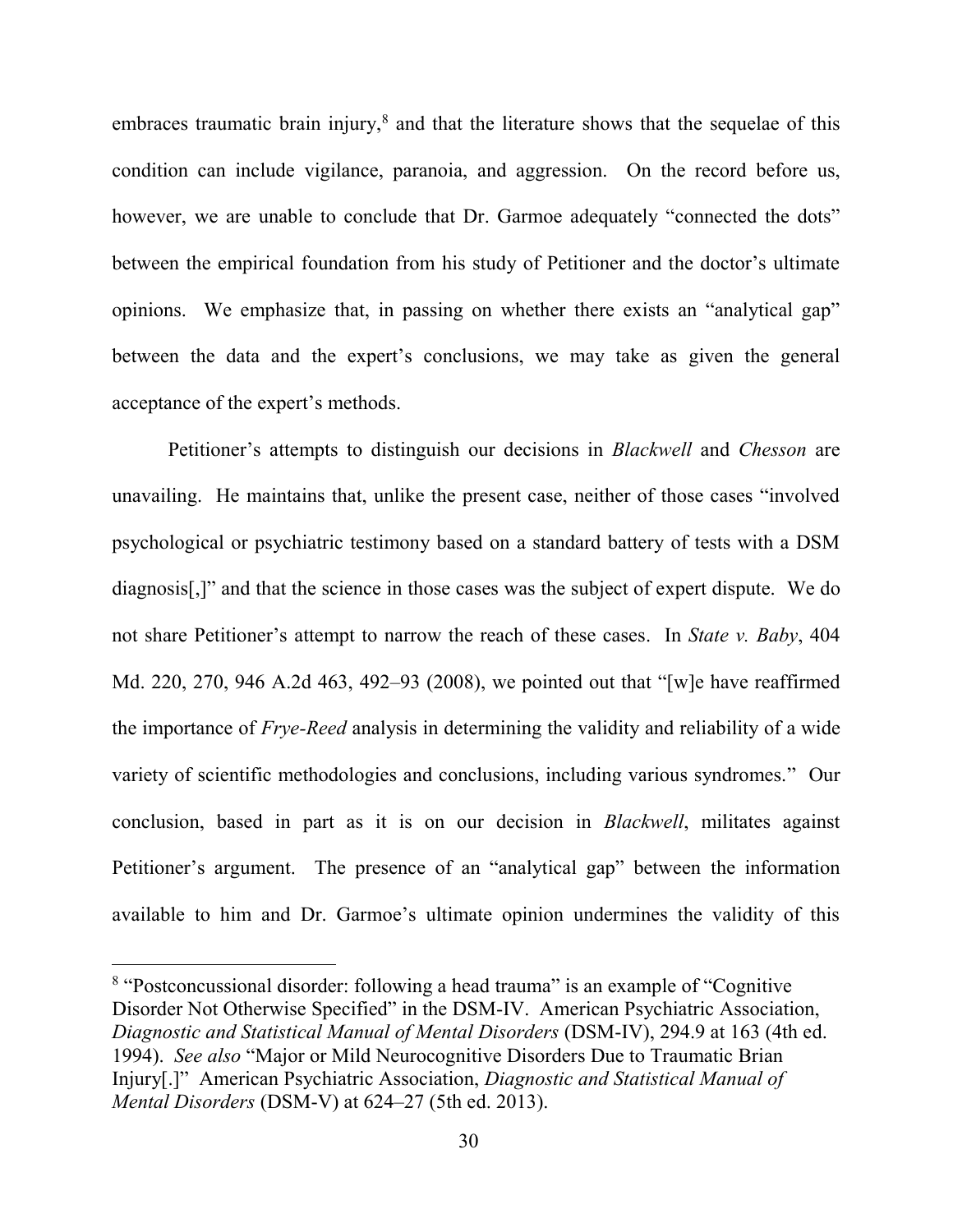embraces traumatic brain injury,[8] and that the literature shows that the sequelae of this condition can include vigilance, paranoia, and aggression. On the record before us, however, we are unable to conclude that Dr. Garmoe adequately "connected the dots" between the empirical foundation from his study of Petitioner and the doctor's ultimate opinions. We emphasize that, in passing on whether there exists an "analytical gap" between the data and the expert's conclusions, we may take as given the general acceptance of the expert's methods.

Petitioner's attempts to distinguish our decisions in *Blackwell* and *Chesson* are unavailing. He maintains that, unlike the present case, neither of those cases "involved psychological or psychiatric testimony based on a standard battery of tests with a DSM diagnosis[,]" and that the science in those cases was the subject of expert dispute. We do not share Petitioner's attempt to narrow the reach of these cases. In *State v. Baby*, 404 Md. 220, 270, 946 A.2d 463, 492–93 (2008), we pointed out that "[w]e have reaffirmed the importance of *Frye-Reed* analysis in determining the validity and reliability of a wide variety of scientific methodologies and conclusions, including various syndromes." Our conclusion, based in part as it is on our decision in *Blackwell*, militates against Petitioner's argument. The presence of an "analytical gap" between the information available to him and Dr. Garmoe's ultimate opinion undermines the validity of this

---

[8] "Postconcussional disorder: following a head trauma" is an example of "Cognitive Disorder Not Otherwise Specified" in the DSM-IV. American Psychiatric Association, *Diagnostic and Statistical Manual of Mental Disorders* (DSM-IV), 294.9 at 163 (4th ed. 1994). *See also* "Major or Mild Neurocognitive Disorders Due to Traumatic Brian Injury[.]" American Psychiatric Association, *Diagnostic and Statistical Manual of Mental Disorders* (DSM-V) at 624–27 (5th ed. 2013).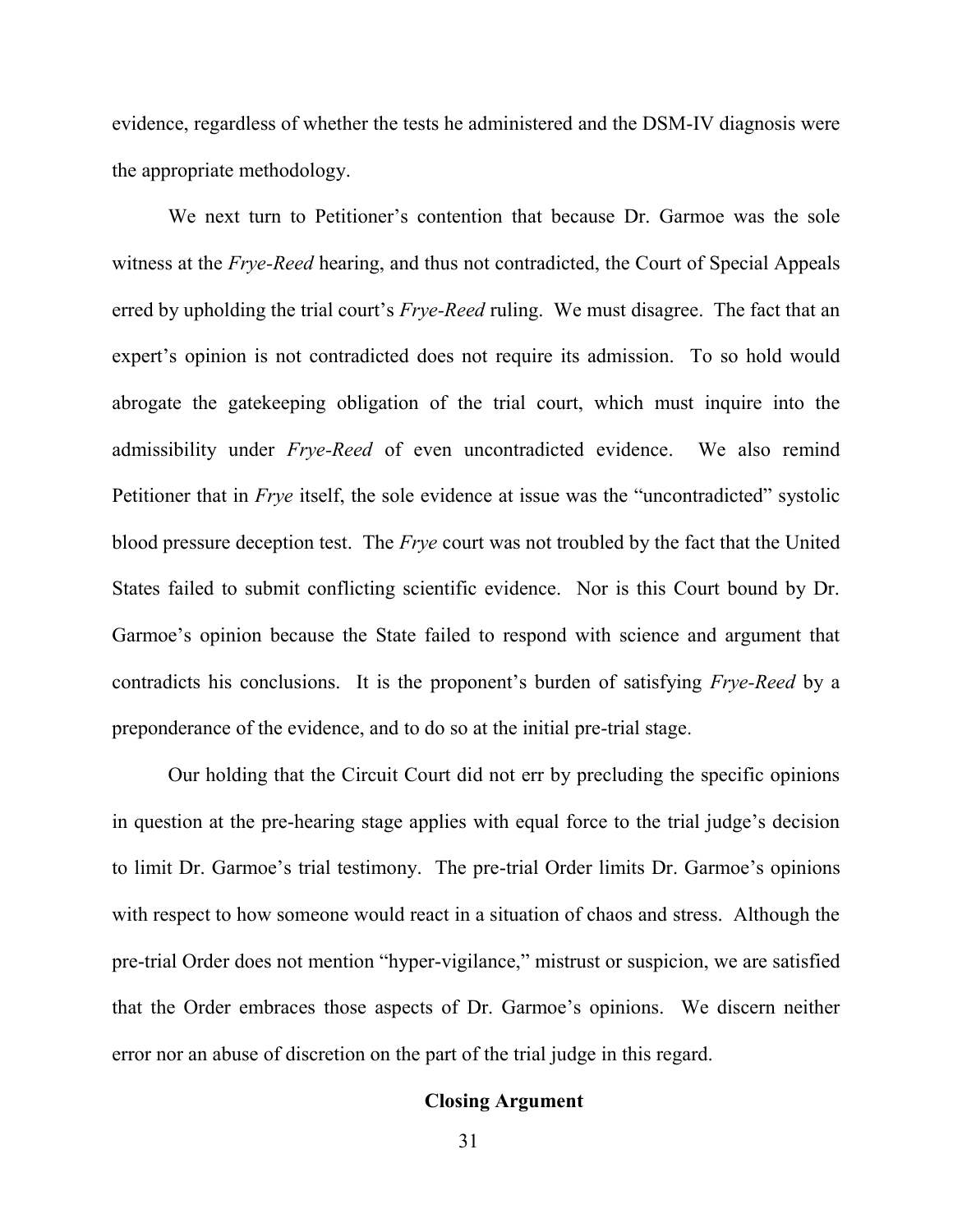evidence, regardless of whether the tests he administered and the DSM-IV diagnosis were the appropriate methodology.

We next turn to Petitioner's contention that because Dr. Garmoe was the sole witness at the *Frye-Reed* hearing, and thus not contradicted, the Court of Special Appeals erred by upholding the trial court's *Frye-Reed* ruling. We must disagree. The fact that an expert's opinion is not contradicted does not require its admission. To so hold would abrogate the gatekeeping obligation of the trial court, which must inquire into the admissibility under *Frye-Reed* of even uncontradicted evidence. We also remind Petitioner that in *Frye* itself, the sole evidence at issue was the "uncontradicted" systolic blood pressure deception test. The *Frye* court was not troubled by the fact that the United States failed to submit conflicting scientific evidence. Nor is this Court bound by Dr. Garmoe's opinion because the State failed to respond with science and argument that contradicts his conclusions. It is the proponent's burden of satisfying *Frye-Reed* by a preponderance of the evidence, and to do so at the initial pre-trial stage.

Our holding that the Circuit Court did not err by precluding the specific opinions in question at the pre-hearing stage applies with equal force to the trial judge's decision to limit Dr. Garmoe's trial testimony. The pre-trial Order limits Dr. Garmoe's opinions with respect to how someone would react in a situation of chaos and stress. Although the pre-trial Order does not mention "hyper-vigilance," mistrust or suspicion, we are satisfied that the Order embraces those aspects of Dr. Garmoe's opinions. We discern neither error nor an abuse of discretion on the part of the trial judge in this regard.

**Closing Argument**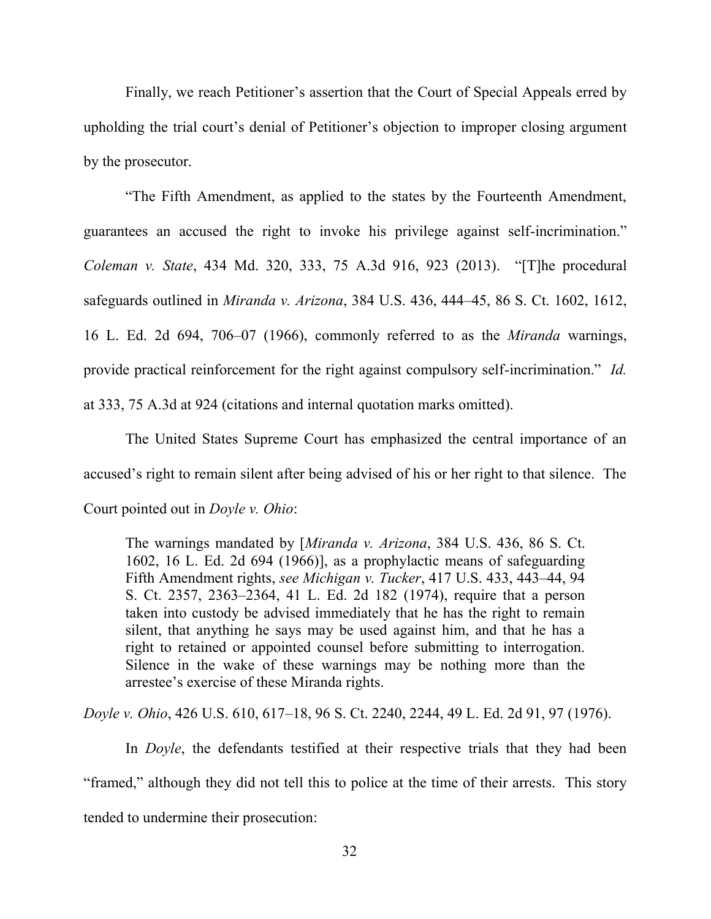Finally, we reach Petitioner's assertion that the Court of Special Appeals erred by upholding the trial court's denial of Petitioner's objection to improper closing argument by the prosecutor.

"The Fifth Amendment, as applied to the states by the Fourteenth Amendment, guarantees an accused the right to invoke his privilege against self-incrimination." *Coleman v. State*, 434 Md. 320, 333, 75 A.3d 916, 923 (2013). "[T]he procedural safeguards outlined in *Miranda v. Arizona*, 384 U.S. 436, 444–45, 86 S. Ct. 1602, 1612, 16 L. Ed. 2d 694, 706–07 (1966), commonly referred to as the *Miranda* warnings, provide practical reinforcement for the right against compulsory self-incrimination." *Id.* at 333, 75 A.3d at 924 (citations and internal quotation marks omitted).

The United States Supreme Court has emphasized the central importance of an accused's right to remain silent after being advised of his or her right to that silence. The Court pointed out in *Doyle v. Ohio*:

> The warnings mandated by [*Miranda v. Arizona*, 384 U.S. 436, 86 S. Ct. 1602, 16 L. Ed. 2d 694 (1966)], as a prophylactic means of safeguarding Fifth Amendment rights, *see Michigan v. Tucker*, 417 U.S. 433, 443–44, 94 S. Ct. 2357, 2363–2364, 41 L. Ed. 2d 182 (1974), require that a person taken into custody be advised immediately that he has the right to remain silent, that anything he says may be used against him, and that he has a right to retained or appointed counsel before submitting to interrogation. Silence in the wake of these warnings may be nothing more than the arrestee's exercise of these Miranda rights.

*Doyle v. Ohio*, 426 U.S. 610, 617–18, 96 S. Ct. 2240, 2244, 49 L. Ed. 2d 91, 97 (1976).

In *Doyle*, the defendants testified at their respective trials that they had been "framed," although they did not tell this to police at the time of their arrests. This story tended to undermine their prosecution: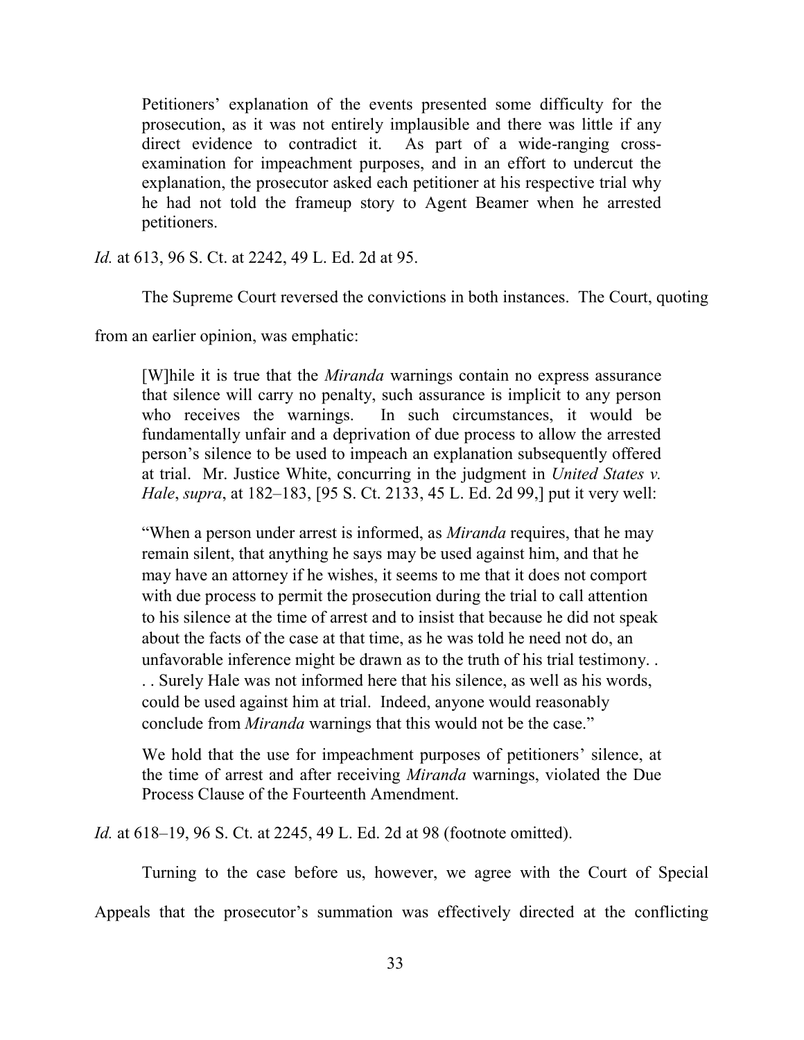> Petitioners' explanation of the events presented some difficulty for the prosecution, as it was not entirely implausible and there was little if any direct evidence to contradict it. As part of a wide-ranging cross-examination for impeachment purposes, and in an effort to undercut the explanation, the prosecutor asked each petitioner at his respective trial why he had not told the frameup story to Agent Beamer when he arrested petitioners.

*Id.* at 613, 96 S. Ct. at 2242, 49 L. Ed. 2d at 95.

The Supreme Court reversed the convictions in both instances. The Court, quoting from an earlier opinion, was emphatic:

> [W]hile it is true that the *Miranda* warnings contain no express assurance that silence will carry no penalty, such assurance is implicit to any person who receives the warnings. In such circumstances, it would be fundamentally unfair and a deprivation of due process to allow the arrested person's silence to be used to impeach an explanation subsequently offered at trial. Mr. Justice White, concurring in the judgment in *United States v. Hale*, *supra*, at 182–183, [95 S. Ct. 2133, 45 L. Ed. 2d 99,] put it very well:
>
> "When a person under arrest is informed, as *Miranda* requires, that he may remain silent, that anything he says may be used against him, and that he may have an attorney if he wishes, it seems to me that it does not comport with due process to permit the prosecution during the trial to call attention to his silence at the time of arrest and to insist that because he did not speak about the facts of the case at that time, as he was told he need not do, an unfavorable inference might be drawn as to the truth of his trial testimony. . . . Surely Hale was not informed here that his silence, as well as his words, could be used against him at trial. Indeed, anyone would reasonably conclude from *Miranda* warnings that this would not be the case."
>
> We hold that the use for impeachment purposes of petitioners' silence, at the time of arrest and after receiving *Miranda* warnings, violated the Due Process Clause of the Fourteenth Amendment.

*Id.* at 618–19, 96 S. Ct. at 2245, 49 L. Ed. 2d at 98 (footnote omitted).

Turning to the case before us, however, we agree with the Court of Special Appeals that the prosecutor's summation was effectively directed at the conflicting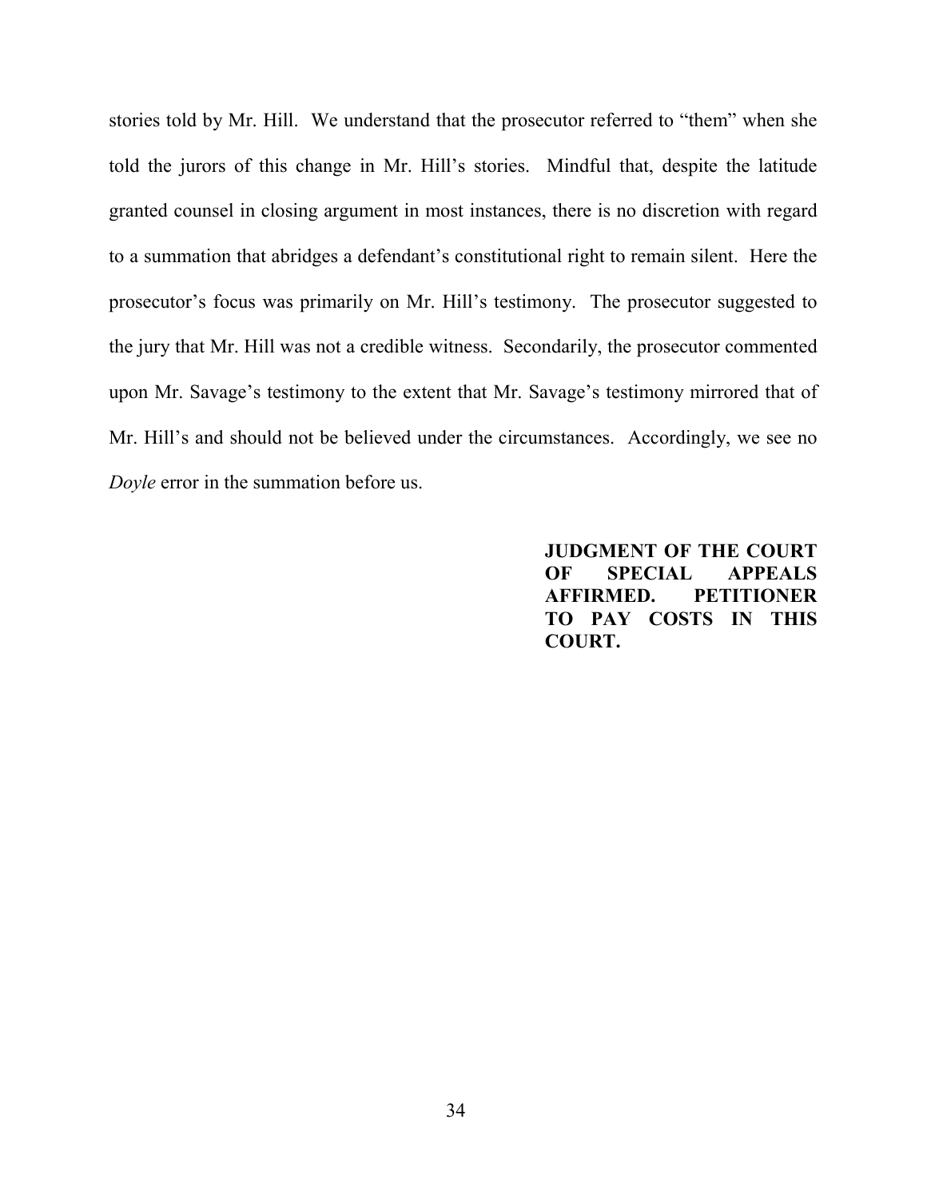stories told by Mr. Hill. We understand that the prosecutor referred to "them" when she told the jurors of this change in Mr. Hill's stories. Mindful that, despite the latitude granted counsel in closing argument in most instances, there is no discretion with regard to a summation that abridges a defendant's constitutional right to remain silent. Here the prosecutor's focus was primarily on Mr. Hill's testimony. The prosecutor suggested to the jury that Mr. Hill was not a credible witness. Secondarily, the prosecutor commented upon Mr. Savage's testimony to the extent that Mr. Savage's testimony mirrored that of Mr. Hill's and should not be believed under the circumstances. Accordingly, we see no *Doyle* error in the summation before us.

**JUDGMENT OF THE COURT OF SPECIAL APPEALS AFFIRMED. PETITIONER TO PAY COSTS IN THIS COURT.**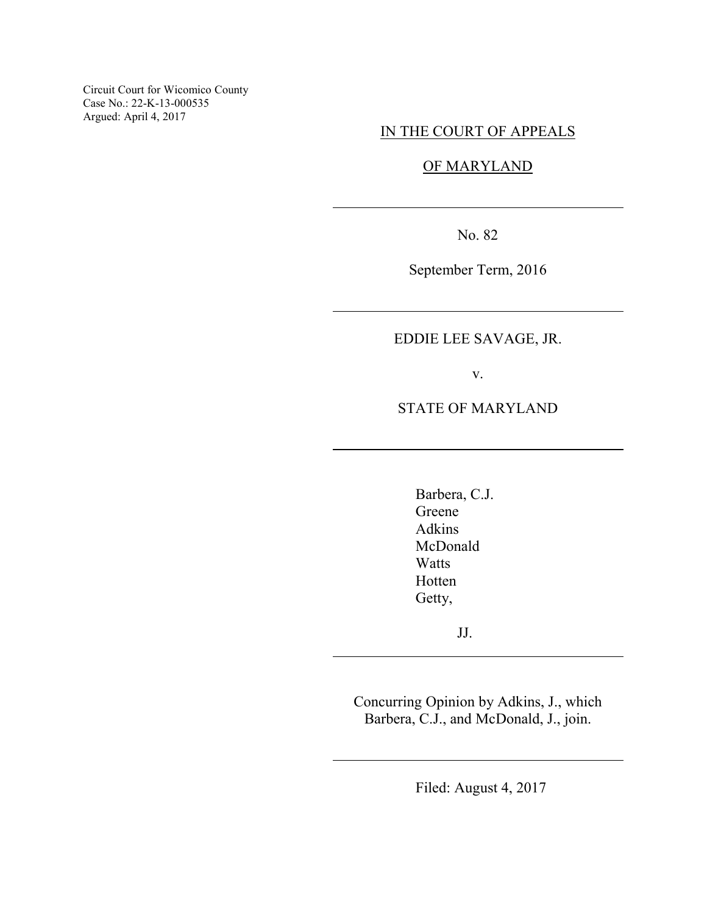Circuit Court for Wicomico County
Case No.: 22-K-13-000535
Argued: April 4, 2017

IN THE COURT OF APPEALS

OF MARYLAND

No. 82

September Term, 2016

EDDIE LEE SAVAGE, JR.

v.

STATE OF MARYLAND

Barbera, C.J.
Greene
Adkins
McDonald
Watts
Hotten
Getty,

JJ.

Concurring Opinion by Adkins, J., which Barbera, C.J., and McDonald, J., join.

Filed: August 4, 2017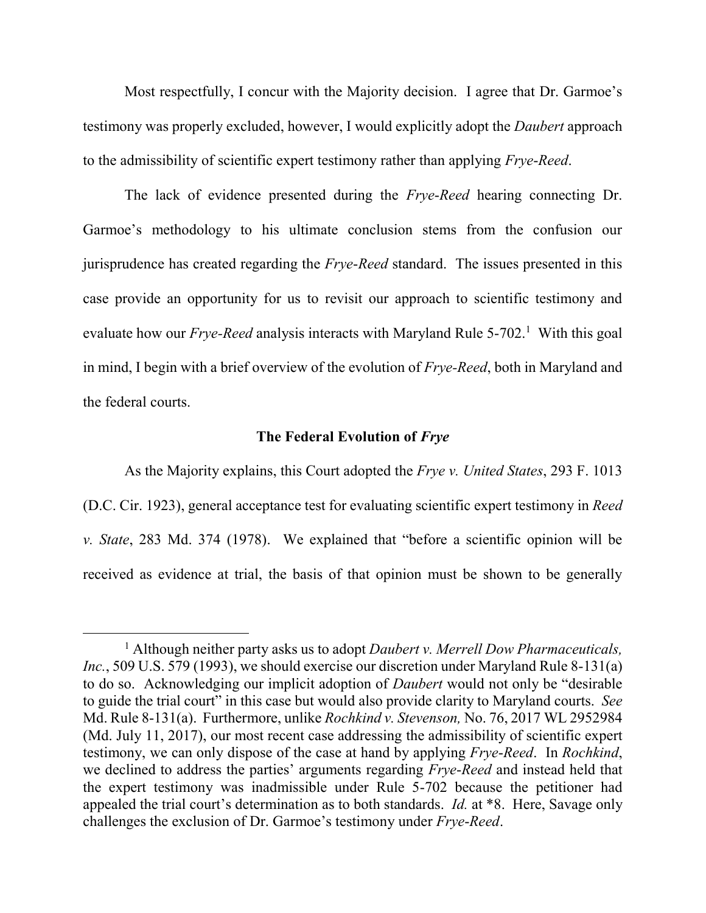Most respectfully, I concur with the Majority decision. I agree that Dr. Garmoe's testimony was properly excluded, however, I would explicitly adopt the *Daubert* approach to the admissibility of scientific expert testimony rather than applying *Frye-Reed*.

The lack of evidence presented during the *Frye-Reed* hearing connecting Dr. Garmoe's methodology to his ultimate conclusion stems from the confusion our jurisprudence has created regarding the *Frye-Reed* standard. The issues presented in this case provide an opportunity for us to revisit our approach to scientific testimony and evaluate how our *Frye-Reed* analysis interacts with Maryland Rule 5-702.[1] With this goal in mind, I begin with a brief overview of the evolution of *Frye-Reed*, both in Maryland and the federal courts.

**The Federal Evolution of *Frye***

As the Majority explains, this Court adopted the *Frye v. United States*, 293 F. 1013 (D.C. Cir. 1923), general acceptance test for evaluating scientific expert testimony in *Reed v. State*, 283 Md. 374 (1978). We explained that "before a scientific opinion will be received as evidence at trial, the basis of that opinion must be shown to be generally

---

[1] Although neither party asks us to adopt *Daubert v. Merrell Dow Pharmaceuticals, Inc.*, 509 U.S. 579 (1993), we should exercise our discretion under Maryland Rule 8-131(a) to do so. Acknowledging our implicit adoption of *Daubert* would not only be "desirable to guide the trial court" in this case but would also provide clarity to Maryland courts. *See* Md. Rule 8-131(a). Furthermore, unlike *Rochkind v. Stevenson,* No. 76, 2017 WL 2952984 (Md. July 11, 2017), our most recent case addressing the admissibility of scientific expert testimony, we can only dispose of the case at hand by applying *Frye-Reed*. In *Rochkind*, we declined to address the parties' arguments regarding *Frye-Reed* and instead held that the expert testimony was inadmissible under Rule 5-702 because the petitioner had appealed the trial court's determination as to both standards. *Id.* at *8. Here, Savage only challenges the exclusion of Dr. Garmoe's testimony under *Frye-Reed*.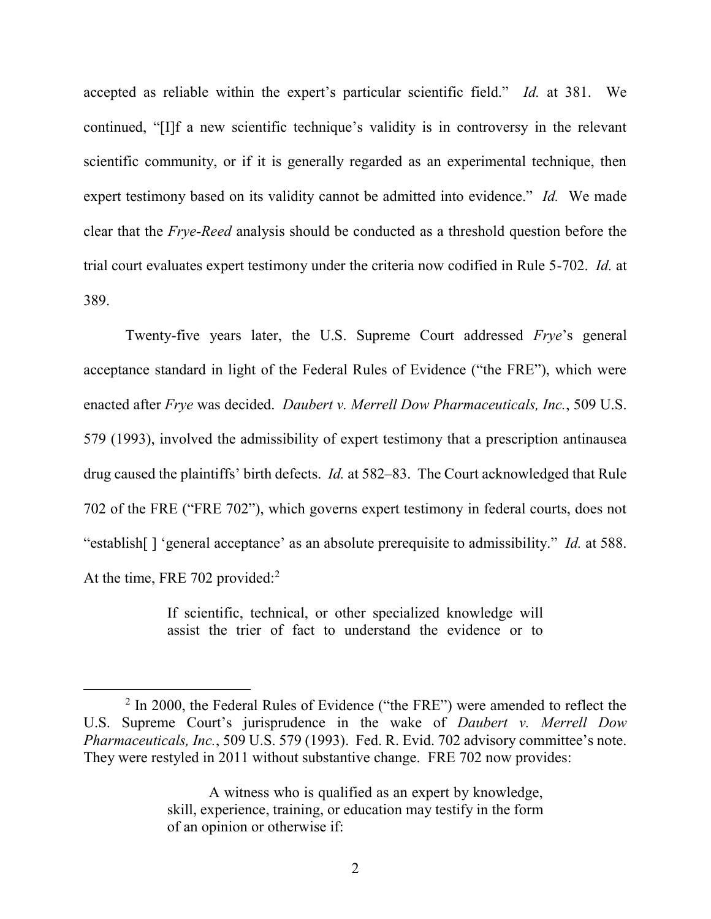accepted as reliable within the expert's particular scientific field." *Id.* at 381. We continued, "[I]f a new scientific technique's validity is in controversy in the relevant scientific community, or if it is generally regarded as an experimental technique, then expert testimony based on its validity cannot be admitted into evidence." *Id.* We made clear that the *Frye-Reed* analysis should be conducted as a threshold question before the trial court evaluates expert testimony under the criteria now codified in Rule 5-702. *Id.* at 389.

Twenty-five years later, the U.S. Supreme Court addressed *Frye*'s general acceptance standard in light of the Federal Rules of Evidence ("the FRE"), which were enacted after *Frye* was decided. *Daubert v. Merrell Dow Pharmaceuticals, Inc.*, 509 U.S. 579 (1993), involved the admissibility of expert testimony that a prescription antinausea drug caused the plaintiffs' birth defects. *Id.* at 582–83. The Court acknowledged that Rule 702 of the FRE ("FRE 702"), which governs expert testimony in federal courts, does not "establish[ ] 'general acceptance' as an absolute prerequisite to admissibility." *Id.* at 588. At the time, FRE 702 provided:[2]

> If scientific, technical, or other specialized knowledge will assist the trier of fact to understand the evidence or to

---

[2] In 2000, the Federal Rules of Evidence ("the FRE") were amended to reflect the U.S. Supreme Court's jurisprudence in the wake of *Daubert v. Merrell Dow Pharmaceuticals, Inc.*, 509 U.S. 579 (1993). Fed. R. Evid. 702 advisory committee's note. They were restyled in 2011 without substantive change. FRE 702 now provides:

> A witness who is qualified as an expert by knowledge, skill, experience, training, or education may testify in the form of an opinion or otherwise if: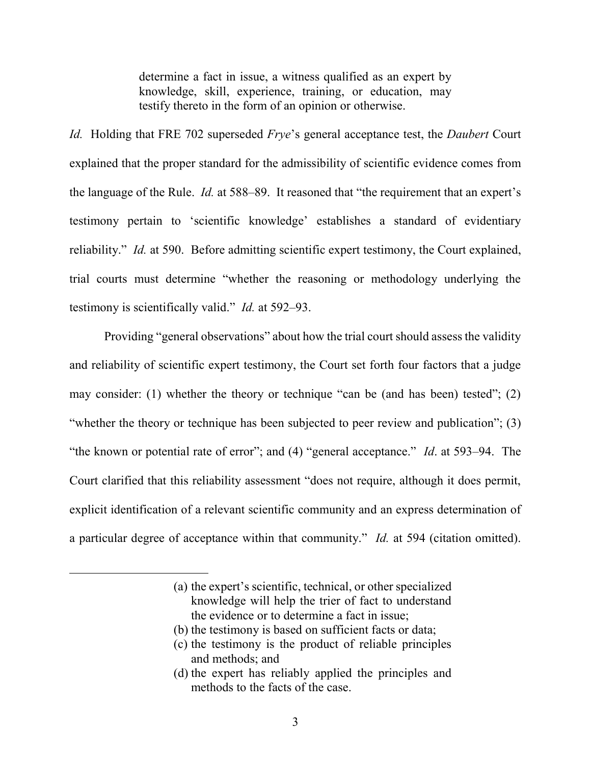> determine a fact in issue, a witness qualified as an expert by knowledge, skill, experience, training, or education, may testify thereto in the form of an opinion or otherwise.

*Id.* Holding that FRE 702 superseded *Frye*'s general acceptance test, the *Daubert* Court explained that the proper standard for the admissibility of scientific evidence comes from the language of the Rule. *Id.* at 588–89. It reasoned that "the requirement that an expert's testimony pertain to 'scientific knowledge' establishes a standard of evidentiary reliability." *Id.* at 590. Before admitting scientific expert testimony, the Court explained, trial courts must determine "whether the reasoning or methodology underlying the testimony is scientifically valid." *Id.* at 592–93.

Providing "general observations" about how the trial court should assess the validity and reliability of scientific expert testimony, the Court set forth four factors that a judge may consider: (1) whether the theory or technique "can be (and has been) tested"; (2) "whether the theory or technique has been subjected to peer review and publication"; (3) "the known or potential rate of error"; and (4) "general acceptance." *Id*. at 593–94. The Court clarified that this reliability assessment "does not require, although it does permit, explicit identification of a relevant scientific community and an express determination of a particular degree of acceptance within that community." *Id.* at 594 (citation omitted).

---

> (a) the expert's scientific, technical, or other specialized knowledge will help the trier of fact to understand the evidence or to determine a fact in issue;
> (b) the testimony is based on sufficient facts or data;
> (c) the testimony is the product of reliable principles and methods; and
> (d) the expert has reliably applied the principles and methods to the facts of the case.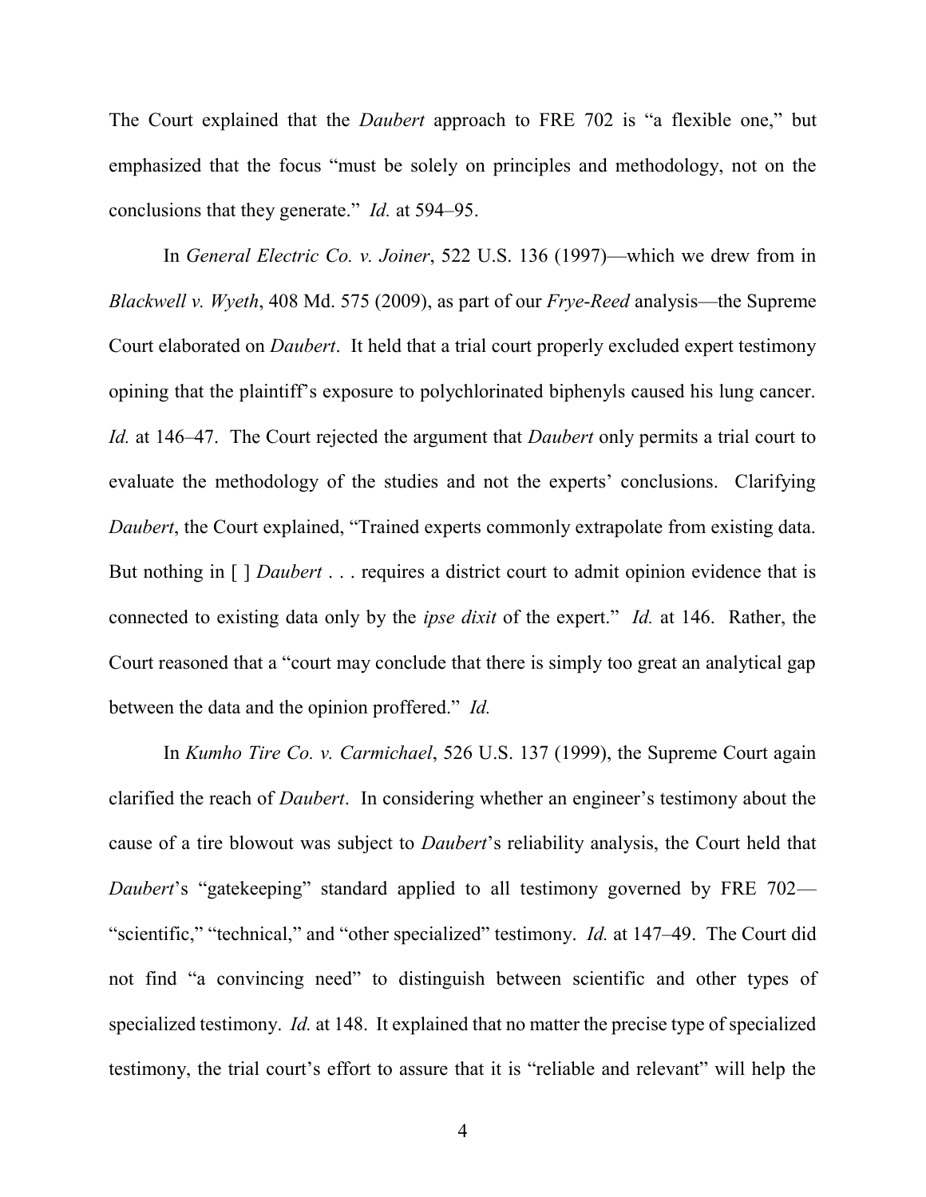The Court explained that the *Daubert* approach to FRE 702 is "a flexible one," but emphasized that the focus "must be solely on principles and methodology, not on the conclusions that they generate." *Id.* at 594–95.

In *General Electric Co. v. Joiner*, 522 U.S. 136 (1997)—which we drew from in *Blackwell v. Wyeth*, 408 Md. 575 (2009), as part of our *Frye-Reed* analysis—the Supreme Court elaborated on *Daubert*. It held that a trial court properly excluded expert testimony opining that the plaintiff's exposure to polychlorinated biphenyls caused his lung cancer. *Id.* at 146–47. The Court rejected the argument that *Daubert* only permits a trial court to evaluate the methodology of the studies and not the experts' conclusions. Clarifying *Daubert*, the Court explained, "Trained experts commonly extrapolate from existing data. But nothing in [ ] *Daubert* . . . requires a district court to admit opinion evidence that is connected to existing data only by the *ipse dixit* of the expert." *Id.* at 146. Rather, the Court reasoned that a "court may conclude that there is simply too great an analytical gap between the data and the opinion proffered." *Id.*

In *Kumho Tire Co. v. Carmichael*, 526 U.S. 137 (1999), the Supreme Court again clarified the reach of *Daubert*. In considering whether an engineer's testimony about the cause of a tire blowout was subject to *Daubert*'s reliability analysis, the Court held that *Daubert*'s "gatekeeping" standard applied to all testimony governed by FRE 702—"scientific," "technical," and "other specialized" testimony. *Id.* at 147–49. The Court did not find "a convincing need" to distinguish between scientific and other types of specialized testimony. *Id.* at 148. It explained that no matter the precise type of specialized testimony, the trial court's effort to assure that it is "reliable and relevant" will help the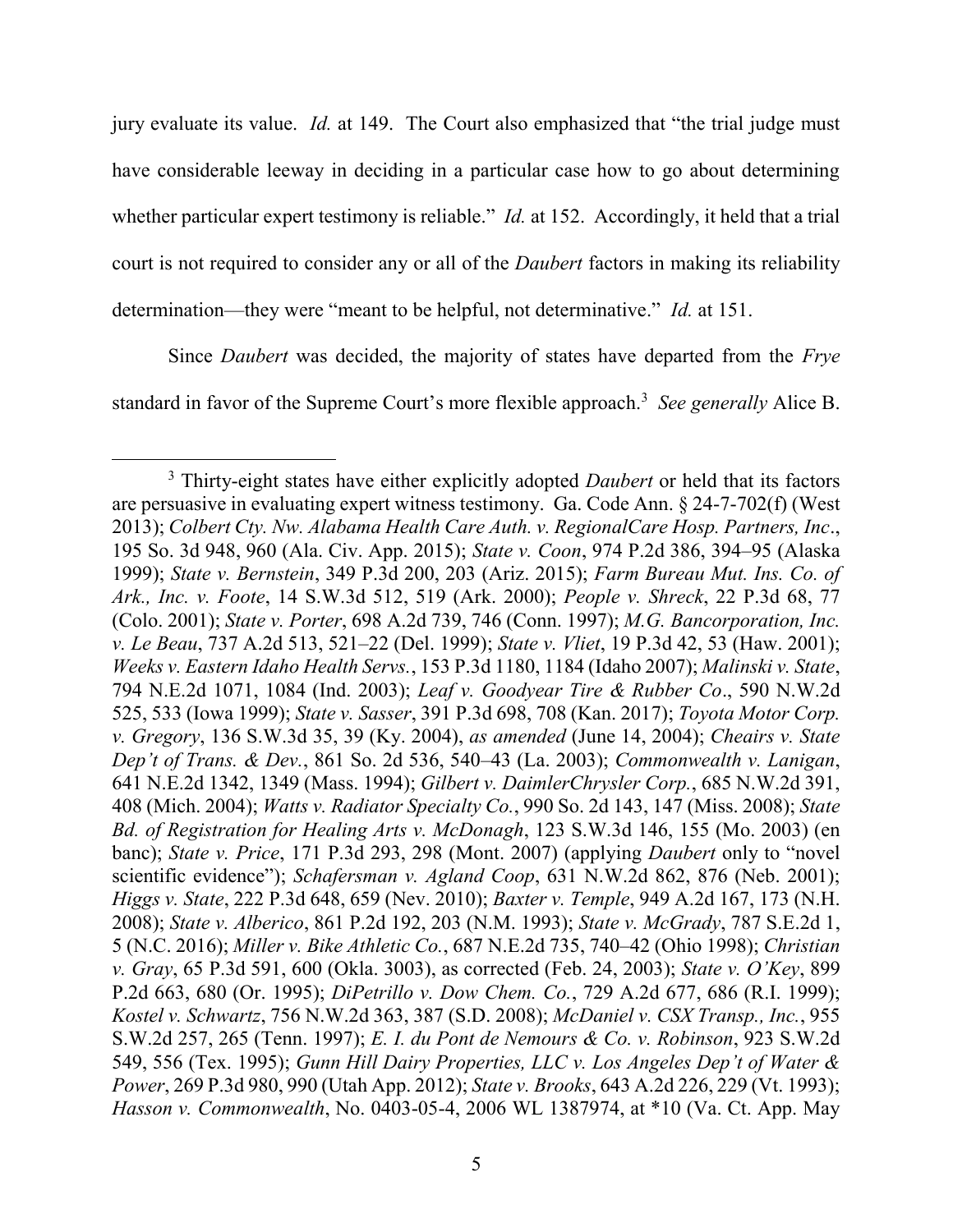jury evaluate its value. *Id.* at 149. The Court also emphasized that "the trial judge must have considerable leeway in deciding in a particular case how to go about determining whether particular expert testimony is reliable." *Id.* at 152. Accordingly, it held that a trial court is not required to consider any or all of the *Daubert* factors in making its reliability determination—they were "meant to be helpful, not determinative." *Id.* at 151.

Since *Daubert* was decided, the majority of states have departed from the *Frye* standard in favor of the Supreme Court's more flexible approach.[3] *See generally* Alice B.

---

[3] Thirty-eight states have either explicitly adopted *Daubert* or held that its factors are persuasive in evaluating expert witness testimony. Ga. Code Ann. § 24-7-702(f) (West 2013); *Colbert Cty. Nw. Alabama Health Care Auth. v. RegionalCare Hosp. Partners, Inc*., 195 So. 3d 948, 960 (Ala. Civ. App. 2015); *State v. Coon*, 974 P.2d 386, 394–95 (Alaska 1999); *State v. Bernstein*, 349 P.3d 200, 203 (Ariz. 2015); *Farm Bureau Mut. Ins. Co. of Ark., Inc. v. Foote*, 14 S.W.3d 512, 519 (Ark. 2000); *People v. Shreck*, 22 P.3d 68, 77 (Colo. 2001); *State v. Porter*, 698 A.2d 739, 746 (Conn. 1997); *M.G. Bancorporation, Inc. v. Le Beau*, 737 A.2d 513, 521–22 (Del. 1999); *State v. Vliet*, 19 P.3d 42, 53 (Haw. 2001); *Weeks v. Eastern Idaho Health Servs.*, 153 P.3d 1180, 1184 (Idaho 2007); *Malinski v. State*, 794 N.E.2d 1071, 1084 (Ind. 2003); *Leaf v. Goodyear Tire & Rubber Co*., 590 N.W.2d 525, 533 (Iowa 1999); *State v. Sasser*, 391 P.3d 698, 708 (Kan. 2017); *Toyota Motor Corp. v. Gregory*, 136 S.W.3d 35, 39 (Ky. 2004), *as amended* (June 14, 2004); *Cheairs v. State Dep't of Trans. & Dev.*, 861 So. 2d 536, 540–43 (La. 2003); *Commonwealth v. Lanigan*, 641 N.E.2d 1342, 1349 (Mass. 1994); *Gilbert v. DaimlerChrysler Corp.*, 685 N.W.2d 391, 408 (Mich. 2004); *Watts v. Radiator Specialty Co.*, 990 So. 2d 143, 147 (Miss. 2008); *State Bd. of Registration for Healing Arts v. McDonagh*, 123 S.W.3d 146, 155 (Mo. 2003) (en banc); *State v. Price*, 171 P.3d 293, 298 (Mont. 2007) (applying *Daubert* only to "novel scientific evidence"); *Schafersman v. Agland Coop*, 631 N.W.2d 862, 876 (Neb. 2001); *Higgs v. State*, 222 P.3d 648, 659 (Nev. 2010); *Baxter v. Temple*, 949 A.2d 167, 173 (N.H. 2008); *State v. Alberico*, 861 P.2d 192, 203 (N.M. 1993); *State v. McGrady*, 787 S.E.2d 1, 5 (N.C. 2016); *Miller v. Bike Athletic Co.*, 687 N.E.2d 735, 740–42 (Ohio 1998); *Christian v. Gray*, 65 P.3d 591, 600 (Okla. 3003), as corrected (Feb. 24, 2003); *State v. O'Key*, 899 P.2d 663, 680 (Or. 1995); *DiPetrillo v. Dow Chem. Co.*, 729 A.2d 677, 686 (R.I. 1999); *Kostel v. Schwartz*, 756 N.W.2d 363, 387 (S.D. 2008); *McDaniel v. CSX Transp., Inc.*, 955 S.W.2d 257, 265 (Tenn. 1997); *E. I. du Pont de Nemours & Co. v. Robinson*, 923 S.W.2d 549, 556 (Tex. 1995); *Gunn Hill Dairy Properties, LLC v. Los Angeles Dep't of Water & Power*, 269 P.3d 980, 990 (Utah App. 2012); *State v. Brooks*, 643 A.2d 226, 229 (Vt. 1993); *Hasson v. Commonwealth*, No. 0403-05-4, 2006 WL 1387974, at *10 (Va. Ct. App. May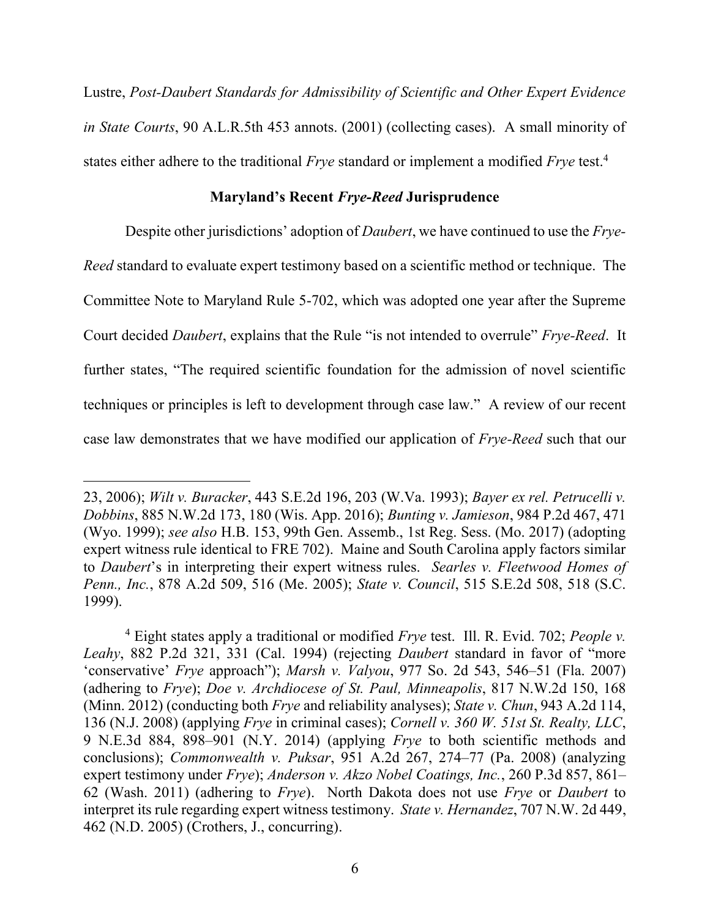Lustre, *Post-Daubert Standards for Admissibility of Scientific and Other Expert Evidence in State Courts*, 90 A.L.R.5th 453 annots. (2001) (collecting cases). A small minority of states either adhere to the traditional *Frye* standard or implement a modified *Frye* test.[4]

## Maryland's Recent *Frye-Reed* Jurisprudence

Despite other jurisdictions' adoption of *Daubert*, we have continued to use the *Frye-Reed* standard to evaluate expert testimony based on a scientific method or technique. The Committee Note to Maryland Rule 5-702, which was adopted one year after the Supreme Court decided *Daubert*, explains that the Rule "is not intended to overrule" *Frye-Reed*. It further states, "The required scientific foundation for the admission of novel scientific techniques or principles is left to development through case law." A review of our recent case law demonstrates that we have modified our application of *Frye-Reed* such that our

---

23, 2006); *Wilt v. Buracker*, 443 S.E.2d 196, 203 (W.Va. 1993); *Bayer ex rel. Petrucelli v. Dobbins*, 885 N.W.2d 173, 180 (Wis. App. 2016); *Bunting v. Jamieson*, 984 P.2d 467, 471 (Wyo. 1999); *see also* H.B. 153, 99th Gen. Assemb., 1st Reg. Sess. (Mo. 2017) (adopting expert witness rule identical to FRE 702). Maine and South Carolina apply factors similar to *Daubert*'s in interpreting their expert witness rules. *Searles v. Fleetwood Homes of Penn., Inc.*, 878 A.2d 509, 516 (Me. 2005); *State v. Council*, 515 S.E.2d 508, 518 (S.C. 1999).

[4] Eight states apply a traditional or modified *Frye* test. Ill. R. Evid. 702; *People v. Leahy*, 882 P.2d 321, 331 (Cal. 1994) (rejecting *Daubert* standard in favor of "more 'conservative' *Frye* approach"); *Marsh v. Valyou*, 977 So. 2d 543, 546–51 (Fla. 2007) (adhering to *Frye*); *Doe v. Archdiocese of St. Paul, Minneapolis*, 817 N.W.2d 150, 168 (Minn. 2012) (conducting both *Frye* and reliability analyses); *State v. Chun*, 943 A.2d 114, 136 (N.J. 2008) (applying *Frye* in criminal cases); *Cornell v. 360 W. 51st St. Realty, LLC*, 9 N.E.3d 884, 898–901 (N.Y. 2014) (applying *Frye* to both scientific methods and conclusions); *Commonwealth v. Puksar*, 951 A.2d 267, 274–77 (Pa. 2008) (analyzing expert testimony under *Frye*); *Anderson v. Akzo Nobel Coatings, Inc.*, 260 P.3d 857, 861–62 (Wash. 2011) (adhering to *Frye*). North Dakota does not use *Frye* or *Daubert* to interpret its rule regarding expert witness testimony. *State v. Hernandez*, 707 N.W. 2d 449, 462 (N.D. 2005) (Crothers, J., concurring).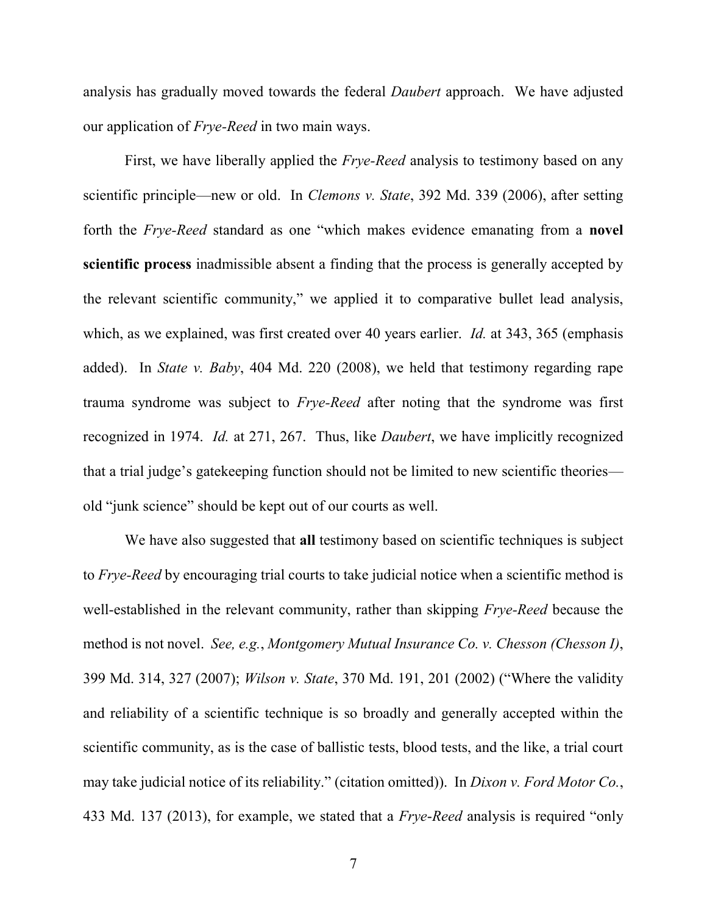analysis has gradually moved towards the federal *Daubert* approach. We have adjusted our application of *Frye-Reed* in two main ways.

First, we have liberally applied the *Frye-Reed* analysis to testimony based on any scientific principle—new or old. In *Clemons v. State*, 392 Md. 339 (2006), after setting forth the *Frye-Reed* standard as one "which makes evidence emanating from a **novel scientific process** inadmissible absent a finding that the process is generally accepted by the relevant scientific community," we applied it to comparative bullet lead analysis, which, as we explained, was first created over 40 years earlier. *Id.* at 343, 365 (emphasis added). In *State v. Baby*, 404 Md. 220 (2008), we held that testimony regarding rape trauma syndrome was subject to *Frye-Reed* after noting that the syndrome was first recognized in 1974. *Id.* at 271, 267. Thus, like *Daubert*, we have implicitly recognized that a trial judge's gatekeeping function should not be limited to new scientific theories—old "junk science" should be kept out of our courts as well.

We have also suggested that **all** testimony based on scientific techniques is subject to *Frye-Reed* by encouraging trial courts to take judicial notice when a scientific method is well-established in the relevant community, rather than skipping *Frye-Reed* because the method is not novel. *See, e.g.*, *Montgomery Mutual Insurance Co. v. Chesson (Chesson I)*, 399 Md. 314, 327 (2007); *Wilson v. State*, 370 Md. 191, 201 (2002) ("Where the validity and reliability of a scientific technique is so broadly and generally accepted within the scientific community, as is the case of ballistic tests, blood tests, and the like, a trial court may take judicial notice of its reliability." (citation omitted)). In *Dixon v. Ford Motor Co.*, 433 Md. 137 (2013), for example, we stated that a *Frye-Reed* analysis is required "only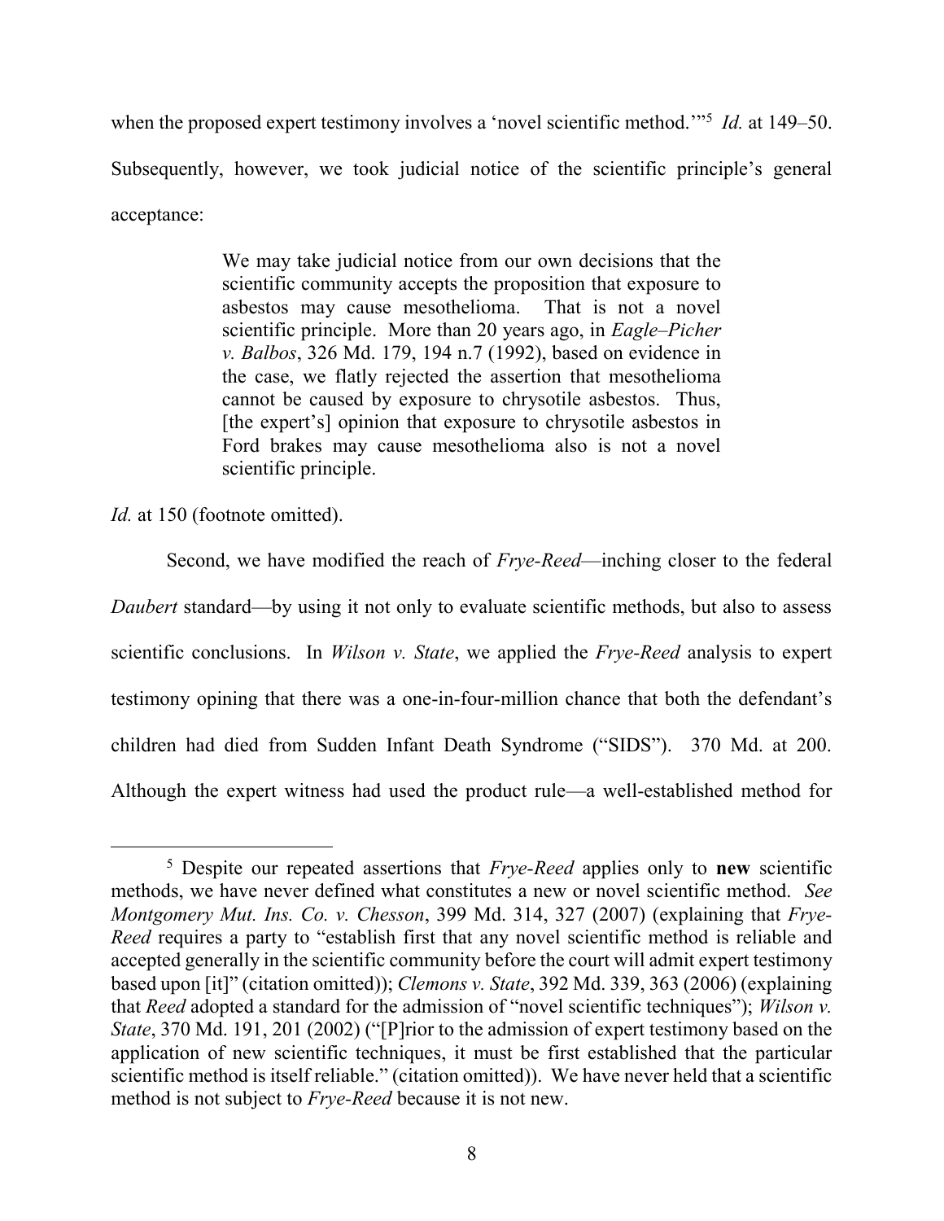when the proposed expert testimony involves a 'novel scientific method.'"[5] *Id.* at 149–50. Subsequently, however, we took judicial notice of the scientific principle's general acceptance:

> We may take judicial notice from our own decisions that the scientific community accepts the proposition that exposure to asbestos may cause mesothelioma. That is not a novel scientific principle. More than 20 years ago, in *Eagle–Picher v. Balbos*, 326 Md. 179, 194 n.7 (1992), based on evidence in the case, we flatly rejected the assertion that mesothelioma cannot be caused by exposure to chrysotile asbestos. Thus, [the expert's] opinion that exposure to chrysotile asbestos in Ford brakes may cause mesothelioma also is not a novel scientific principle.

*Id.* at 150 (footnote omitted).

Second, we have modified the reach of *Frye-Reed*—inching closer to the federal *Daubert* standard—by using it not only to evaluate scientific methods, but also to assess scientific conclusions. In *Wilson v. State*, we applied the *Frye-Reed* analysis to expert testimony opining that there was a one-in-four-million chance that both the defendant's children had died from Sudden Infant Death Syndrome ("SIDS"). 370 Md. at 200. Although the expert witness had used the product rule—a well-established method for

---

[5] Despite our repeated assertions that *Frye-Reed* applies only to **new** scientific methods, we have never defined what constitutes a new or novel scientific method. *See Montgomery Mut. Ins. Co. v. Chesson*, 399 Md. 314, 327 (2007) (explaining that *Frye-Reed* requires a party to "establish first that any novel scientific method is reliable and accepted generally in the scientific community before the court will admit expert testimony based upon [it]" (citation omitted)); *Clemons v. State*, 392 Md. 339, 363 (2006) (explaining that *Reed* adopted a standard for the admission of "novel scientific techniques"); *Wilson v. State*, 370 Md. 191, 201 (2002) ("[P]rior to the admission of expert testimony based on the application of new scientific techniques, it must be first established that the particular scientific method is itself reliable." (citation omitted)). We have never held that a scientific method is not subject to *Frye-Reed* because it is not new.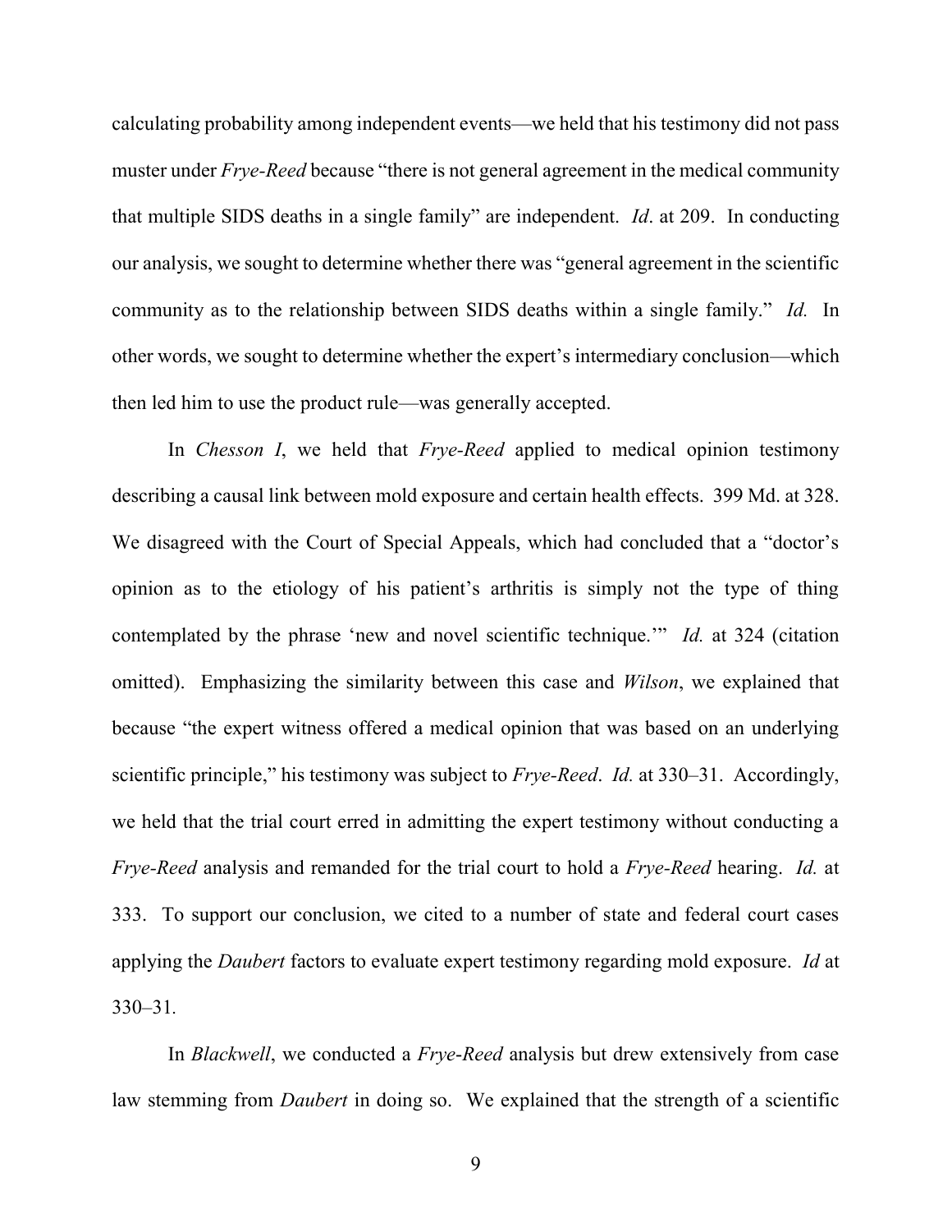calculating probability among independent events—we held that his testimony did not pass muster under *Frye-Reed* because "there is not general agreement in the medical community that multiple SIDS deaths in a single family" are independent. *Id*. at 209. In conducting our analysis, we sought to determine whether there was "general agreement in the scientific community as to the relationship between SIDS deaths within a single family." *Id.* In other words, we sought to determine whether the expert's intermediary conclusion—which then led him to use the product rule—was generally accepted.

In *Chesson I*, we held that *Frye-Reed* applied to medical opinion testimony describing a causal link between mold exposure and certain health effects. 399 Md. at 328. We disagreed with the Court of Special Appeals, which had concluded that a "doctor's opinion as to the etiology of his patient's arthritis is simply not the type of thing contemplated by the phrase 'new and novel scientific technique.'" *Id.* at 324 (citation omitted). Emphasizing the similarity between this case and *Wilson*, we explained that because "the expert witness offered a medical opinion that was based on an underlying scientific principle," his testimony was subject to *Frye-Reed*. *Id.* at 330–31. Accordingly, we held that the trial court erred in admitting the expert testimony without conducting a *Frye-Reed* analysis and remanded for the trial court to hold a *Frye-Reed* hearing. *Id.* at 333. To support our conclusion, we cited to a number of state and federal court cases applying the *Daubert* factors to evaluate expert testimony regarding mold exposure. *Id* at 330–31.

In *Blackwell*, we conducted a *Frye-Reed* analysis but drew extensively from case law stemming from *Daubert* in doing so. We explained that the strength of a scientific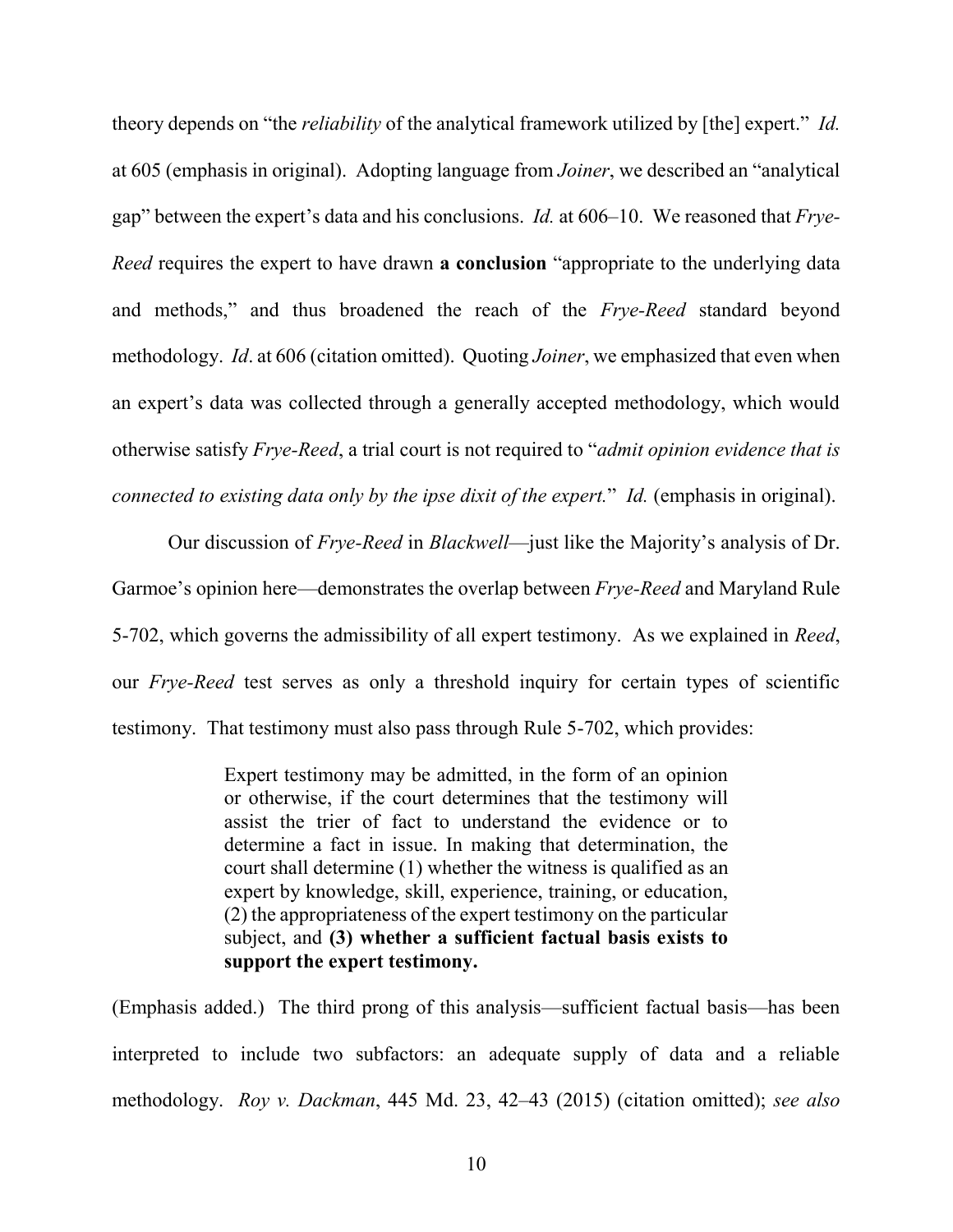theory depends on "the *reliability* of the analytical framework utilized by [the] expert." *Id.* at 605 (emphasis in original). Adopting language from *Joiner*, we described an "analytical gap" between the expert's data and his conclusions. *Id.* at 606–10. We reasoned that *Frye-Reed* requires the expert to have drawn **a conclusion** "appropriate to the underlying data and methods," and thus broadened the reach of the *Frye-Reed* standard beyond methodology. *Id*. at 606 (citation omitted). Quoting *Joiner*, we emphasized that even when an expert's data was collected through a generally accepted methodology, which would otherwise satisfy *Frye-Reed*, a trial court is not required to "*admit opinion evidence that is connected to existing data only by the ipse dixit of the expert.*" *Id.* (emphasis in original).

Our discussion of *Frye-Reed* in *Blackwell*—just like the Majority's analysis of Dr. Garmoe's opinion here—demonstrates the overlap between *Frye-Reed* and Maryland Rule 5-702, which governs the admissibility of all expert testimony. As we explained in *Reed*, our *Frye-Reed* test serves as only a threshold inquiry for certain types of scientific testimony. That testimony must also pass through Rule 5-702, which provides:

> Expert testimony may be admitted, in the form of an opinion or otherwise, if the court determines that the testimony will assist the trier of fact to understand the evidence or to determine a fact in issue. In making that determination, the court shall determine (1) whether the witness is qualified as an expert by knowledge, skill, experience, training, or education, (2) the appropriateness of the expert testimony on the particular subject, and **(3) whether a sufficient factual basis exists to support the expert testimony.**

(Emphasis added.) The third prong of this analysis—sufficient factual basis—has been interpreted to include two subfactors: an adequate supply of data and a reliable methodology. *Roy v. Dackman*, 445 Md. 23, 42–43 (2015) (citation omitted); *see also*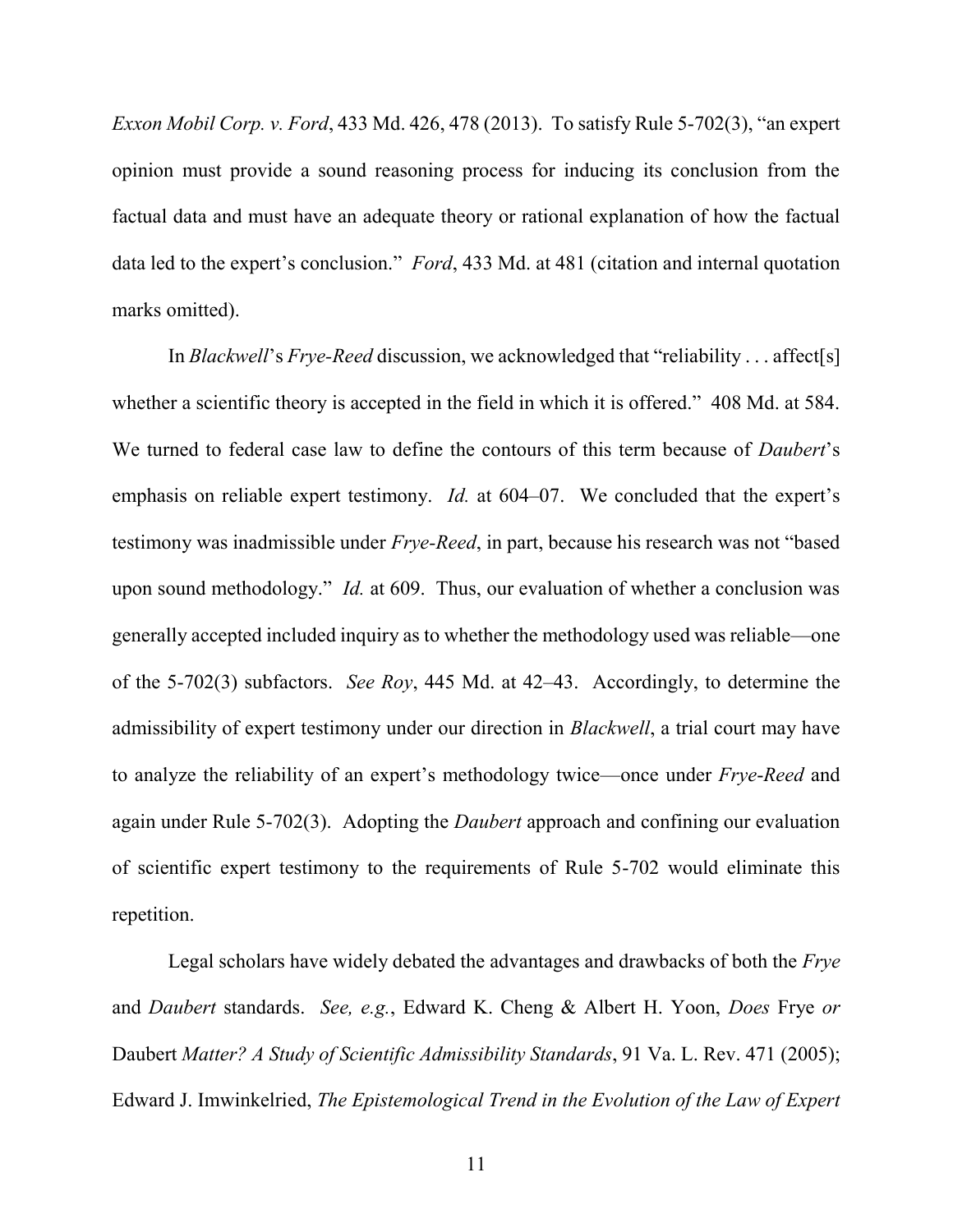*Exxon Mobil Corp. v. Ford*, 433 Md. 426, 478 (2013). To satisfy Rule 5-702(3), "an expert opinion must provide a sound reasoning process for inducing its conclusion from the factual data and must have an adequate theory or rational explanation of how the factual data led to the expert's conclusion." *Ford*, 433 Md. at 481 (citation and internal quotation marks omitted).

In *Blackwell*'s *Frye-Reed* discussion, we acknowledged that "reliability . . . affect[s] whether a scientific theory is accepted in the field in which it is offered." 408 Md. at 584. We turned to federal case law to define the contours of this term because of *Daubert*'s emphasis on reliable expert testimony. *Id.* at 604–07. We concluded that the expert's testimony was inadmissible under *Frye-Reed*, in part, because his research was not "based upon sound methodology." *Id.* at 609. Thus, our evaluation of whether a conclusion was generally accepted included inquiry as to whether the methodology used was reliable—one of the 5-702(3) subfactors. *See Roy*, 445 Md. at 42–43. Accordingly, to determine the admissibility of expert testimony under our direction in *Blackwell*, a trial court may have to analyze the reliability of an expert's methodology twice—once under *Frye-Reed* and again under Rule 5-702(3). Adopting the *Daubert* approach and confining our evaluation of scientific expert testimony to the requirements of Rule 5-702 would eliminate this repetition.

Legal scholars have widely debated the advantages and drawbacks of both the *Frye* and *Daubert* standards. *See, e.g.*, Edward K. Cheng & Albert H. Yoon, *Does* Frye *or* Daubert *Matter? A Study of Scientific Admissibility Standards*, 91 Va. L. Rev. 471 (2005); Edward J. Imwinkelried, *The Epistemological Trend in the Evolution of the Law of Expert*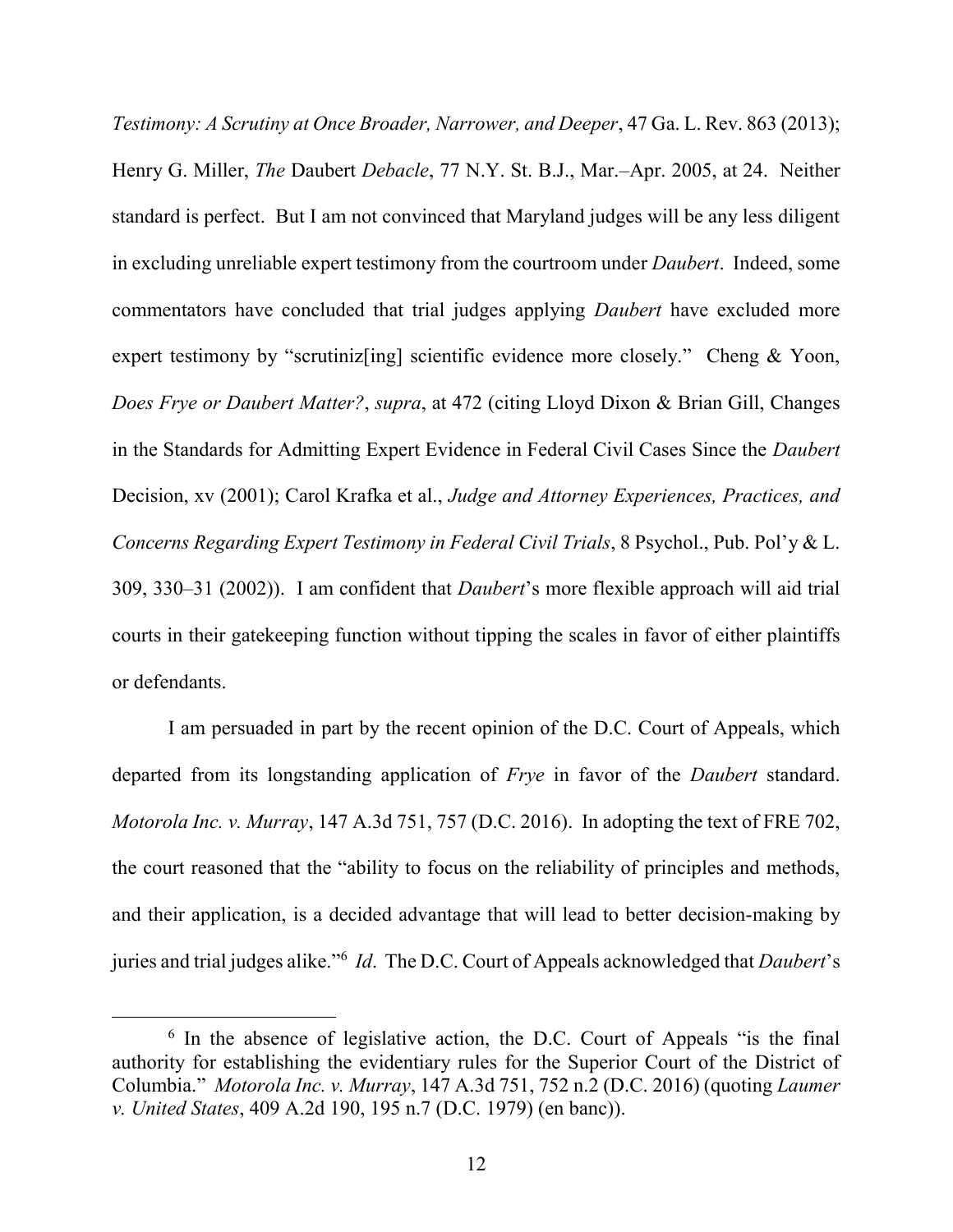*Testimony: A Scrutiny at Once Broader, Narrower, and Deeper*, 47 Ga. L. Rev. 863 (2013); Henry G. Miller, *The* Daubert *Debacle*, 77 N.Y. St. B.J., Mar.–Apr. 2005, at 24. Neither standard is perfect. But I am not convinced that Maryland judges will be any less diligent in excluding unreliable expert testimony from the courtroom under *Daubert*. Indeed, some commentators have concluded that trial judges applying *Daubert* have excluded more expert testimony by "scrutiniz[ing] scientific evidence more closely." Cheng & Yoon, *Does Frye or Daubert Matter?*, *supra*, at 472 (citing Lloyd Dixon & Brian Gill, Changes in the Standards for Admitting Expert Evidence in Federal Civil Cases Since the *Daubert* Decision, xv (2001); Carol Krafka et al., *Judge and Attorney Experiences, Practices, and Concerns Regarding Expert Testimony in Federal Civil Trials*, 8 Psychol., Pub. Pol'y & L. 309, 330–31 (2002)). I am confident that *Daubert*'s more flexible approach will aid trial courts in their gatekeeping function without tipping the scales in favor of either plaintiffs or defendants.

I am persuaded in part by the recent opinion of the D.C. Court of Appeals, which departed from its longstanding application of *Frye* in favor of the *Daubert* standard. *Motorola Inc. v. Murray*, 147 A.3d 751, 757 (D.C. 2016). In adopting the text of FRE 702, the court reasoned that the "ability to focus on the reliability of principles and methods, and their application, is a decided advantage that will lead to better decision-making by juries and trial judges alike."[6] *Id*. The D.C. Court of Appeals acknowledged that *Daubert*'s

[6] In the absence of legislative action, the D.C. Court of Appeals "is the final authority for establishing the evidentiary rules for the Superior Court of the District of Columbia." *Motorola Inc. v. Murray*, 147 A.3d 751, 752 n.2 (D.C. 2016) (quoting *Laumer v. United States*, 409 A.2d 190, 195 n.7 (D.C. 1979) (en banc)).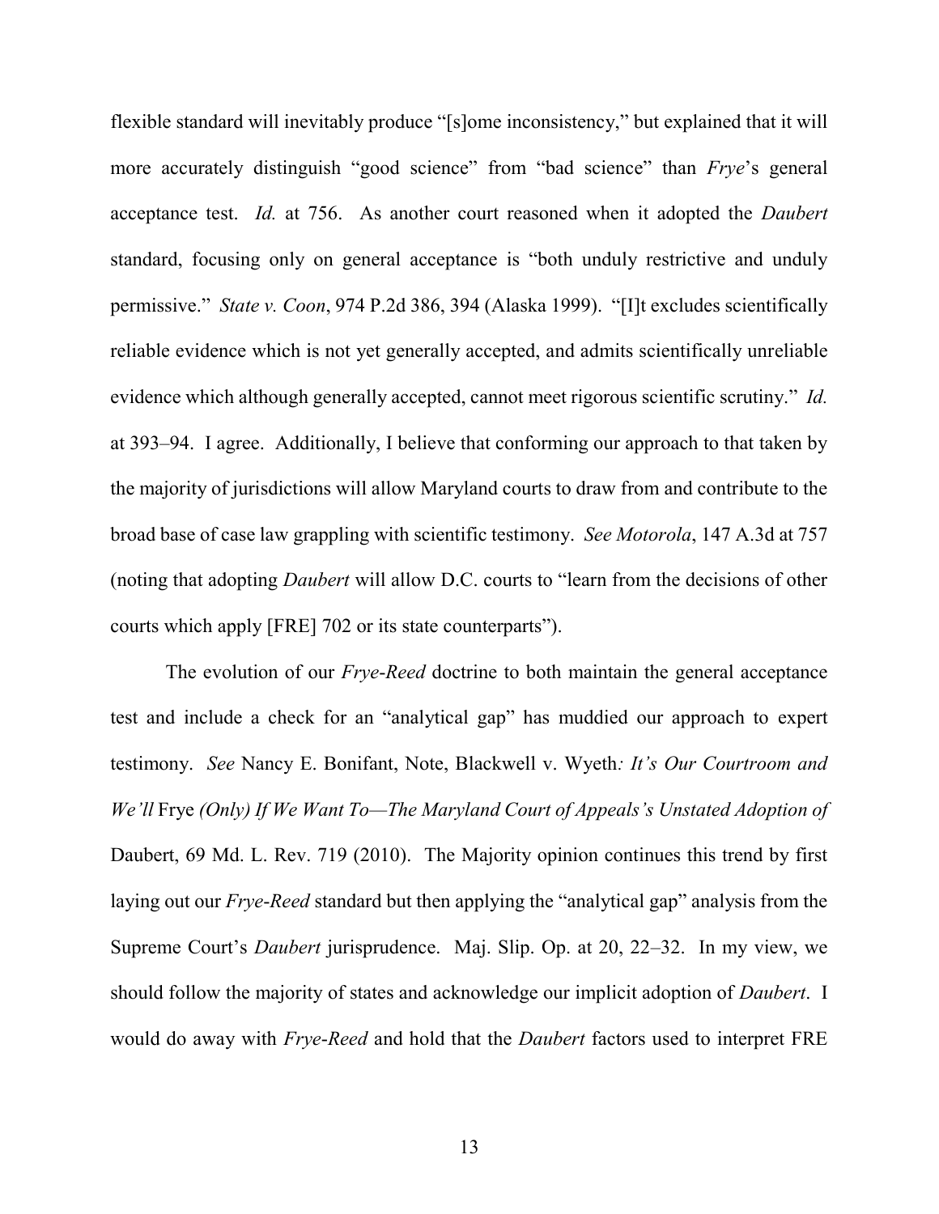flexible standard will inevitably produce "[s]ome inconsistency," but explained that it will more accurately distinguish "good science" from "bad science" than *Frye*'s general acceptance test. *Id.* at 756. As another court reasoned when it adopted the *Daubert* standard, focusing only on general acceptance is "both unduly restrictive and unduly permissive." *State v. Coon*, 974 P.2d 386, 394 (Alaska 1999). "[I]t excludes scientifically reliable evidence which is not yet generally accepted, and admits scientifically unreliable evidence which although generally accepted, cannot meet rigorous scientific scrutiny." *Id.* at 393–94. I agree. Additionally, I believe that conforming our approach to that taken by the majority of jurisdictions will allow Maryland courts to draw from and contribute to the broad base of case law grappling with scientific testimony. *See Motorola*, 147 A.3d at 757 (noting that adopting *Daubert* will allow D.C. courts to "learn from the decisions of other courts which apply [FRE] 702 or its state counterparts").

The evolution of our *Frye-Reed* doctrine to both maintain the general acceptance test and include a check for an "analytical gap" has muddied our approach to expert testimony. *See* Nancy E. Bonifant, Note, Blackwell v. Wyeth*: It's Our Courtroom and We'll* Frye *(Only) If We Want To—The Maryland Court of Appeals's Unstated Adoption of* Daubert, 69 Md. L. Rev. 719 (2010). The Majority opinion continues this trend by first laying out our *Frye-Reed* standard but then applying the "analytical gap" analysis from the Supreme Court's *Daubert* jurisprudence. Maj. Slip. Op. at 20, 22–32. In my view, we should follow the majority of states and acknowledge our implicit adoption of *Daubert*. I would do away with *Frye-Reed* and hold that the *Daubert* factors used to interpret FRE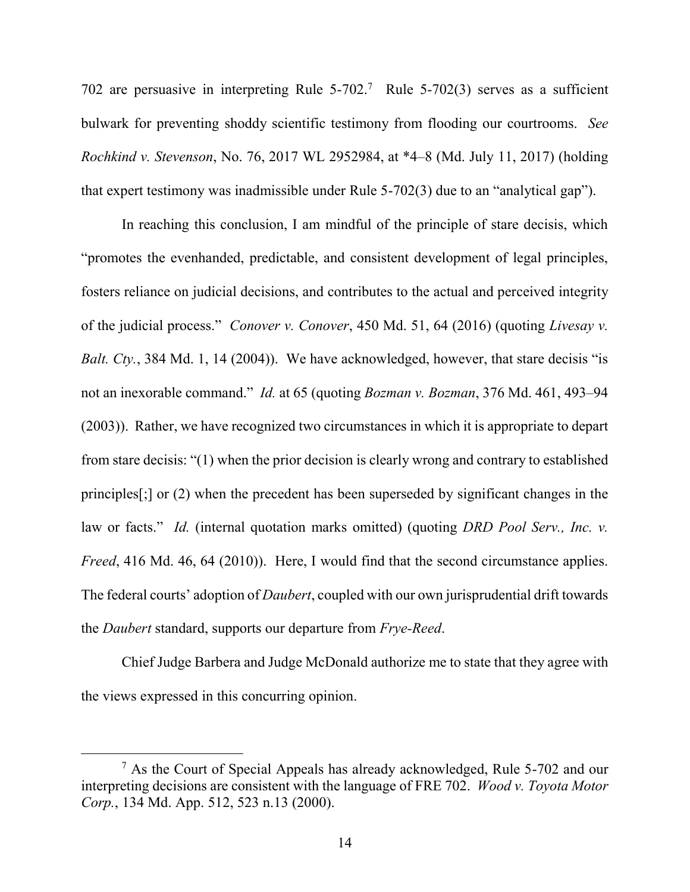702 are persuasive in interpreting Rule 5-702.[7] Rule 5-702(3) serves as a sufficient bulwark for preventing shoddy scientific testimony from flooding our courtrooms. *See Rochkind v. Stevenson*, No. 76, 2017 WL 2952984, at *4–8 (Md. July 11, 2017) (holding that expert testimony was inadmissible under Rule 5-702(3) due to an "analytical gap").

In reaching this conclusion, I am mindful of the principle of stare decisis, which "promotes the evenhanded, predictable, and consistent development of legal principles, fosters reliance on judicial decisions, and contributes to the actual and perceived integrity of the judicial process." *Conover v. Conover*, 450 Md. 51, 64 (2016) (quoting *Livesay v. Balt. Cty.*, 384 Md. 1, 14 (2004)). We have acknowledged, however, that stare decisis "is not an inexorable command." *Id.* at 65 (quoting *Bozman v. Bozman*, 376 Md. 461, 493–94 (2003)). Rather, we have recognized two circumstances in which it is appropriate to depart from stare decisis: "(1) when the prior decision is clearly wrong and contrary to established principles[;] or (2) when the precedent has been superseded by significant changes in the law or facts." *Id.* (internal quotation marks omitted) (quoting *DRD Pool Serv., Inc. v. Freed*, 416 Md. 46, 64 (2010)). Here, I would find that the second circumstance applies. The federal courts' adoption of *Daubert*, coupled with our own jurisprudential drift towards the *Daubert* standard, supports our departure from *Frye-Reed*.

Chief Judge Barbera and Judge McDonald authorize me to state that they agree with the views expressed in this concurring opinion.

---

[7] As the Court of Special Appeals has already acknowledged, Rule 5-702 and our interpreting decisions are consistent with the language of FRE 702. *Wood v. Toyota Motor Corp.*, 134 Md. App. 512, 523 n.13 (2000).